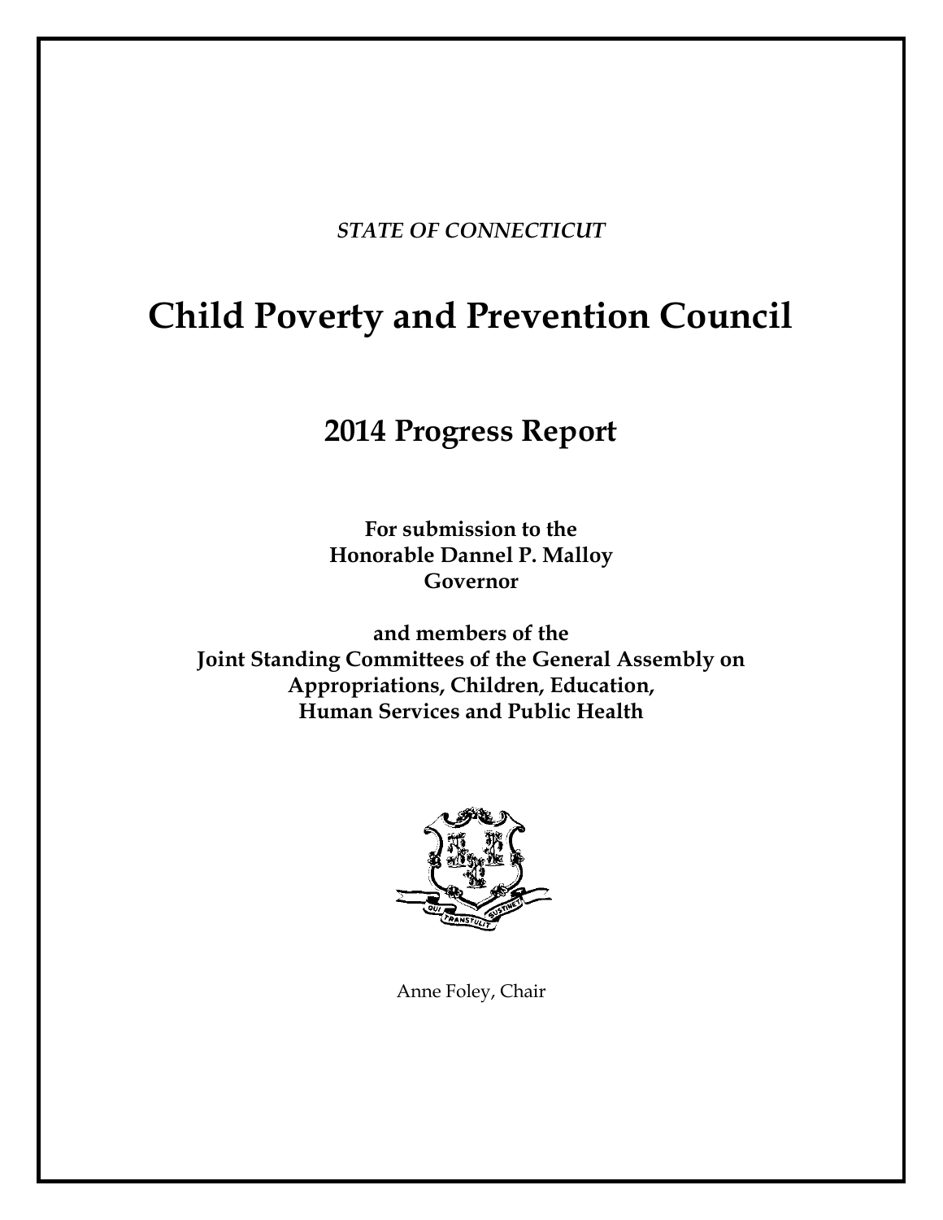*STATE OF CONNECTICUT*

# Child Poverty and Prevention Council

## 2014 Progress Report

**For submission to the**
**Honorable Dannel P. Malloy**
**Governor**

**and members of the**
**Joint Standing Committees of the General Assembly on**
**Appropriations, Children, Education,**
**Human Services and Public Health**

Anne Foley, Chair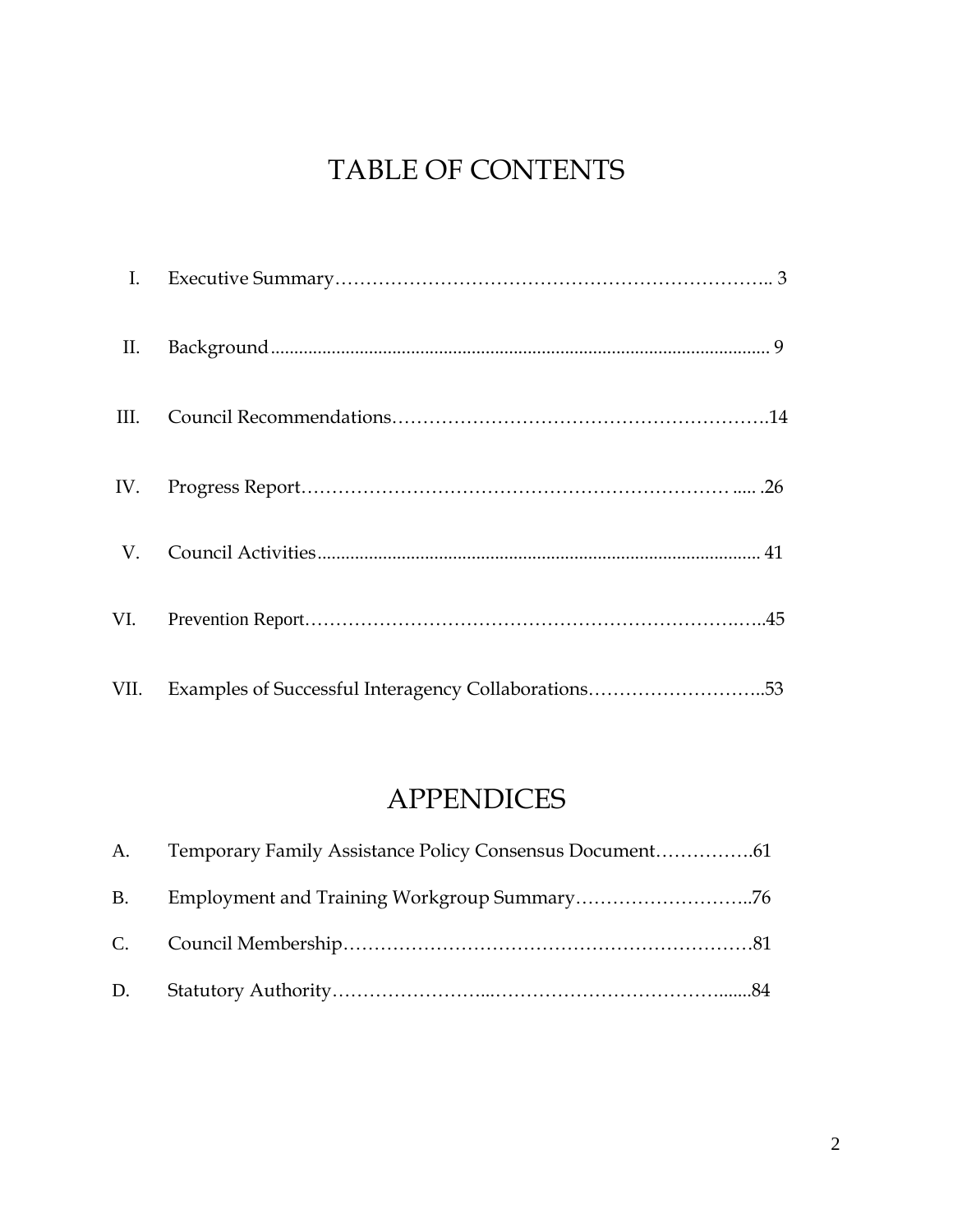# TABLE OF CONTENTS

| | | |
|---|---|---|
| I. | Executive Summary | 3 |
| II. | Background | 9 |
| III. | Council Recommendations | 14 |
| IV. | Progress Report | 26 |
| V. | Council Activities | 41 |
| VI. | Prevention Report | 45 |
| VII. | Examples of Successful Interagency Collaborations | 53 |

# APPENDICES

| | | |
|---|---|---|
| A. | Temporary Family Assistance Policy Consensus Document | 61 |
| B. | Employment and Training Workgroup Summary | 76 |
| C. | Council Membership | 81 |
| D. | Statutory Authority | 84 |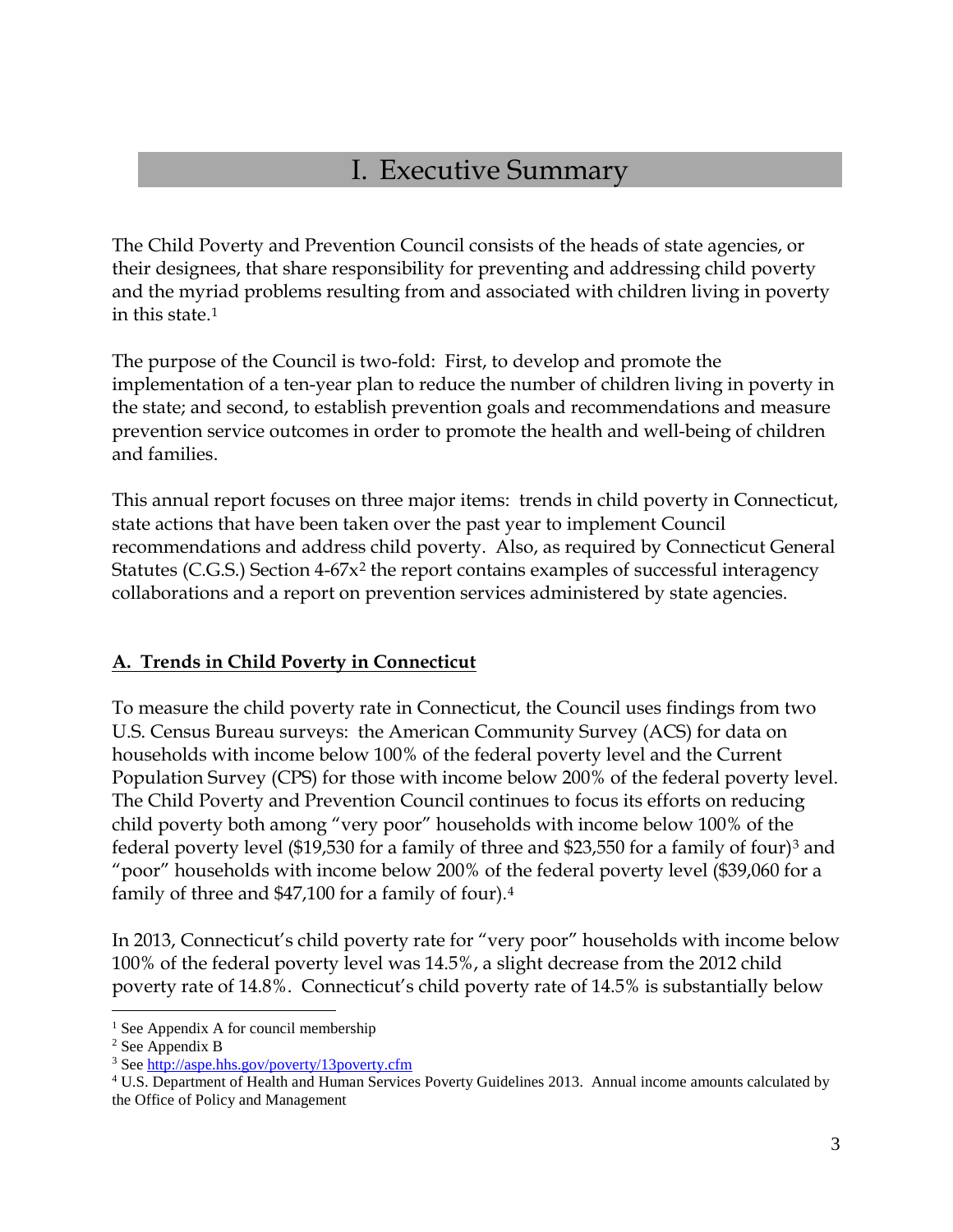# I. Executive Summary

The Child Poverty and Prevention Council consists of the heads of state agencies, or their designees, that share responsibility for preventing and addressing child poverty and the myriad problems resulting from and associated with children living in poverty in this state.[1]

The purpose of the Council is two-fold: First, to develop and promote the implementation of a ten-year plan to reduce the number of children living in poverty in the state; and second, to establish prevention goals and recommendations and measure prevention service outcomes in order to promote the health and well-being of children and families.

This annual report focuses on three major items: trends in child poverty in Connecticut, state actions that have been taken over the past year to implement Council recommendations and address child poverty. Also, as required by Connecticut General Statutes (C.G.S.) Section 4-67x[2] the report contains examples of successful interagency collaborations and a report on prevention services administered by state agencies.

## A. Trends in Child Poverty in Connecticut

To measure the child poverty rate in Connecticut, the Council uses findings from two U.S. Census Bureau surveys: the American Community Survey (ACS) for data on households with income below 100% of the federal poverty level and the Current Population Survey (CPS) for those with income below 200% of the federal poverty level. The Child Poverty and Prevention Council continues to focus its efforts on reducing child poverty both among "very poor" households with income below 100% of the federal poverty level ($19,530 for a family of three and $23,550 for a family of four)[3] and "poor" households with income below 200% of the federal poverty level ($39,060 for a family of three and $47,100 for a family of four).[4]

In 2013, Connecticut's child poverty rate for "very poor" households with income below 100% of the federal poverty level was 14.5%, a slight decrease from the 2012 child poverty rate of 14.8%. Connecticut's child poverty rate of 14.5% is substantially below

---

[1] See Appendix A for council membership

[2] See Appendix B

[3] See http://aspe.hhs.gov/poverty/13poverty.cfm

[4] U.S. Department of Health and Human Services Poverty Guidelines 2013. Annual income amounts calculated by the Office of Policy and Management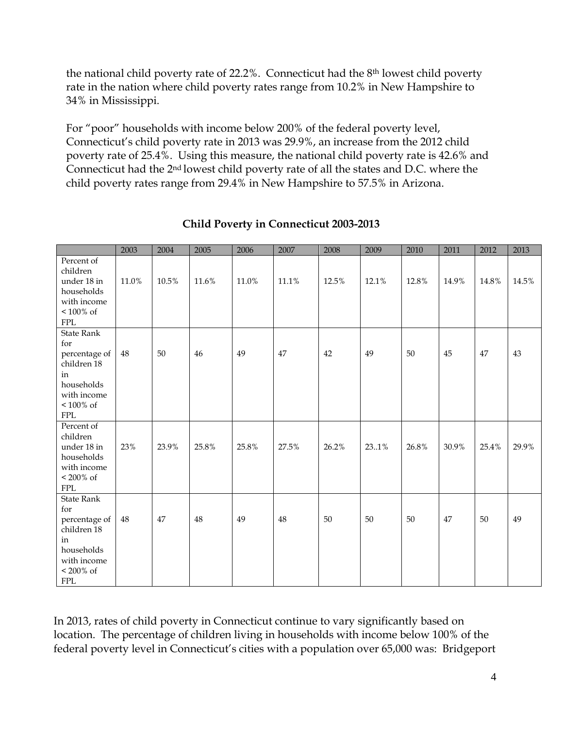the national child poverty rate of 22.2%. Connecticut had the 8th lowest child poverty rate in the nation where child poverty rates range from 10.2% in New Hampshire to 34% in Mississippi.

For "poor" households with income below 200% of the federal poverty level, Connecticut's child poverty rate in 2013 was 29.9%, an increase from the 2012 child poverty rate of 25.4%. Using this measure, the national child poverty rate is 42.6% and Connecticut had the 2nd lowest child poverty rate of all the states and D.C. where the child poverty rates range from 29.4% in New Hampshire to 57.5% in Arizona.

**Child Poverty in Connecticut 2003-2013**

| | 2003 | 2004 | 2005 | 2006 | 2007 | 2008 | 2009 | 2010 | 2011 | 2012 | 2013 |
|---|---|---|---|---|---|---|---|---|---|---|---|
| Percent of children under 18 in households with income < 100% of FPL | 11.0% | 10.5% | 11.6% | 11.0% | 11.1% | 12.5% | 12.1% | 12.8% | 14.9% | 14.8% | 14.5% |
| State Rank for percentage of children 18 in households with income < 100% of FPL | 48 | 50 | 46 | 49 | 47 | 42 | 49 | 50 | 45 | 47 | 43 |
| Percent of children under 18 in households with income < 200% of FPL | 23% | 23.9% | 25.8% | 25.8% | 27.5% | 26.2% | 23..1% | 26.8% | 30.9% | 25.4% | 29.9% |
| State Rank for percentage of children 18 in households with income < 200% of FPL | 48 | 47 | 48 | 49 | 48 | 50 | 50 | 50 | 47 | 50 | 49 |

In 2013, rates of child poverty in Connecticut continue to vary significantly based on location. The percentage of children living in households with income below 100% of the federal poverty level in Connecticut's cities with a population over 65,000 was: Bridgeport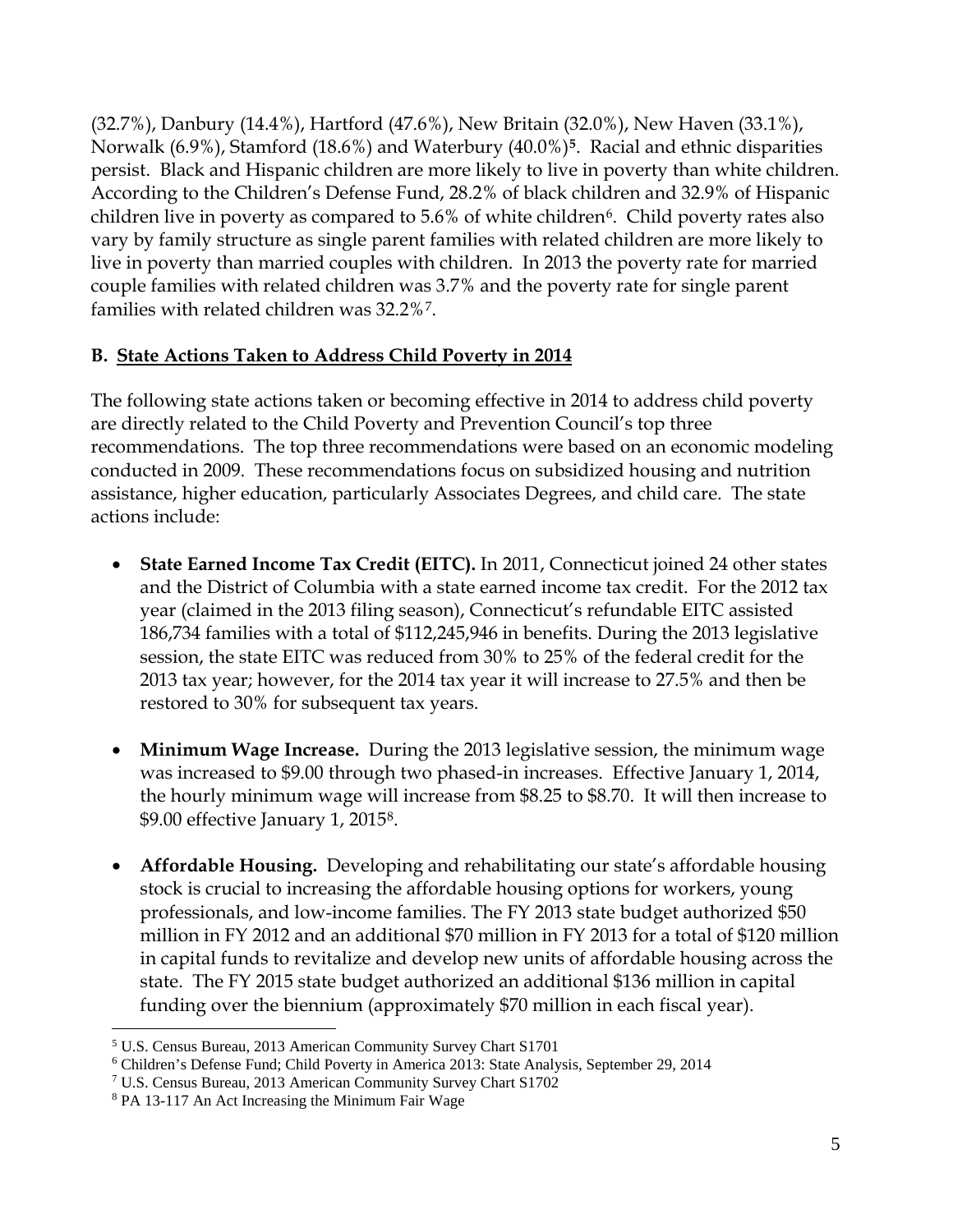(32.7%), Danbury (14.4%), Hartford (47.6%), New Britain (32.0%), New Haven (33.1%), Norwalk (6.9%), Stamford (18.6%) and Waterbury (40.0%)[5]. Racial and ethnic disparities persist. Black and Hispanic children are more likely to live in poverty than white children. According to the Children's Defense Fund, 28.2% of black children and 32.9% of Hispanic children live in poverty as compared to 5.6% of white children[6]. Child poverty rates also vary by family structure as single parent families with related children are more likely to live in poverty than married couples with children. In 2013 the poverty rate for married couple families with related children was 3.7% and the poverty rate for single parent families with related children was 32.2%[7].

**B. State Actions Taken to Address Child Poverty in 2014**

The following state actions taken or becoming effective in 2014 to address child poverty are directly related to the Child Poverty and Prevention Council's top three recommendations. The top three recommendations were based on an economic modeling conducted in 2009. These recommendations focus on subsidized housing and nutrition assistance, higher education, particularly Associates Degrees, and child care. The state actions include:

- **State Earned Income Tax Credit (EITC).** In 2011, Connecticut joined 24 other states and the District of Columbia with a state earned income tax credit. For the 2012 tax year (claimed in the 2013 filing season), Connecticut's refundable EITC assisted 186,734 families with a total of $112,245,946 in benefits. During the 2013 legislative session, the state EITC was reduced from 30% to 25% of the federal credit for the 2013 tax year; however, for the 2014 tax year it will increase to 27.5% and then be restored to 30% for subsequent tax years.

- **Minimum Wage Increase.** During the 2013 legislative session, the minimum wage was increased to $9.00 through two phased-in increases. Effective January 1, 2014, the hourly minimum wage will increase from $8.25 to $8.70. It will then increase to $9.00 effective January 1, 2015[8].

- **Affordable Housing.** Developing and rehabilitating our state's affordable housing stock is crucial to increasing the affordable housing options for workers, young professionals, and low-income families. The FY 2013 state budget authorized $50 million in FY 2012 and an additional $70 million in FY 2013 for a total of $120 million in capital funds to revitalize and develop new units of affordable housing across the state. The FY 2015 state budget authorized an additional $136 million in capital funding over the biennium (approximately $70 million in each fiscal year).

---

[5] U.S. Census Bureau, 2013 American Community Survey Chart S1701

[6] Children's Defense Fund; Child Poverty in America 2013: State Analysis, September 29, 2014

[7] U.S. Census Bureau, 2013 American Community Survey Chart S1702

[8] PA 13-117 An Act Increasing the Minimum Fair Wage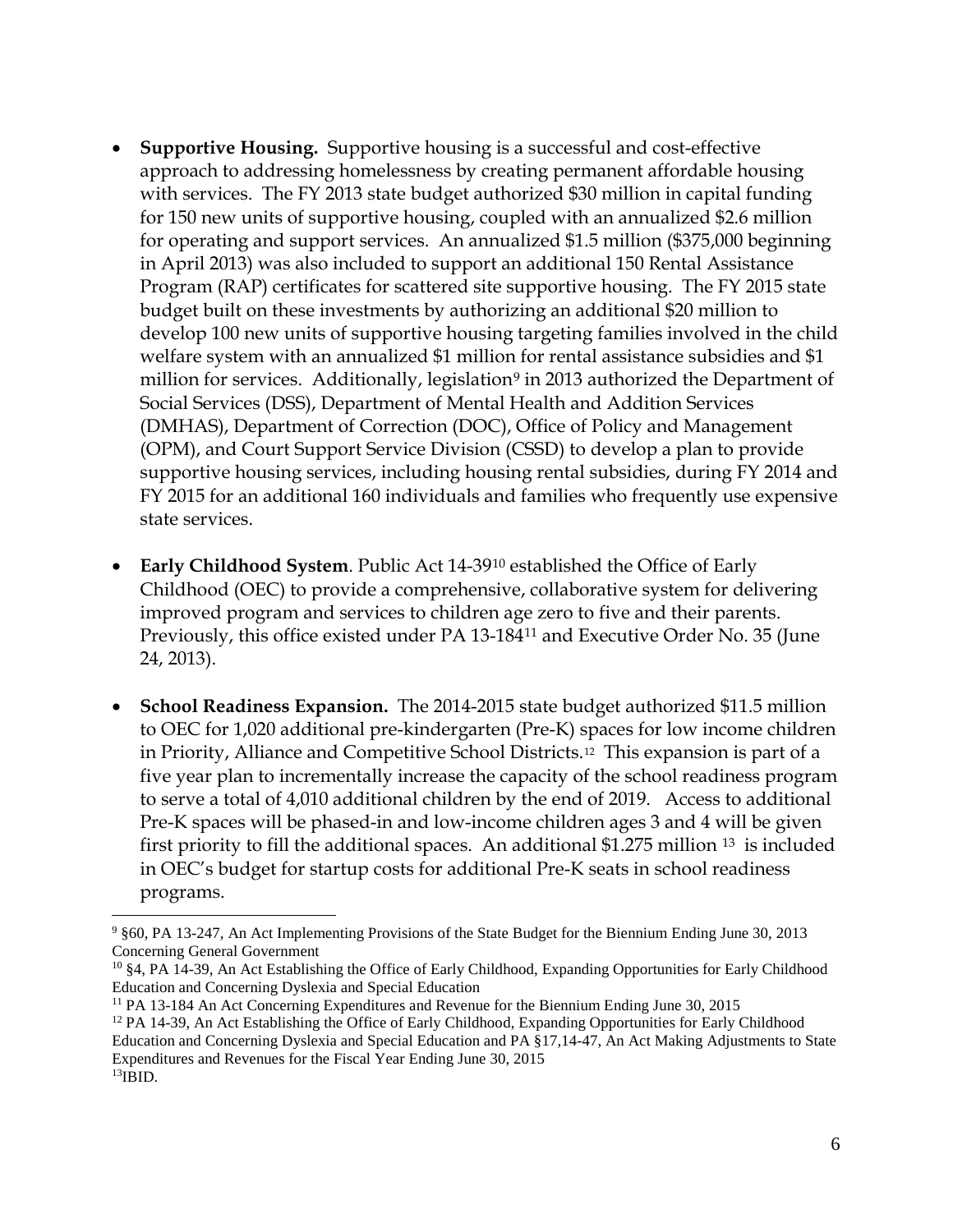- **Supportive Housing.** Supportive housing is a successful and cost-effective approach to addressing homelessness by creating permanent affordable housing with services. The FY 2013 state budget authorized $30 million in capital funding for 150 new units of supportive housing, coupled with an annualized $2.6 million for operating and support services. An annualized $1.5 million ($375,000 beginning in April 2013) was also included to support an additional 150 Rental Assistance Program (RAP) certificates for scattered site supportive housing. The FY 2015 state budget built on these investments by authorizing an additional $20 million to develop 100 new units of supportive housing targeting families involved in the child welfare system with an annualized $1 million for rental assistance subsidies and $1 million for services. Additionally, legislation[9] in 2013 authorized the Department of Social Services (DSS), Department of Mental Health and Addition Services (DMHAS), Department of Correction (DOC), Office of Policy and Management (OPM), and Court Support Service Division (CSSD) to develop a plan to provide supportive housing services, including housing rental subsidies, during FY 2014 and FY 2015 for an additional 160 individuals and families who frequently use expensive state services.

- **Early Childhood System**. Public Act 14-39[10] established the Office of Early Childhood (OEC) to provide a comprehensive, collaborative system for delivering improved program and services to children age zero to five and their parents. Previously, this office existed under PA 13-184[11] and Executive Order No. 35 (June 24, 2013).

- **School Readiness Expansion.** The 2014-2015 state budget authorized $11.5 million to OEC for 1,020 additional pre-kindergarten (Pre-K) spaces for low income children in Priority, Alliance and Competitive School Districts.[12] This expansion is part of a five year plan to incrementally increase the capacity of the school readiness program to serve a total of 4,010 additional children by the end of 2019. Access to additional Pre-K spaces will be phased-in and low-income children ages 3 and 4 will be given first priority to fill the additional spaces. An additional $1.275 million [13] is included in OEC's budget for startup costs for additional Pre-K seats in school readiness programs.

---

[9] §60, PA 13-247, An Act Implementing Provisions of the State Budget for the Biennium Ending June 30, 2013 Concerning General Government

[10] §4, PA 14-39, An Act Establishing the Office of Early Childhood, Expanding Opportunities for Early Childhood Education and Concerning Dyslexia and Special Education

[11] PA 13-184 An Act Concerning Expenditures and Revenue for the Biennium Ending June 30, 2015

[12] PA 14-39, An Act Establishing the Office of Early Childhood, Expanding Opportunities for Early Childhood Education and Concerning Dyslexia and Special Education and PA §17,14-47, An Act Making Adjustments to State Expenditures and Revenues for the Fiscal Year Ending June 30, 2015

[13] IBID.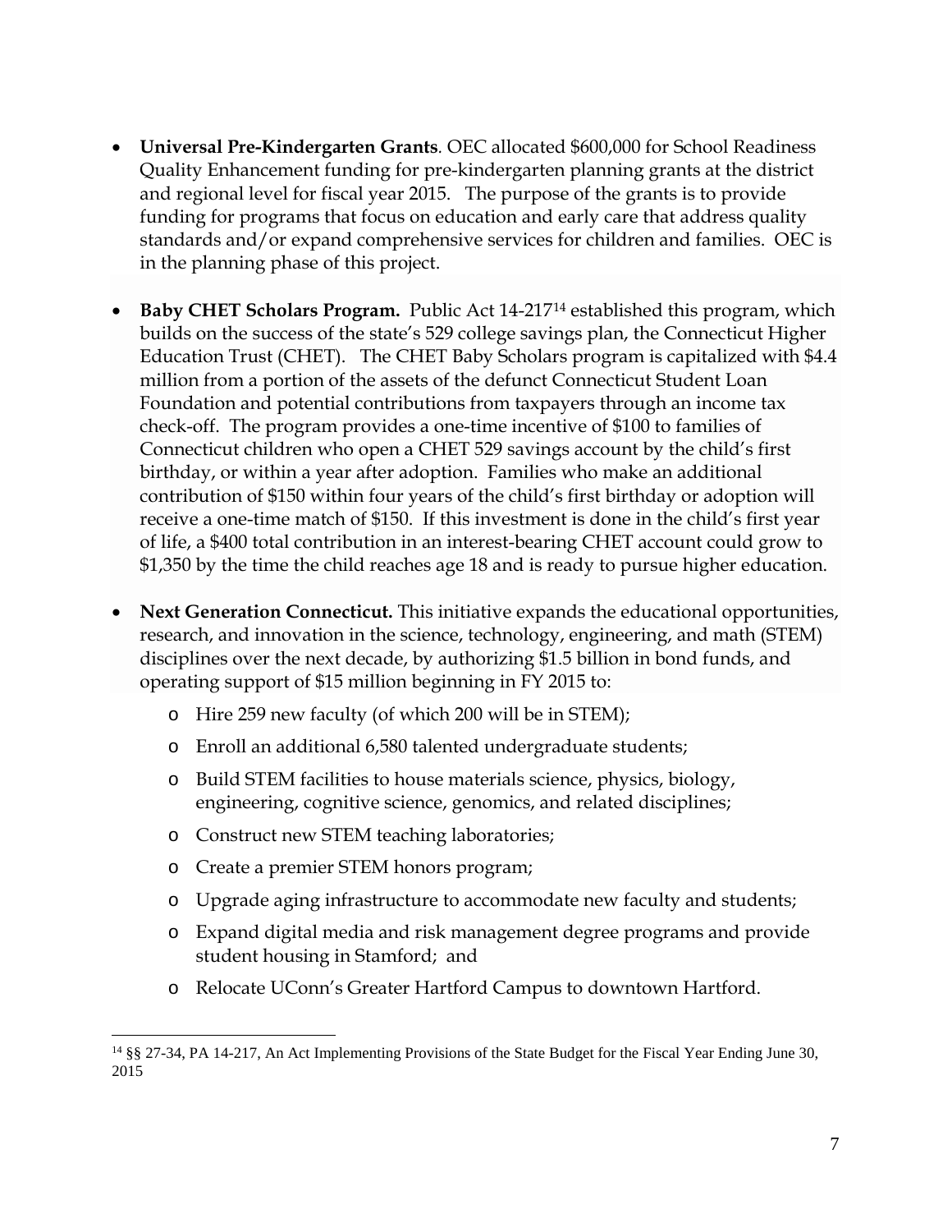- **Universal Pre-Kindergarten Grants**. OEC allocated $600,000 for School Readiness Quality Enhancement funding for pre-kindergarten planning grants at the district and regional level for fiscal year 2015. The purpose of the grants is to provide funding for programs that focus on education and early care that address quality standards and/or expand comprehensive services for children and families. OEC is in the planning phase of this project.

- **Baby CHET Scholars Program.** Public Act 14-217[14] established this program, which builds on the success of the state's 529 college savings plan, the Connecticut Higher Education Trust (CHET). The CHET Baby Scholars program is capitalized with $4.4 million from a portion of the assets of the defunct Connecticut Student Loan Foundation and potential contributions from taxpayers through an income tax check-off. The program provides a one-time incentive of $100 to families of Connecticut children who open a CHET 529 savings account by the child's first birthday, or within a year after adoption. Families who make an additional contribution of $150 within four years of the child's first birthday or adoption will receive a one-time match of $150. If this investment is done in the child's first year of life, a $400 total contribution in an interest-bearing CHET account could grow to $1,350 by the time the child reaches age 18 and is ready to pursue higher education.

- **Next Generation Connecticut.** This initiative expands the educational opportunities, research, and innovation in the science, technology, engineering, and math (STEM) disciplines over the next decade, by authorizing $1.5 billion in bond funds, and operating support of $15 million beginning in FY 2015 to:
  - Hire 259 new faculty (of which 200 will be in STEM);
  - Enroll an additional 6,580 talented undergraduate students;
  - Build STEM facilities to house materials science, physics, biology, engineering, cognitive science, genomics, and related disciplines;
  - Construct new STEM teaching laboratories;
  - Create a premier STEM honors program;
  - Upgrade aging infrastructure to accommodate new faculty and students;
  - Expand digital media and risk management degree programs and provide student housing in Stamford; and
  - Relocate UConn's Greater Hartford Campus to downtown Hartford.

---

[14] §§ 27-34, PA 14-217, An Act Implementing Provisions of the State Budget for the Fiscal Year Ending June 30, 2015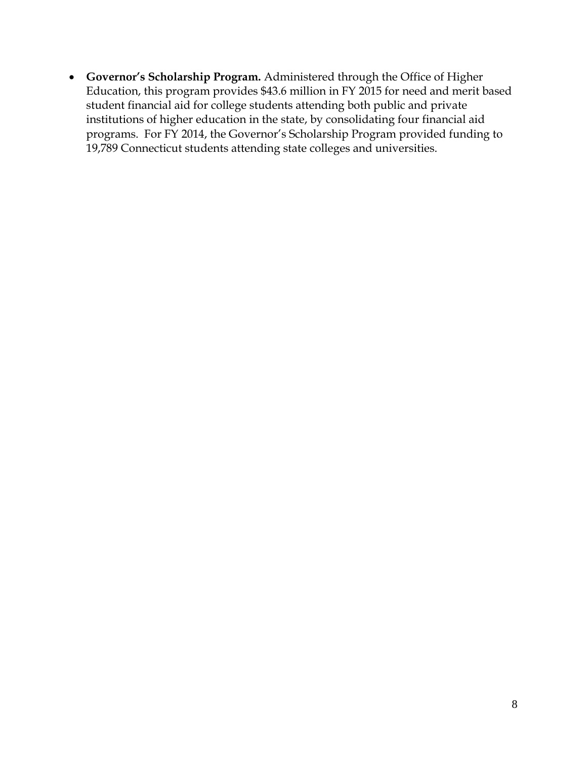- **Governor's Scholarship Program.** Administered through the Office of Higher Education, this program provides $43.6 million in FY 2015 for need and merit based student financial aid for college students attending both public and private institutions of higher education in the state, by consolidating four financial aid programs. For FY 2014, the Governor's Scholarship Program provided funding to 19,789 Connecticut students attending state colleges and universities.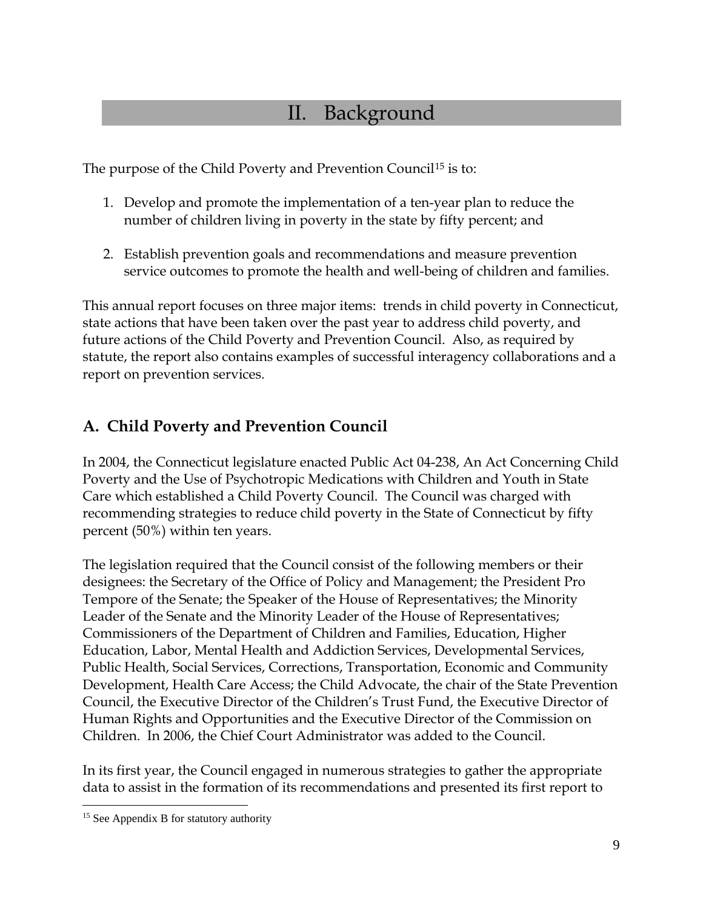# II. Background

The purpose of the Child Poverty and Prevention Council[15] is to:

1. Develop and promote the implementation of a ten-year plan to reduce the number of children living in poverty in the state by fifty percent; and

2. Establish prevention goals and recommendations and measure prevention service outcomes to promote the health and well-being of children and families.

This annual report focuses on three major items: trends in child poverty in Connecticut, state actions that have been taken over the past year to address child poverty, and future actions of the Child Poverty and Prevention Council. Also, as required by statute, the report also contains examples of successful interagency collaborations and a report on prevention services.

## A. Child Poverty and Prevention Council

In 2004, the Connecticut legislature enacted Public Act 04-238, An Act Concerning Child Poverty and the Use of Psychotropic Medications with Children and Youth in State Care which established a Child Poverty Council. The Council was charged with recommending strategies to reduce child poverty in the State of Connecticut by fifty percent (50%) within ten years.

The legislation required that the Council consist of the following members or their designees: the Secretary of the Office of Policy and Management; the President Pro Tempore of the Senate; the Speaker of the House of Representatives; the Minority Leader of the Senate and the Minority Leader of the House of Representatives; Commissioners of the Department of Children and Families, Education, Higher Education, Labor, Mental Health and Addiction Services, Developmental Services, Public Health, Social Services, Corrections, Transportation, Economic and Community Development, Health Care Access; the Child Advocate, the chair of the State Prevention Council, the Executive Director of the Children's Trust Fund, the Executive Director of Human Rights and Opportunities and the Executive Director of the Commission on Children. In 2006, the Chief Court Administrator was added to the Council.

In its first year, the Council engaged in numerous strategies to gather the appropriate data to assist in the formation of its recommendations and presented its first report to

---

[15] See Appendix B for statutory authority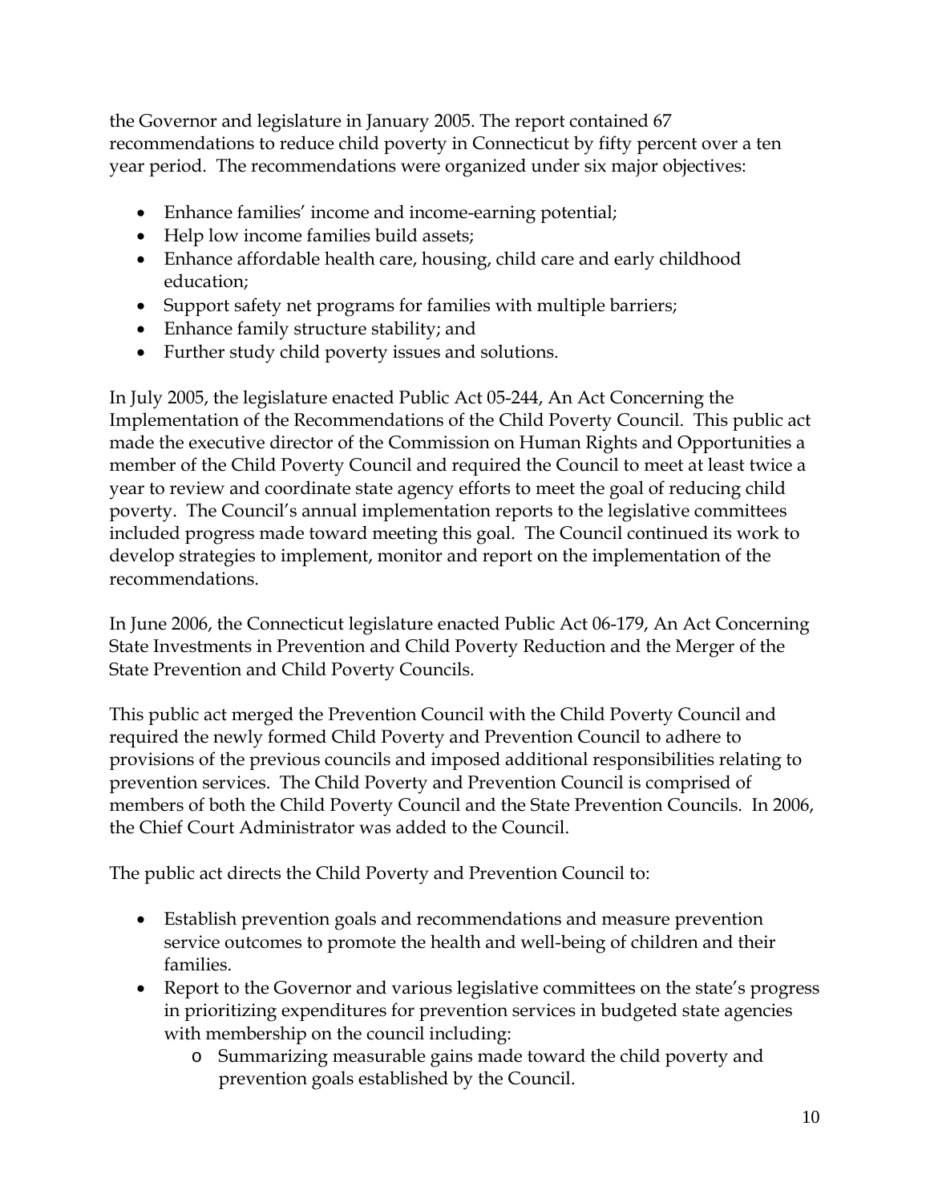the Governor and legislature in January 2005. The report contained 67 recommendations to reduce child poverty in Connecticut by fifty percent over a ten year period. The recommendations were organized under six major objectives:

- Enhance families' income and income-earning potential;
- Help low income families build assets;
- Enhance affordable health care, housing, child care and early childhood education;
- Support safety net programs for families with multiple barriers;
- Enhance family structure stability; and
- Further study child poverty issues and solutions.

In July 2005, the legislature enacted Public Act 05-244, An Act Concerning the Implementation of the Recommendations of the Child Poverty Council. This public act made the executive director of the Commission on Human Rights and Opportunities a member of the Child Poverty Council and required the Council to meet at least twice a year to review and coordinate state agency efforts to meet the goal of reducing child poverty. The Council's annual implementation reports to the legislative committees included progress made toward meeting this goal. The Council continued its work to develop strategies to implement, monitor and report on the implementation of the recommendations.

In June 2006, the Connecticut legislature enacted Public Act 06-179, An Act Concerning State Investments in Prevention and Child Poverty Reduction and the Merger of the State Prevention and Child Poverty Councils.

This public act merged the Prevention Council with the Child Poverty Council and required the newly formed Child Poverty and Prevention Council to adhere to provisions of the previous councils and imposed additional responsibilities relating to prevention services. The Child Poverty and Prevention Council is comprised of members of both the Child Poverty Council and the State Prevention Councils. In 2006, the Chief Court Administrator was added to the Council.

The public act directs the Child Poverty and Prevention Council to:

- Establish prevention goals and recommendations and measure prevention service outcomes to promote the health and well-being of children and their families.
- Report to the Governor and various legislative committees on the state's progress in prioritizing expenditures for prevention services in budgeted state agencies with membership on the council including:
  - Summarizing measurable gains made toward the child poverty and prevention goals established by the Council.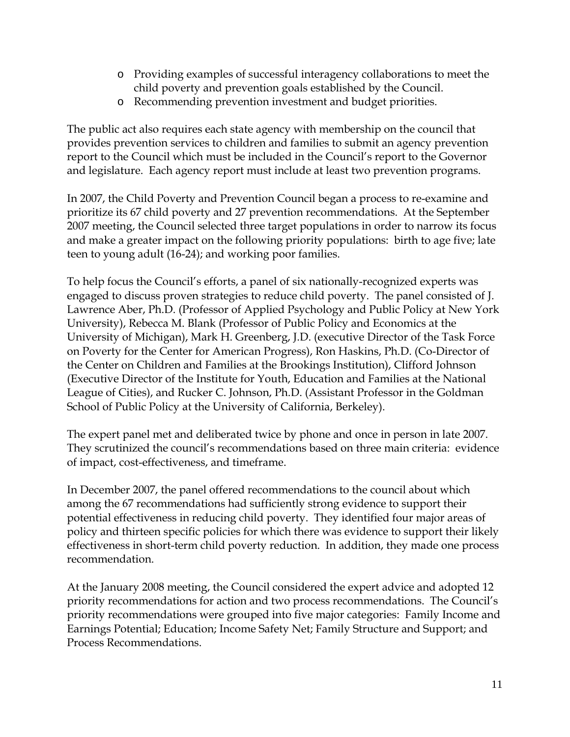- Providing examples of successful interagency collaborations to meet the child poverty and prevention goals established by the Council.
- Recommending prevention investment and budget priorities.

The public act also requires each state agency with membership on the council that provides prevention services to children and families to submit an agency prevention report to the Council which must be included in the Council's report to the Governor and legislature. Each agency report must include at least two prevention programs.

In 2007, the Child Poverty and Prevention Council began a process to re-examine and prioritize its 67 child poverty and 27 prevention recommendations. At the September 2007 meeting, the Council selected three target populations in order to narrow its focus and make a greater impact on the following priority populations: birth to age five; late teen to young adult (16-24); and working poor families.

To help focus the Council's efforts, a panel of six nationally-recognized experts was engaged to discuss proven strategies to reduce child poverty. The panel consisted of J. Lawrence Aber, Ph.D. (Professor of Applied Psychology and Public Policy at New York University), Rebecca M. Blank (Professor of Public Policy and Economics at the University of Michigan), Mark H. Greenberg, J.D. (executive Director of the Task Force on Poverty for the Center for American Progress), Ron Haskins, Ph.D. (Co-Director of the Center on Children and Families at the Brookings Institution), Clifford Johnson (Executive Director of the Institute for Youth, Education and Families at the National League of Cities), and Rucker C. Johnson, Ph.D. (Assistant Professor in the Goldman School of Public Policy at the University of California, Berkeley).

The expert panel met and deliberated twice by phone and once in person in late 2007. They scrutinized the council's recommendations based on three main criteria: evidence of impact, cost-effectiveness, and timeframe.

In December 2007, the panel offered recommendations to the council about which among the 67 recommendations had sufficiently strong evidence to support their potential effectiveness in reducing child poverty. They identified four major areas of policy and thirteen specific policies for which there was evidence to support their likely effectiveness in short-term child poverty reduction. In addition, they made one process recommendation.

At the January 2008 meeting, the Council considered the expert advice and adopted 12 priority recommendations for action and two process recommendations. The Council's priority recommendations were grouped into five major categories: Family Income and Earnings Potential; Education; Income Safety Net; Family Structure and Support; and Process Recommendations.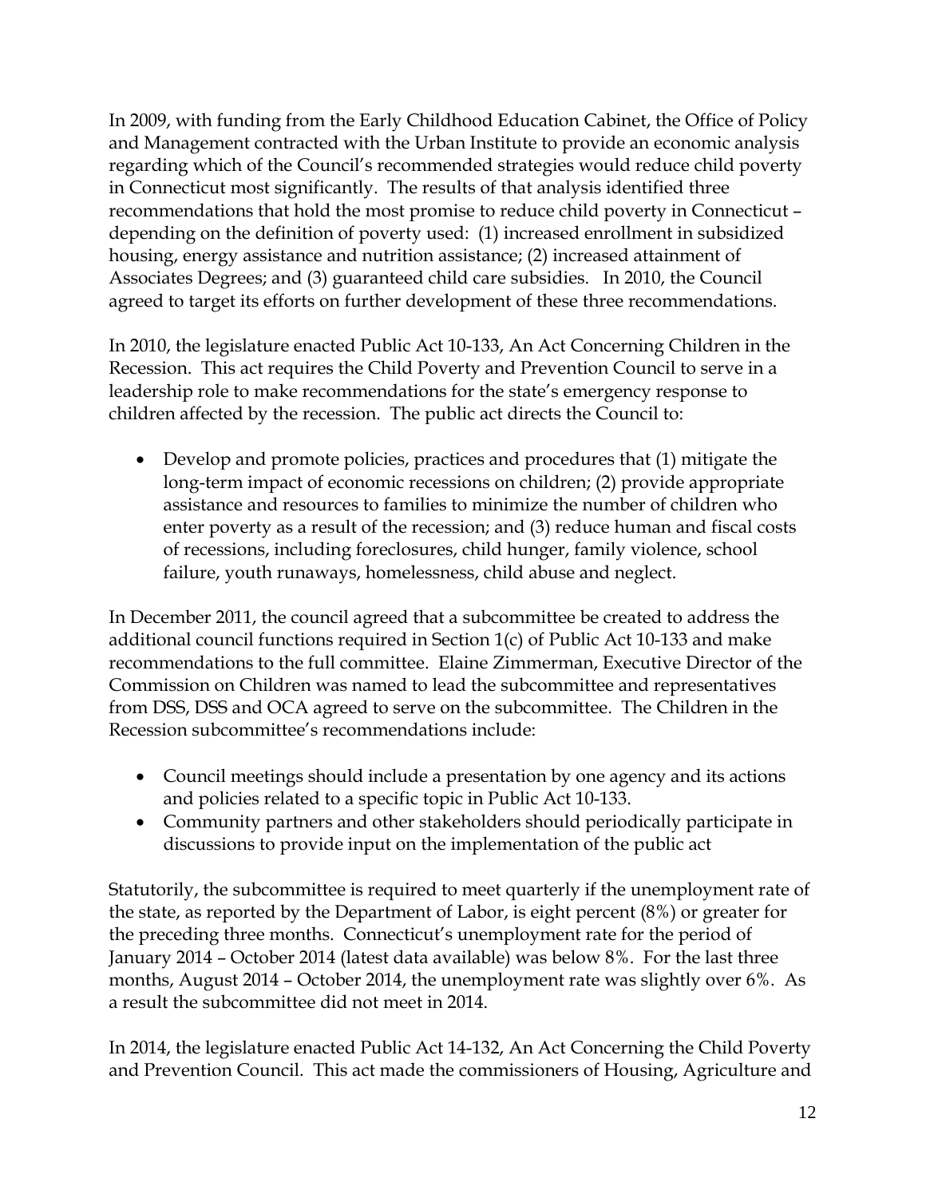In 2009, with funding from the Early Childhood Education Cabinet, the Office of Policy and Management contracted with the Urban Institute to provide an economic analysis regarding which of the Council's recommended strategies would reduce child poverty in Connecticut most significantly. The results of that analysis identified three recommendations that hold the most promise to reduce child poverty in Connecticut – depending on the definition of poverty used: (1) increased enrollment in subsidized housing, energy assistance and nutrition assistance; (2) increased attainment of Associates Degrees; and (3) guaranteed child care subsidies. In 2010, the Council agreed to target its efforts on further development of these three recommendations.

In 2010, the legislature enacted Public Act 10-133, An Act Concerning Children in the Recession. This act requires the Child Poverty and Prevention Council to serve in a leadership role to make recommendations for the state's emergency response to children affected by the recession. The public act directs the Council to:

- Develop and promote policies, practices and procedures that (1) mitigate the long-term impact of economic recessions on children; (2) provide appropriate assistance and resources to families to minimize the number of children who enter poverty as a result of the recession; and (3) reduce human and fiscal costs of recessions, including foreclosures, child hunger, family violence, school failure, youth runaways, homelessness, child abuse and neglect.

In December 2011, the council agreed that a subcommittee be created to address the additional council functions required in Section 1(c) of Public Act 10-133 and make recommendations to the full committee. Elaine Zimmerman, Executive Director of the Commission on Children was named to lead the subcommittee and representatives from DSS, DSS and OCA agreed to serve on the subcommittee. The Children in the Recession subcommittee's recommendations include:

- Council meetings should include a presentation by one agency and its actions and policies related to a specific topic in Public Act 10-133.
- Community partners and other stakeholders should periodically participate in discussions to provide input on the implementation of the public act

Statutorily, the subcommittee is required to meet quarterly if the unemployment rate of the state, as reported by the Department of Labor, is eight percent (8%) or greater for the preceding three months. Connecticut's unemployment rate for the period of January 2014 – October 2014 (latest data available) was below 8%. For the last three months, August 2014 – October 2014, the unemployment rate was slightly over 6%. As a result the subcommittee did not meet in 2014.

In 2014, the legislature enacted Public Act 14-132, An Act Concerning the Child Poverty and Prevention Council. This act made the commissioners of Housing, Agriculture and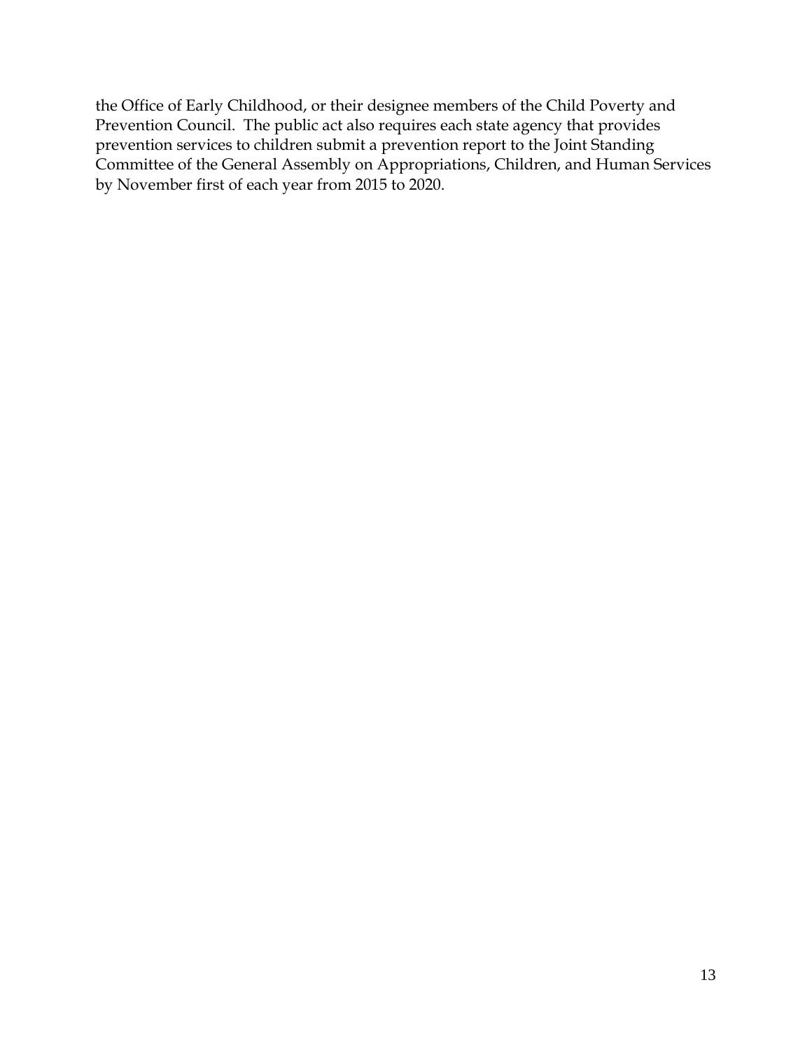the Office of Early Childhood, or their designee members of the Child Poverty and Prevention Council. The public act also requires each state agency that provides prevention services to children submit a prevention report to the Joint Standing Committee of the General Assembly on Appropriations, Children, and Human Services by November first of each year from 2015 to 2020.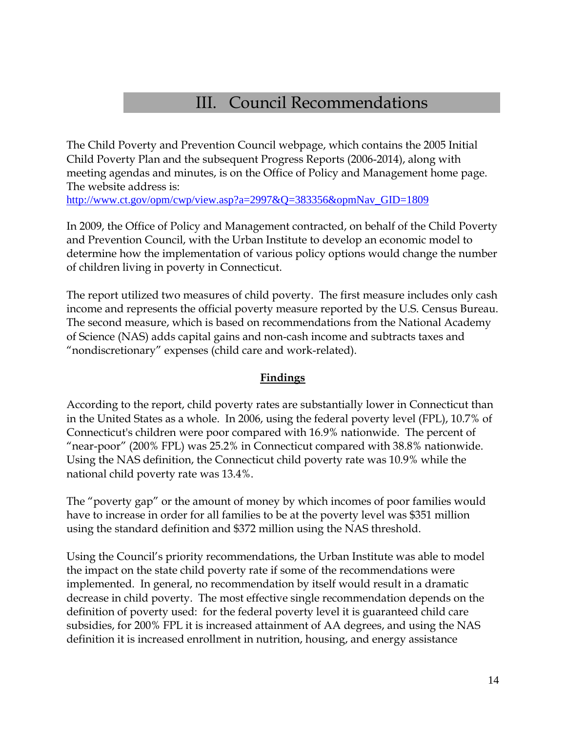# III. Council Recommendations

The Child Poverty and Prevention Council webpage, which contains the 2005 Initial Child Poverty Plan and the subsequent Progress Reports (2006-2014), along with meeting agendas and minutes, is on the Office of Policy and Management home page. The website address is:
http://www.ct.gov/opm/cwp/view.asp?a=2997&Q=383356&opmNav_GID=1809

In 2009, the Office of Policy and Management contracted, on behalf of the Child Poverty and Prevention Council, with the Urban Institute to develop an economic model to determine how the implementation of various policy options would change the number of children living in poverty in Connecticut.

The report utilized two measures of child poverty. The first measure includes only cash income and represents the official poverty measure reported by the U.S. Census Bureau. The second measure, which is based on recommendations from the National Academy of Science (NAS) adds capital gains and non-cash income and subtracts taxes and "nondiscretionary" expenses (child care and work-related).

## Findings

According to the report, child poverty rates are substantially lower in Connecticut than in the United States as a whole. In 2006, using the federal poverty level (FPL), 10.7% of Connecticut's children were poor compared with 16.9% nationwide. The percent of "near-poor" (200% FPL) was 25.2% in Connecticut compared with 38.8% nationwide. Using the NAS definition, the Connecticut child poverty rate was 10.9% while the national child poverty rate was 13.4%.

The "poverty gap" or the amount of money by which incomes of poor families would have to increase in order for all families to be at the poverty level was $351 million using the standard definition and $372 million using the NAS threshold.

Using the Council's priority recommendations, the Urban Institute was able to model the impact on the state child poverty rate if some of the recommendations were implemented. In general, no recommendation by itself would result in a dramatic decrease in child poverty. The most effective single recommendation depends on the definition of poverty used: for the federal poverty level it is guaranteed child care subsidies, for 200% FPL it is increased attainment of AA degrees, and using the NAS definition it is increased enrollment in nutrition, housing, and energy assistance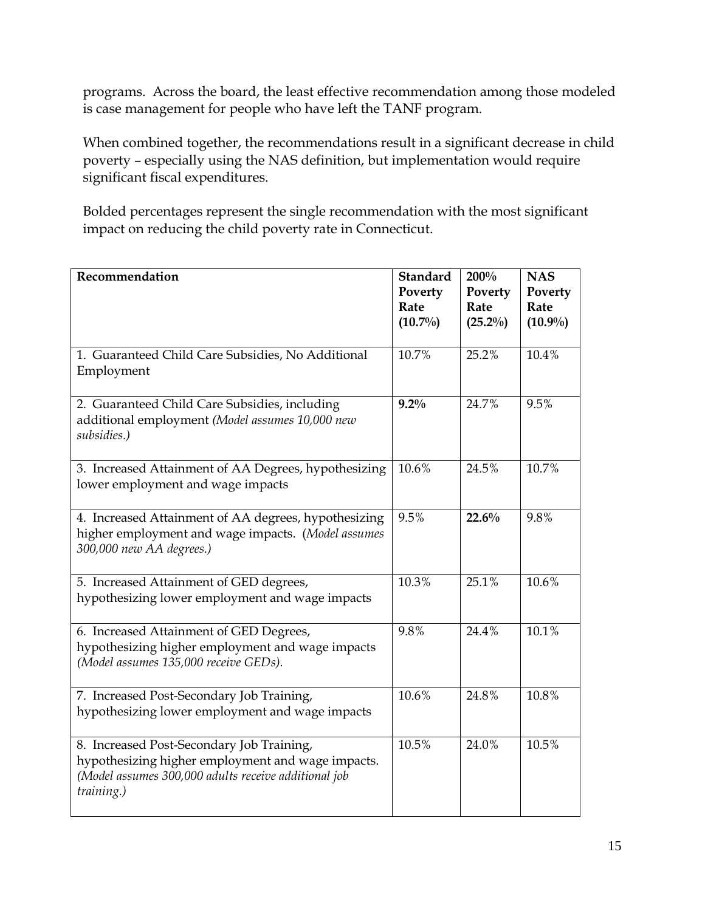programs. Across the board, the least effective recommendation among those modeled is case management for people who have left the TANF program.

When combined together, the recommendations result in a significant decrease in child poverty – especially using the NAS definition, but implementation would require significant fiscal expenditures.

Bolded percentages represent the single recommendation with the most significant impact on reducing the child poverty rate in Connecticut.

| **Recommendation** | **Standard Poverty Rate (10.7%)** | **200% Poverty Rate (25.2%)** | **NAS Poverty Rate (10.9%)** |
|---|---|---|---|
| 1. Guaranteed Child Care Subsidies, No Additional Employment | 10.7% | 25.2% | 10.4% |
| 2. Guaranteed Child Care Subsidies, including additional employment *(Model assumes 10,000 new subsidies.)* | **9.2%** | 24.7% | 9.5% |
| 3. Increased Attainment of AA Degrees, hypothesizing lower employment and wage impacts | 10.6% | 24.5% | 10.7% |
| 4. Increased Attainment of AA degrees, hypothesizing higher employment and wage impacts. (*Model assumes 300,000 new AA degrees.)* | 9.5% | **22.6%** | 9.8% |
| 5. Increased Attainment of GED degrees, hypothesizing lower employment and wage impacts | 10.3% | 25.1% | 10.6% |
| 6. Increased Attainment of GED Degrees, hypothesizing higher employment and wage impacts *(Model assumes 135,000 receive GEDs).* | 9.8% | 24.4% | 10.1% |
| 7. Increased Post-Secondary Job Training, hypothesizing lower employment and wage impacts | 10.6% | 24.8% | 10.8% |
| 8. Increased Post-Secondary Job Training, hypothesizing higher employment and wage impacts. *(Model assumes 300,000 adults receive additional job training.)* | 10.5% | 24.0% | 10.5% |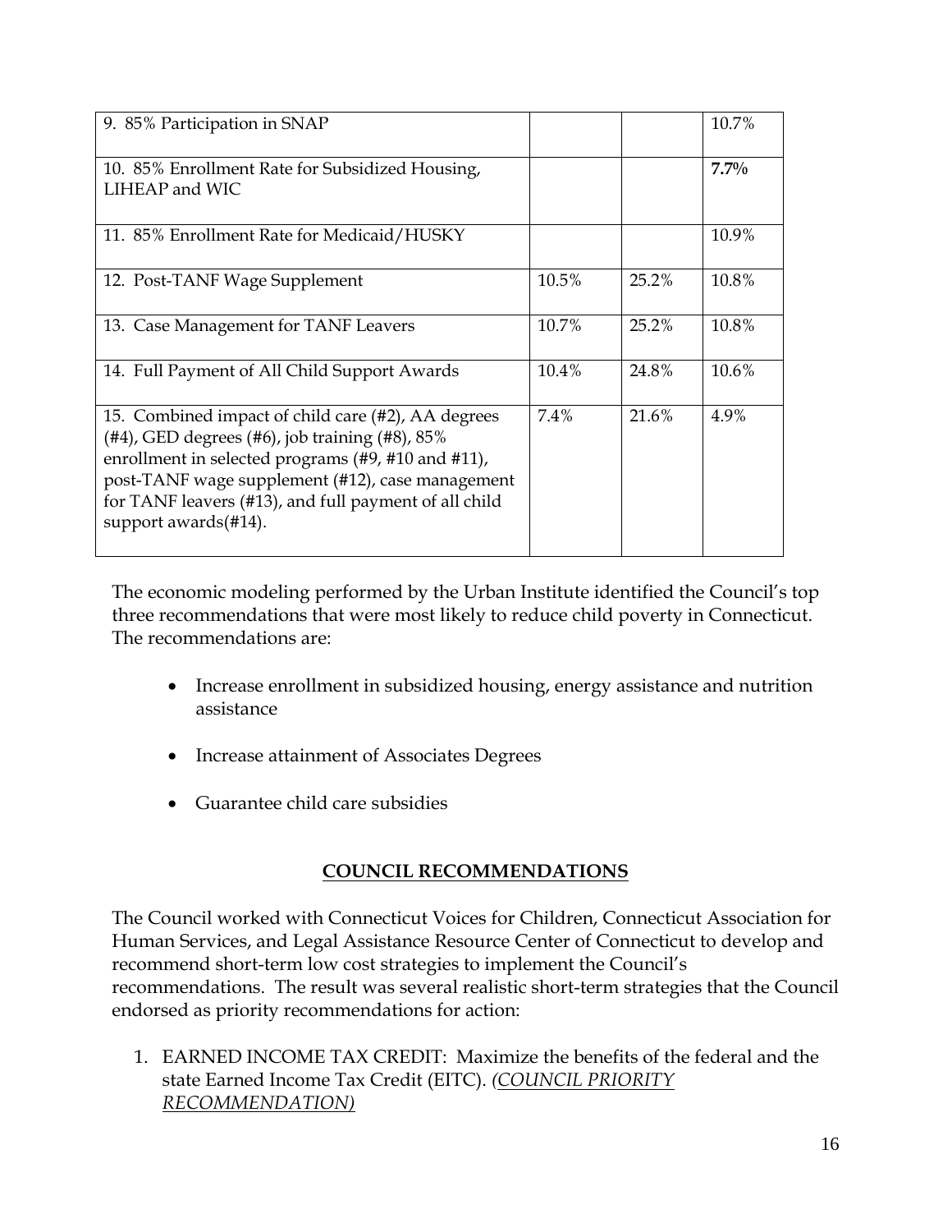| | | | |
|---|---|---|---|
| 9. 85% Participation in SNAP | | | 10.7% |
| 10. 85% Enrollment Rate for Subsidized Housing, LIHEAP and WIC | | | **7.7%** |
| 11. 85% Enrollment Rate for Medicaid/HUSKY | | | 10.9% |
| 12. Post-TANF Wage Supplement | 10.5% | 25.2% | 10.8% |
| 13. Case Management for TANF Leavers | 10.7% | 25.2% | 10.8% |
| 14. Full Payment of All Child Support Awards | 10.4% | 24.8% | 10.6% |
| 15. Combined impact of child care (#2), AA degrees (#4), GED degrees (#6), job training (#8), 85% enrollment in selected programs (#9, #10 and #11), post-TANF wage supplement (#12), case management for TANF leavers (#13), and full payment of all child support awards(#14). | 7.4% | 21.6% | 4.9% |

The economic modeling performed by the Urban Institute identified the Council's top three recommendations that were most likely to reduce child poverty in Connecticut. The recommendations are:

- Increase enrollment in subsidized housing, energy assistance and nutrition assistance
- Increase attainment of Associates Degrees
- Guarantee child care subsidies

## COUNCIL RECOMMENDATIONS

The Council worked with Connecticut Voices for Children, Connecticut Association for Human Services, and Legal Assistance Resource Center of Connecticut to develop and recommend short-term low cost strategies to implement the Council's recommendations. The result was several realistic short-term strategies that the Council endorsed as priority recommendations for action:

1. EARNED INCOME TAX CREDIT: Maximize the benefits of the federal and the state Earned Income Tax Credit (EITC). *(COUNCIL PRIORITY RECOMMENDATION)*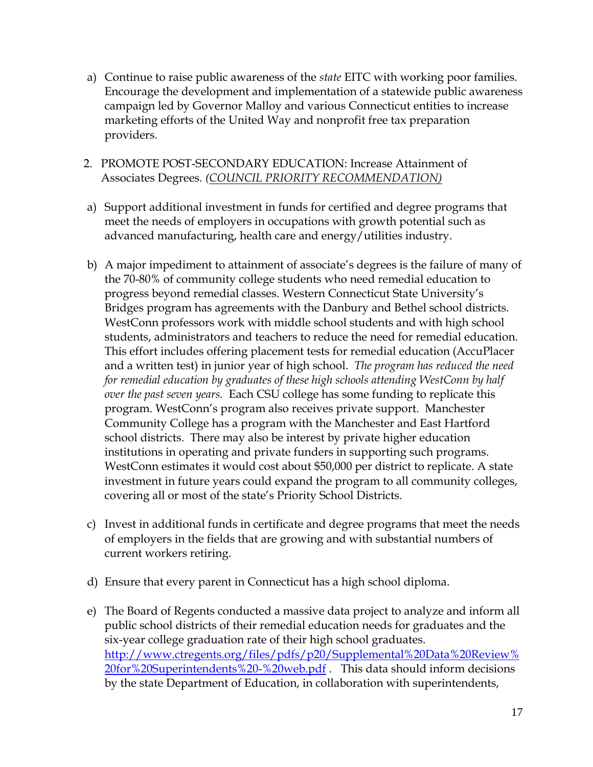a) Continue to raise public awareness of the *state* EITC with working poor families. Encourage the development and implementation of a statewide public awareness campaign led by Governor Malloy and various Connecticut entities to increase marketing efforts of the United Way and nonprofit free tax preparation providers.

2. PROMOTE POST-SECONDARY EDUCATION: Increase Attainment of Associates Degrees. *(COUNCIL PRIORITY RECOMMENDATION)*

a) Support additional investment in funds for certified and degree programs that meet the needs of employers in occupations with growth potential such as advanced manufacturing, health care and energy/utilities industry.

b) A major impediment to attainment of associate's degrees is the failure of many of the 70-80% of community college students who need remedial education to progress beyond remedial classes. Western Connecticut State University's Bridges program has agreements with the Danbury and Bethel school districts. WestConn professors work with middle school students and with high school students, administrators and teachers to reduce the need for remedial education. This effort includes offering placement tests for remedial education (AccuPlacer and a written test) in junior year of high school. *The program has reduced the need for remedial education by graduates of these high schools attending WestConn by half over the past seven years.* Each CSU college has some funding to replicate this program. WestConn's program also receives private support. Manchester Community College has a program with the Manchester and East Hartford school districts. There may also be interest by private higher education institutions in operating and private funders in supporting such programs. WestConn estimates it would cost about $50,000 per district to replicate. A state investment in future years could expand the program to all community colleges, covering all or most of the state's Priority School Districts.

c) Invest in additional funds in certificate and degree programs that meet the needs of employers in the fields that are growing and with substantial numbers of current workers retiring.

d) Ensure that every parent in Connecticut has a high school diploma.

e) The Board of Regents conducted a massive data project to analyze and inform all public school districts of their remedial education needs for graduates and the six-year college graduation rate of their high school graduates. [http://www.ctregents.org/files/pdfs/p20/Supplemental%20Data%20Review%20for%20Superintendents%20-%20web.pdf](http://www.ctregents.org/files/pdfs/p20/Supplemental%20Data%20Review%20for%20Superintendents%20-%20web.pdf) . This data should inform decisions by the state Department of Education, in collaboration with superintendents,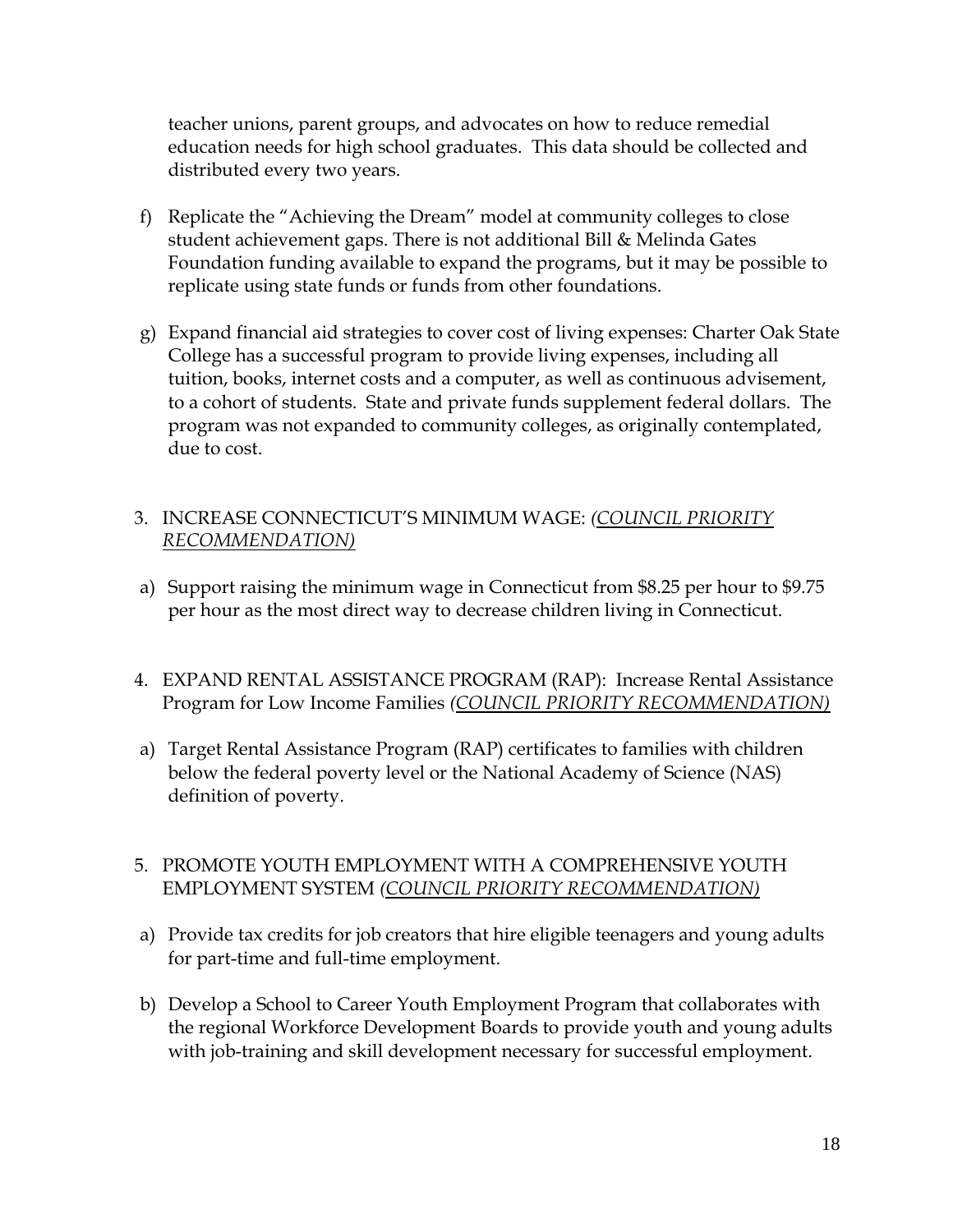teacher unions, parent groups, and advocates on how to reduce remedial education needs for high school graduates. This data should be collected and distributed every two years.

f) Replicate the "Achieving the Dream" model at community colleges to close student achievement gaps. There is not additional Bill & Melinda Gates Foundation funding available to expand the programs, but it may be possible to replicate using state funds or funds from other foundations.

g) Expand financial aid strategies to cover cost of living expenses: Charter Oak State College has a successful program to provide living expenses, including all tuition, books, internet costs and a computer, as well as continuous advisement, to a cohort of students. State and private funds supplement federal dollars. The program was not expanded to community colleges, as originally contemplated, due to cost.

3. INCREASE CONNECTICUT'S MINIMUM WAGE: *(COUNCIL PRIORITY RECOMMENDATION)*

a) Support raising the minimum wage in Connecticut from $8.25 per hour to $9.75 per hour as the most direct way to decrease children living in Connecticut.

4. EXPAND RENTAL ASSISTANCE PROGRAM (RAP): Increase Rental Assistance Program for Low Income Families *(COUNCIL PRIORITY RECOMMENDATION)*

a) Target Rental Assistance Program (RAP) certificates to families with children below the federal poverty level or the National Academy of Science (NAS) definition of poverty.

5. PROMOTE YOUTH EMPLOYMENT WITH A COMPREHENSIVE YOUTH EMPLOYMENT SYSTEM *(COUNCIL PRIORITY RECOMMENDATION)*

a) Provide tax credits for job creators that hire eligible teenagers and young adults for part-time and full-time employment.

b) Develop a School to Career Youth Employment Program that collaborates with the regional Workforce Development Boards to provide youth and young adults with job-training and skill development necessary for successful employment.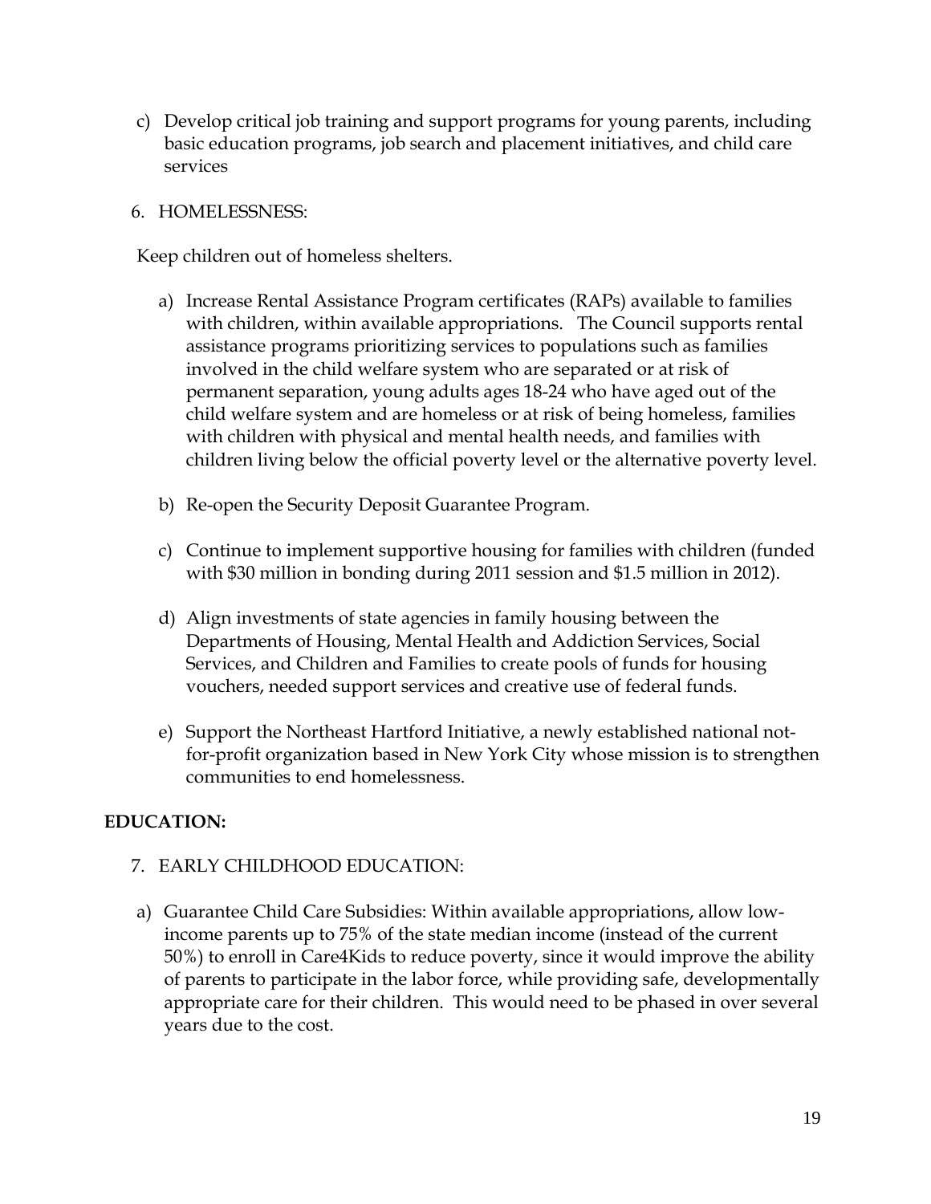c) Develop critical job training and support programs for young parents, including basic education programs, job search and placement initiatives, and child care services

6. HOMELESSNESS:

Keep children out of homeless shelters.

a) Increase Rental Assistance Program certificates (RAPs) available to families with children, within available appropriations. The Council supports rental assistance programs prioritizing services to populations such as families involved in the child welfare system who are separated or at risk of permanent separation, young adults ages 18-24 who have aged out of the child welfare system and are homeless or at risk of being homeless, families with children with physical and mental health needs, and families with children living below the official poverty level or the alternative poverty level.

b) Re-open the Security Deposit Guarantee Program.

c) Continue to implement supportive housing for families with children (funded with $30 million in bonding during 2011 session and $1.5 million in 2012).

d) Align investments of state agencies in family housing between the Departments of Housing, Mental Health and Addiction Services, Social Services, and Children and Families to create pools of funds for housing vouchers, needed support services and creative use of federal funds.

e) Support the Northeast Hartford Initiative, a newly established national not-for-profit organization based in New York City whose mission is to strengthen communities to end homelessness.

**EDUCATION:**

7. EARLY CHILDHOOD EDUCATION:

a) Guarantee Child Care Subsidies: Within available appropriations, allow low-income parents up to 75% of the state median income (instead of the current 50%) to enroll in Care4Kids to reduce poverty, since it would improve the ability of parents to participate in the labor force, while providing safe, developmentally appropriate care for their children. This would need to be phased in over several years due to the cost.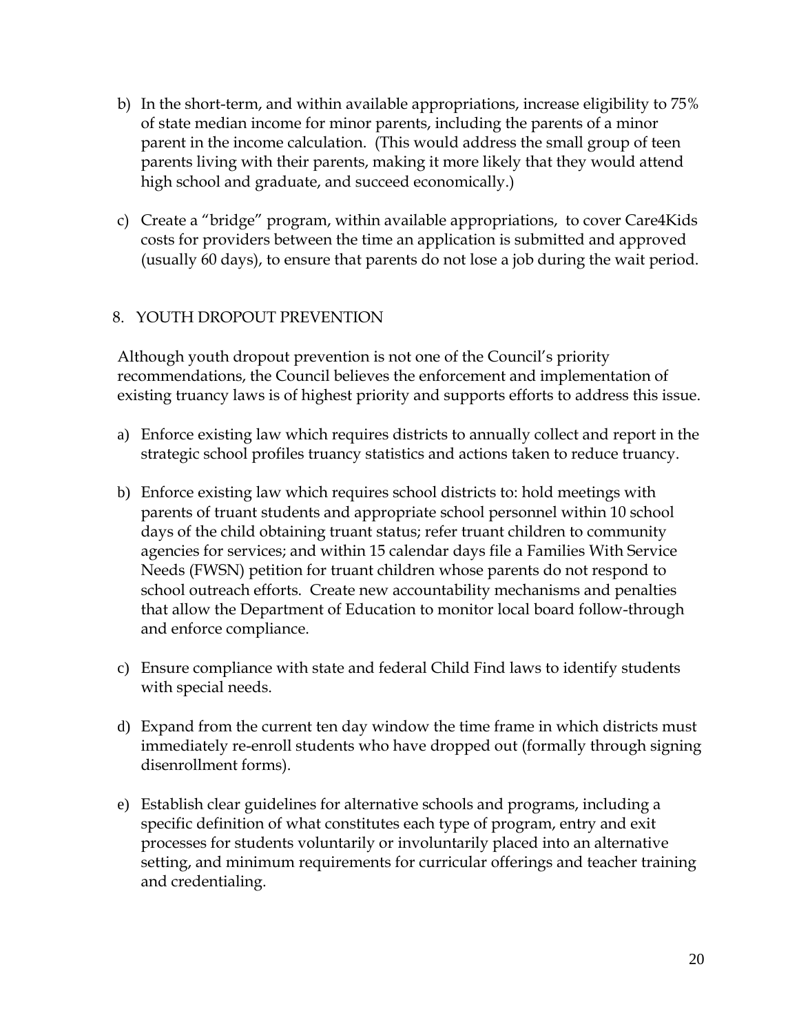b) In the short-term, and within available appropriations, increase eligibility to 75% of state median income for minor parents, including the parents of a minor parent in the income calculation. (This would address the small group of teen parents living with their parents, making it more likely that they would attend high school and graduate, and succeed economically.)

c) Create a "bridge" program, within available appropriations, to cover Care4Kids costs for providers between the time an application is submitted and approved (usually 60 days), to ensure that parents do not lose a job during the wait period.

## 8. YOUTH DROPOUT PREVENTION

Although youth dropout prevention is not one of the Council's priority recommendations, the Council believes the enforcement and implementation of existing truancy laws is of highest priority and supports efforts to address this issue.

a) Enforce existing law which requires districts to annually collect and report in the strategic school profiles truancy statistics and actions taken to reduce truancy.

b) Enforce existing law which requires school districts to: hold meetings with parents of truant students and appropriate school personnel within 10 school days of the child obtaining truant status; refer truant children to community agencies for services; and within 15 calendar days file a Families With Service Needs (FWSN) petition for truant children whose parents do not respond to school outreach efforts. Create new accountability mechanisms and penalties that allow the Department of Education to monitor local board follow-through and enforce compliance.

c) Ensure compliance with state and federal Child Find laws to identify students with special needs.

d) Expand from the current ten day window the time frame in which districts must immediately re-enroll students who have dropped out (formally through signing disenrollment forms).

e) Establish clear guidelines for alternative schools and programs, including a specific definition of what constitutes each type of program, entry and exit processes for students voluntarily or involuntarily placed into an alternative setting, and minimum requirements for curricular offerings and teacher training and credentialing.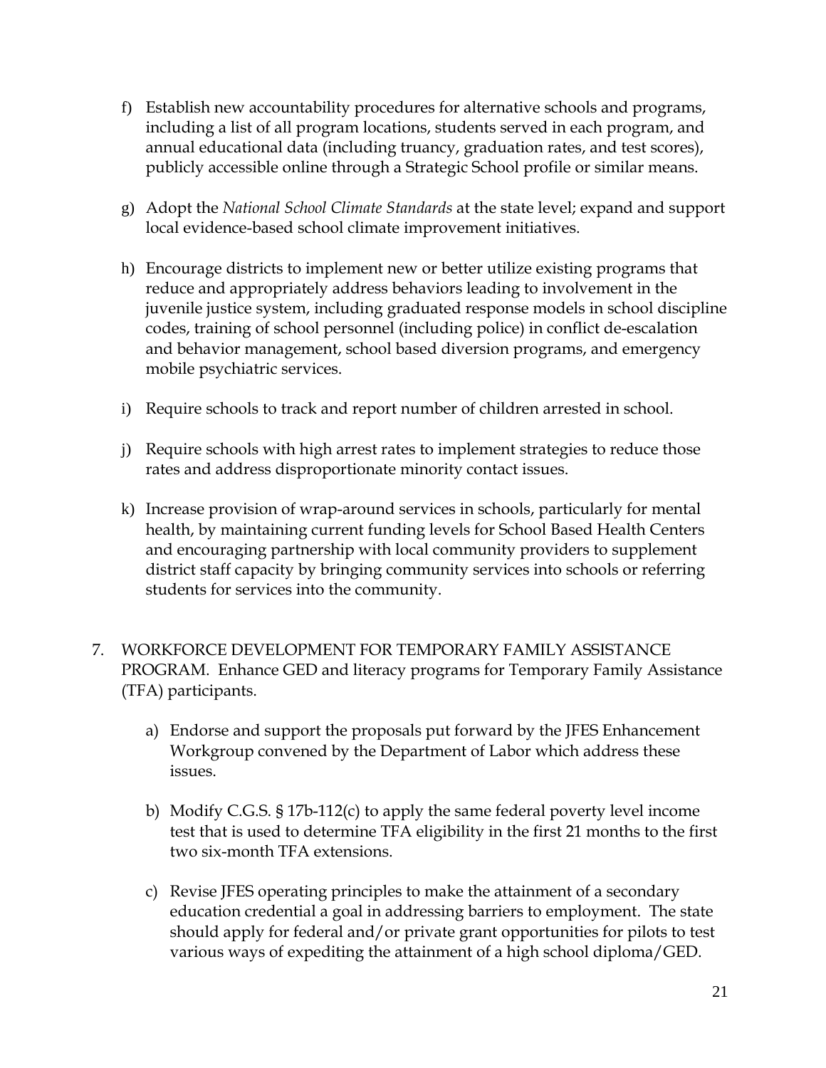f) Establish new accountability procedures for alternative schools and programs, including a list of all program locations, students served in each program, and annual educational data (including truancy, graduation rates, and test scores), publicly accessible online through a Strategic School profile or similar means.

g) Adopt the *National School Climate Standards* at the state level; expand and support local evidence-based school climate improvement initiatives.

h) Encourage districts to implement new or better utilize existing programs that reduce and appropriately address behaviors leading to involvement in the juvenile justice system, including graduated response models in school discipline codes, training of school personnel (including police) in conflict de-escalation and behavior management, school based diversion programs, and emergency mobile psychiatric services.

i) Require schools to track and report number of children arrested in school.

j) Require schools with high arrest rates to implement strategies to reduce those rates and address disproportionate minority contact issues.

k) Increase provision of wrap-around services in schools, particularly for mental health, by maintaining current funding levels for School Based Health Centers and encouraging partnership with local community providers to supplement district staff capacity by bringing community services into schools or referring students for services into the community.

7. WORKFORCE DEVELOPMENT FOR TEMPORARY FAMILY ASSISTANCE PROGRAM. Enhance GED and literacy programs for Temporary Family Assistance (TFA) participants.

   a) Endorse and support the proposals put forward by the JFES Enhancement Workgroup convened by the Department of Labor which address these issues.

   b) Modify C.G.S. § 17b-112(c) to apply the same federal poverty level income test that is used to determine TFA eligibility in the first 21 months to the first two six-month TFA extensions.

   c) Revise JFES operating principles to make the attainment of a secondary education credential a goal in addressing barriers to employment. The state should apply for federal and/or private grant opportunities for pilots to test various ways of expediting the attainment of a high school diploma/GED.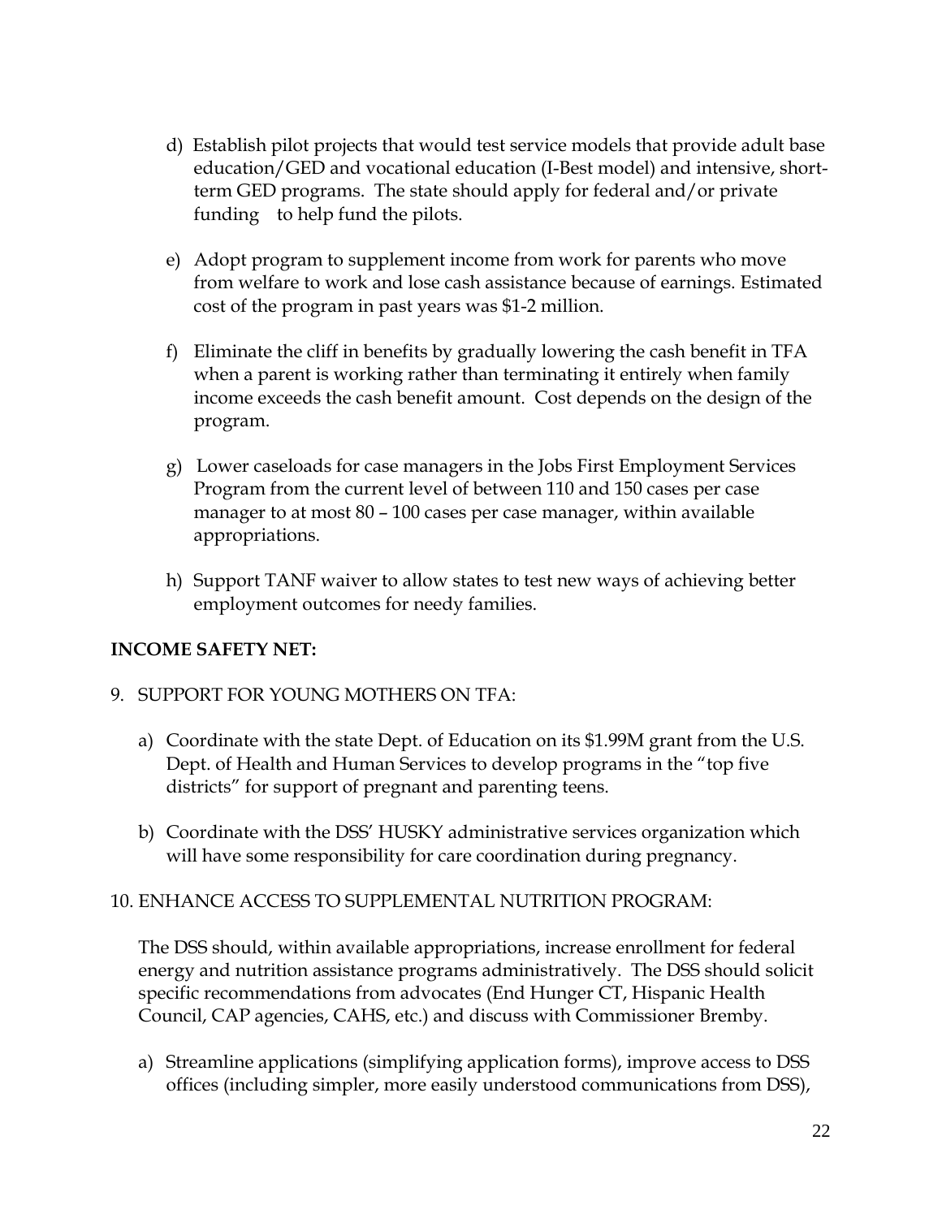d) Establish pilot projects that would test service models that provide adult base education/GED and vocational education (I-Best model) and intensive, short-term GED programs. The state should apply for federal and/or private funding to help fund the pilots.

e) Adopt program to supplement income from work for parents who move from welfare to work and lose cash assistance because of earnings. Estimated cost of the program in past years was $1-2 million.

f) Eliminate the cliff in benefits by gradually lowering the cash benefit in TFA when a parent is working rather than terminating it entirely when family income exceeds the cash benefit amount. Cost depends on the design of the program.

g) Lower caseloads for case managers in the Jobs First Employment Services Program from the current level of between 110 and 150 cases per case manager to at most 80 – 100 cases per case manager, within available appropriations.

h) Support TANF waiver to allow states to test new ways of achieving better employment outcomes for needy families.

**INCOME SAFETY NET:**

9. SUPPORT FOR YOUNG MOTHERS ON TFA:

a) Coordinate with the state Dept. of Education on its $1.99M grant from the U.S. Dept. of Health and Human Services to develop programs in the "top five districts" for support of pregnant and parenting teens.

b) Coordinate with the DSS' HUSKY administrative services organization which will have some responsibility for care coordination during pregnancy.

10. ENHANCE ACCESS TO SUPPLEMENTAL NUTRITION PROGRAM:

The DSS should, within available appropriations, increase enrollment for federal energy and nutrition assistance programs administratively. The DSS should solicit specific recommendations from advocates (End Hunger CT, Hispanic Health Council, CAP agencies, CAHS, etc.) and discuss with Commissioner Bremby.

a) Streamline applications (simplifying application forms), improve access to DSS offices (including simpler, more easily understood communications from DSS),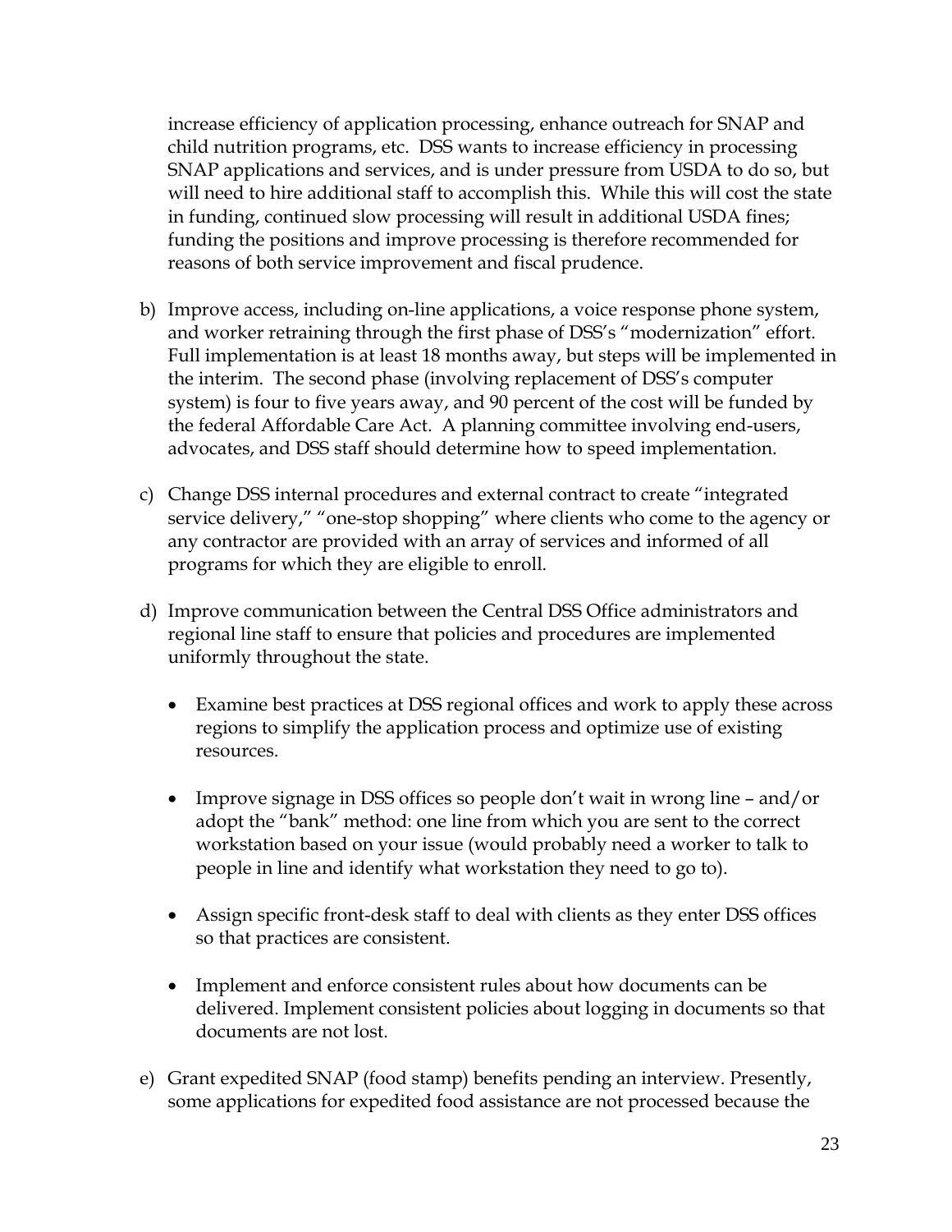increase efficiency of application processing, enhance outreach for SNAP and child nutrition programs, etc. DSS wants to increase efficiency in processing SNAP applications and services, and is under pressure from USDA to do so, but will need to hire additional staff to accomplish this. While this will cost the state in funding, continued slow processing will result in additional USDA fines; funding the positions and improve processing is therefore recommended for reasons of both service improvement and fiscal prudence.

b) Improve access, including on-line applications, a voice response phone system, and worker retraining through the first phase of DSS's "modernization" effort. Full implementation is at least 18 months away, but steps will be implemented in the interim. The second phase (involving replacement of DSS's computer system) is four to five years away, and 90 percent of the cost will be funded by the federal Affordable Care Act. A planning committee involving end-users, advocates, and DSS staff should determine how to speed implementation.

c) Change DSS internal procedures and external contract to create "integrated service delivery," "one-stop shopping" where clients who come to the agency or any contractor are provided with an array of services and informed of all programs for which they are eligible to enroll.

d) Improve communication between the Central DSS Office administrators and regional line staff to ensure that policies and procedures are implemented uniformly throughout the state.

   - Examine best practices at DSS regional offices and work to apply these across regions to simplify the application process and optimize use of existing resources.

   - Improve signage in DSS offices so people don't wait in wrong line – and/or adopt the "bank" method: one line from which you are sent to the correct workstation based on your issue (would probably need a worker to talk to people in line and identify what workstation they need to go to).

   - Assign specific front-desk staff to deal with clients as they enter DSS offices so that practices are consistent.

   - Implement and enforce consistent rules about how documents can be delivered. Implement consistent policies about logging in documents so that documents are not lost.

e) Grant expedited SNAP (food stamp) benefits pending an interview. Presently, some applications for expedited food assistance are not processed because the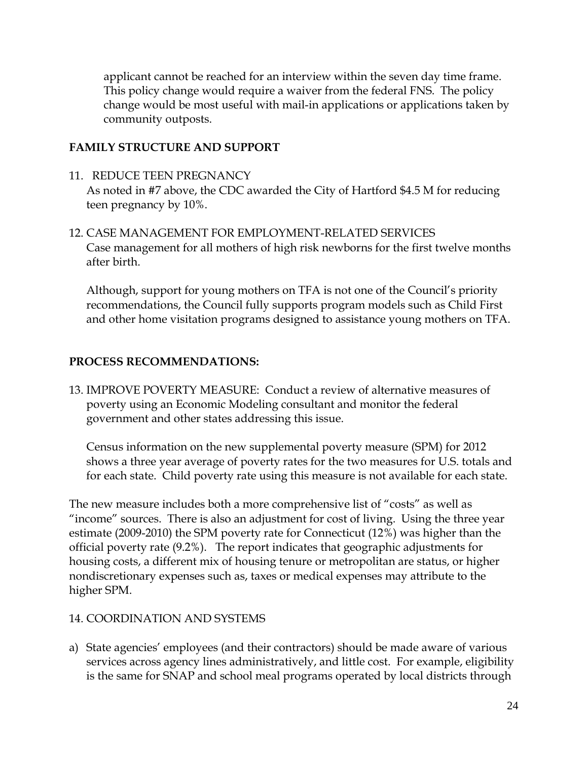applicant cannot be reached for an interview within the seven day time frame. This policy change would require a waiver from the federal FNS. The policy change would be most useful with mail-in applications or applications taken by community outposts.

**FAMILY STRUCTURE AND SUPPORT**

11. REDUCE TEEN PREGNANCY
    As noted in #7 above, the CDC awarded the City of Hartford $4.5 M for reducing teen pregnancy by 10%.

12. CASE MANAGEMENT FOR EMPLOYMENT-RELATED SERVICES
    Case management for all mothers of high risk newborns for the first twelve months after birth.

    Although, support for young mothers on TFA is not one of the Council's priority recommendations, the Council fully supports program models such as Child First and other home visitation programs designed to assistance young mothers on TFA.

**PROCESS RECOMMENDATIONS:**

13. IMPROVE POVERTY MEASURE: Conduct a review of alternative measures of poverty using an Economic Modeling consultant and monitor the federal government and other states addressing this issue.

    Census information on the new supplemental poverty measure (SPM) for 2012 shows a three year average of poverty rates for the two measures for U.S. totals and for each state. Child poverty rate using this measure is not available for each state.

The new measure includes both a more comprehensive list of "costs" as well as "income" sources. There is also an adjustment for cost of living. Using the three year estimate (2009-2010) the SPM poverty rate for Connecticut (12%) was higher than the official poverty rate (9.2%). The report indicates that geographic adjustments for housing costs, a different mix of housing tenure or metropolitan are status, or higher nondiscretionary expenses such as, taxes or medical expenses may attribute to the higher SPM.

14. COORDINATION AND SYSTEMS

a) State agencies' employees (and their contractors) should be made aware of various services across agency lines administratively, and little cost. For example, eligibility is the same for SNAP and school meal programs operated by local districts through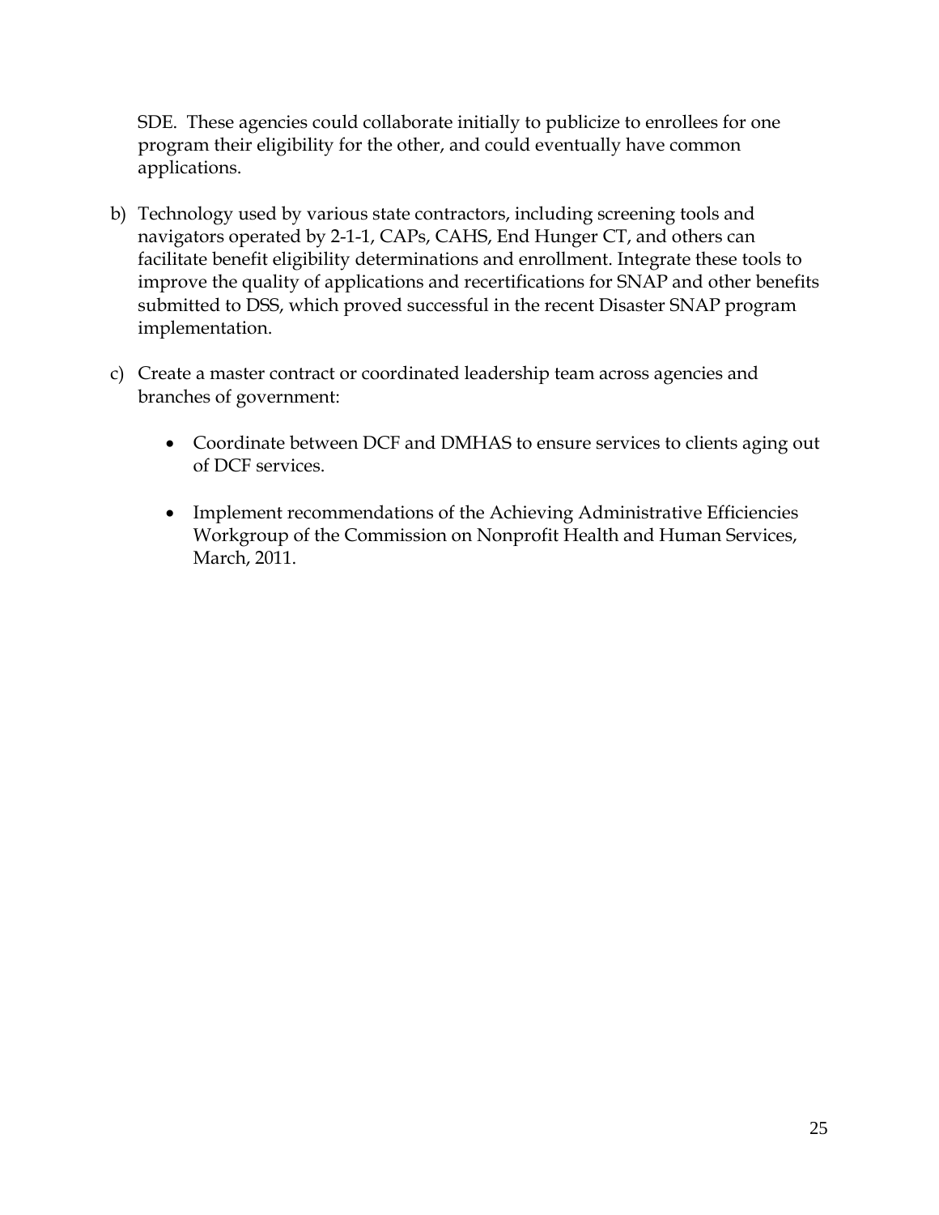SDE. These agencies could collaborate initially to publicize to enrollees for one program their eligibility for the other, and could eventually have common applications.

b) Technology used by various state contractors, including screening tools and navigators operated by 2-1-1, CAPs, CAHS, End Hunger CT, and others can facilitate benefit eligibility determinations and enrollment. Integrate these tools to improve the quality of applications and recertifications for SNAP and other benefits submitted to DSS, which proved successful in the recent Disaster SNAP program implementation.

c) Create a master contract or coordinated leadership team across agencies and branches of government:

- Coordinate between DCF and DMHAS to ensure services to clients aging out of DCF services.

- Implement recommendations of the Achieving Administrative Efficiencies Workgroup of the Commission on Nonprofit Health and Human Services, March, 2011.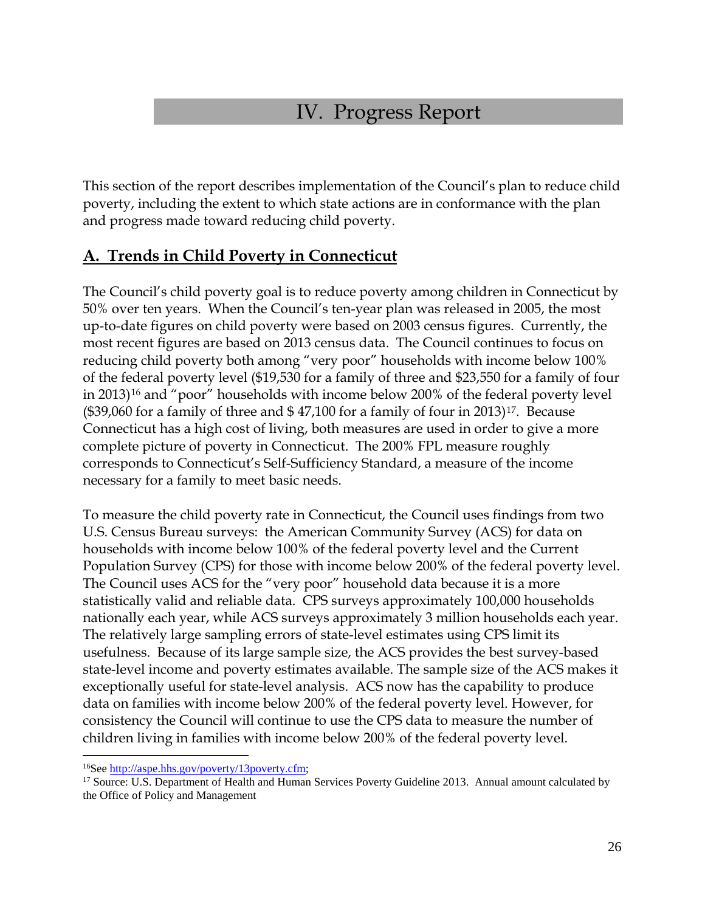# IV. Progress Report

This section of the report describes implementation of the Council's plan to reduce child poverty, including the extent to which state actions are in conformance with the plan and progress made toward reducing child poverty.

## A. Trends in Child Poverty in Connecticut

The Council's child poverty goal is to reduce poverty among children in Connecticut by 50% over ten years. When the Council's ten-year plan was released in 2005, the most up-to-date figures on child poverty were based on 2003 census figures. Currently, the most recent figures are based on 2013 census data. The Council continues to focus on reducing child poverty both among "very poor" households with income below 100% of the federal poverty level ($19,530 for a family of three and $23,550 for a family of four in 2013)[16] and "poor" households with income below 200% of the federal poverty level ($39,060 for a family of three and $ 47,100 for a family of four in 2013)[17]. Because Connecticut has a high cost of living, both measures are used in order to give a more complete picture of poverty in Connecticut. The 200% FPL measure roughly corresponds to Connecticut's Self-Sufficiency Standard, a measure of the income necessary for a family to meet basic needs.

To measure the child poverty rate in Connecticut, the Council uses findings from two U.S. Census Bureau surveys: the American Community Survey (ACS) for data on households with income below 100% of the federal poverty level and the Current Population Survey (CPS) for those with income below 200% of the federal poverty level. The Council uses ACS for the "very poor" household data because it is a more statistically valid and reliable data. CPS surveys approximately 100,000 households nationally each year, while ACS surveys approximately 3 million households each year. The relatively large sampling errors of state-level estimates using CPS limit its usefulness. Because of its large sample size, the ACS provides the best survey-based state-level income and poverty estimates available. The sample size of the ACS makes it exceptionally useful for state-level analysis. ACS now has the capability to produce data on families with income below 200% of the federal poverty level. However, for consistency the Council will continue to use the CPS data to measure the number of children living in families with income below 200% of the federal poverty level.

---

[16]See http://aspe.hhs.gov/poverty/13poverty.cfm;

[17] Source: U.S. Department of Health and Human Services Poverty Guideline 2013. Annual amount calculated by the Office of Policy and Management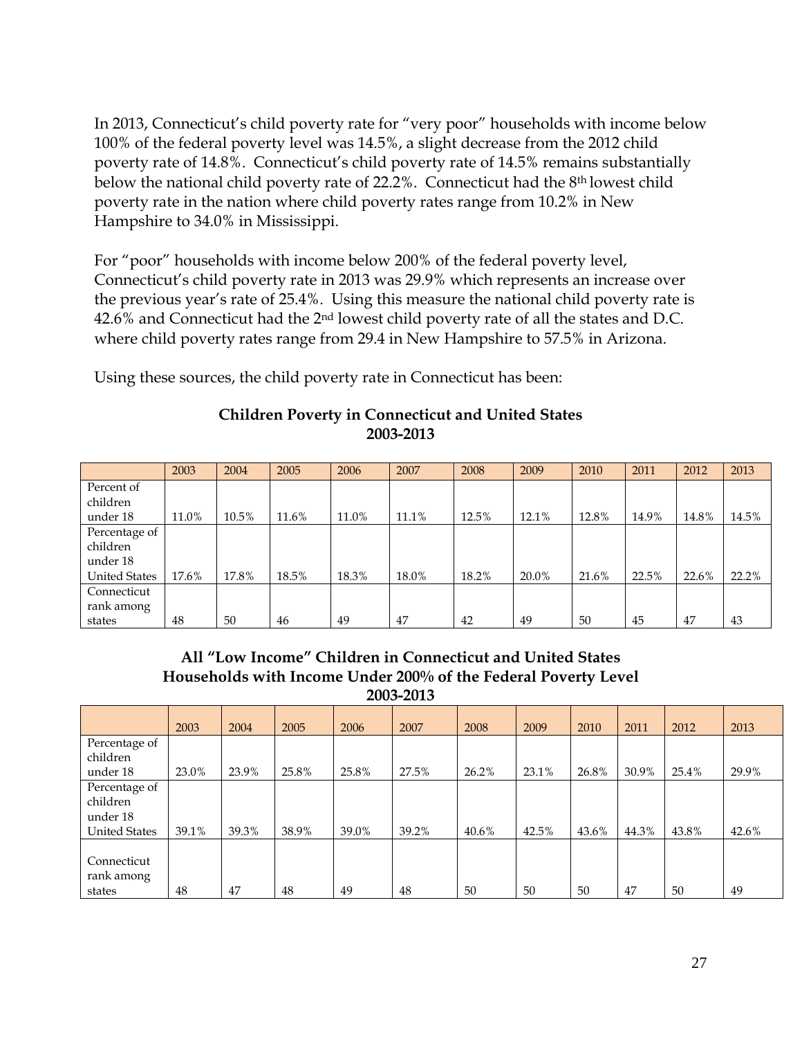In 2013, Connecticut's child poverty rate for "very poor" households with income below 100% of the federal poverty level was 14.5%, a slight decrease from the 2012 child poverty rate of 14.8%. Connecticut's child poverty rate of 14.5% remains substantially below the national child poverty rate of 22.2%. Connecticut had the 8th lowest child poverty rate in the nation where child poverty rates range from 10.2% in New Hampshire to 34.0% in Mississippi.

For "poor" households with income below 200% of the federal poverty level, Connecticut's child poverty rate in 2013 was 29.9% which represents an increase over the previous year's rate of 25.4%. Using this measure the national child poverty rate is 42.6% and Connecticut had the 2nd lowest child poverty rate of all the states and D.C. where child poverty rates range from 29.4 in New Hampshire to 57.5% in Arizona.

Using these sources, the child poverty rate in Connecticut has been:

**Children Poverty in Connecticut and United States 2003-2013**

| | 2003 | 2004 | 2005 | 2006 | 2007 | 2008 | 2009 | 2010 | 2011 | 2012 | 2013 |
|---|---|---|---|---|---|---|---|---|---|---|---|
| Percent of children under 18 | 11.0% | 10.5% | 11.6% | 11.0% | 11.1% | 12.5% | 12.1% | 12.8% | 14.9% | 14.8% | 14.5% |
| Percentage of children under 18 United States | 17.6% | 17.8% | 18.5% | 18.3% | 18.0% | 18.2% | 20.0% | 21.6% | 22.5% | 22.6% | 22.2% |
| Connecticut rank among states | 48 | 50 | 46 | 49 | 47 | 42 | 49 | 50 | 45 | 47 | 43 |

**All "Low Income" Children in Connecticut and United States Households with Income Under 200% of the Federal Poverty Level 2003-2013**

| | 2003 | 2004 | 2005 | 2006 | 2007 | 2008 | 2009 | 2010 | 2011 | 2012 | 2013 |
|---|---|---|---|---|---|---|---|---|---|---|---|
| Percentage of children under 18 | 23.0% | 23.9% | 25.8% | 25.8% | 27.5% | 26.2% | 23.1% | 26.8% | 30.9% | 25.4% | 29.9% |
| Percentage of children under 18 United States | 39.1% | 39.3% | 38.9% | 39.0% | 39.2% | 40.6% | 42.5% | 43.6% | 44.3% | 43.8% | 42.6% |
| Connecticut rank among states | 48 | 47 | 48 | 49 | 48 | 50 | 50 | 50 | 47 | 50 | 49 |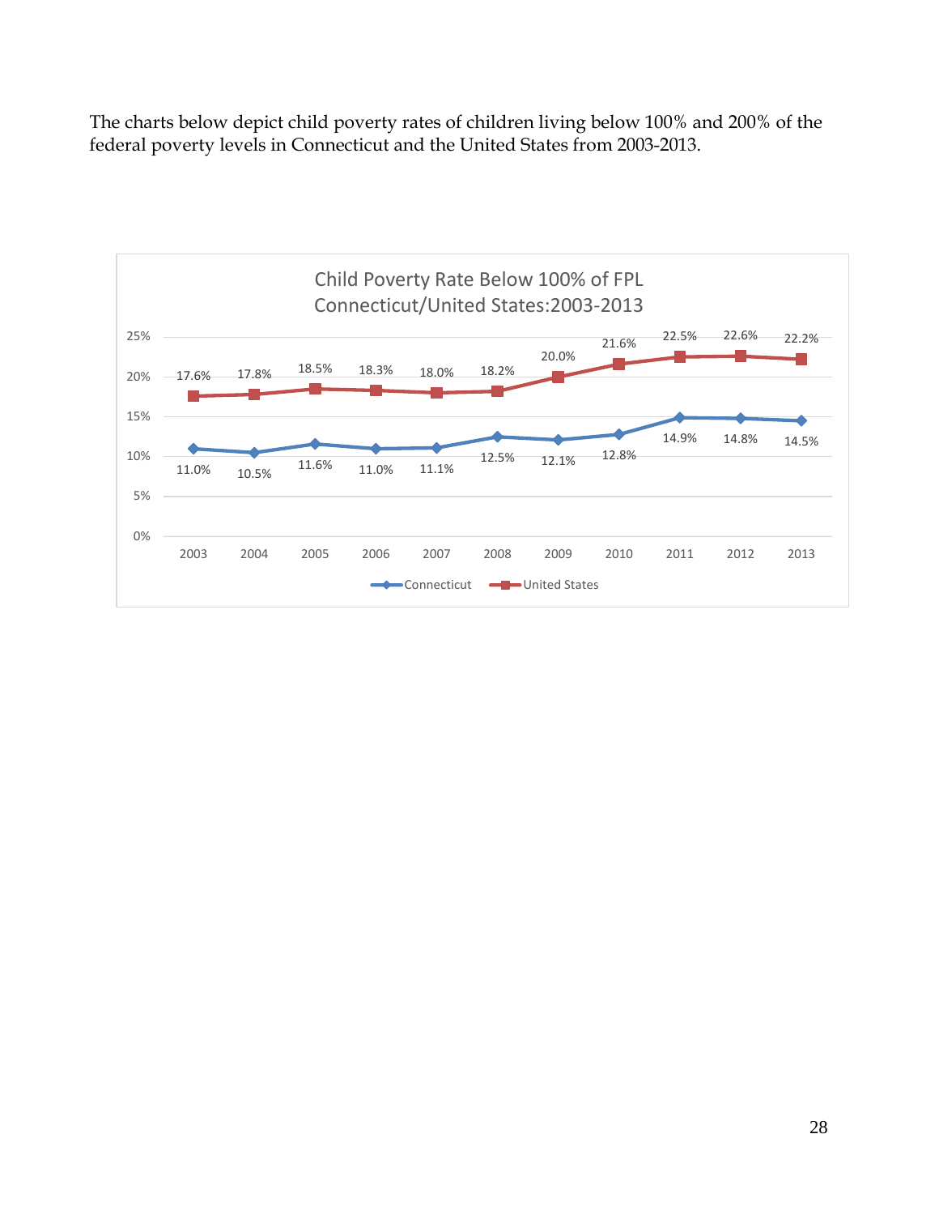The charts below depict child poverty rates of children living below 100% and 200% of the federal poverty levels in Connecticut and the United States from 2003-2013.

**Child Poverty Rate Below 100% of FPL**
**Connecticut/United States:2003-2013**

| Year | Connecticut | United States |
|---|---|---|
| 2003 | 11.0% | 17.6% |
| 2004 | 10.5% | 17.8% |
| 2005 | 11.6% | 18.5% |
| 2006 | 11.0% | 18.3% |
| 2007 | 11.1% | 18.0% |
| 2008 | 12.5% | 18.2% |
| 2009 | 12.1% | 20.0% |
| 2010 | 12.8% | 21.6% |
| 2011 | 14.9% | 22.5% |
| 2012 | 14.8% | 22.6% |
| 2013 | 14.5% | 22.2% |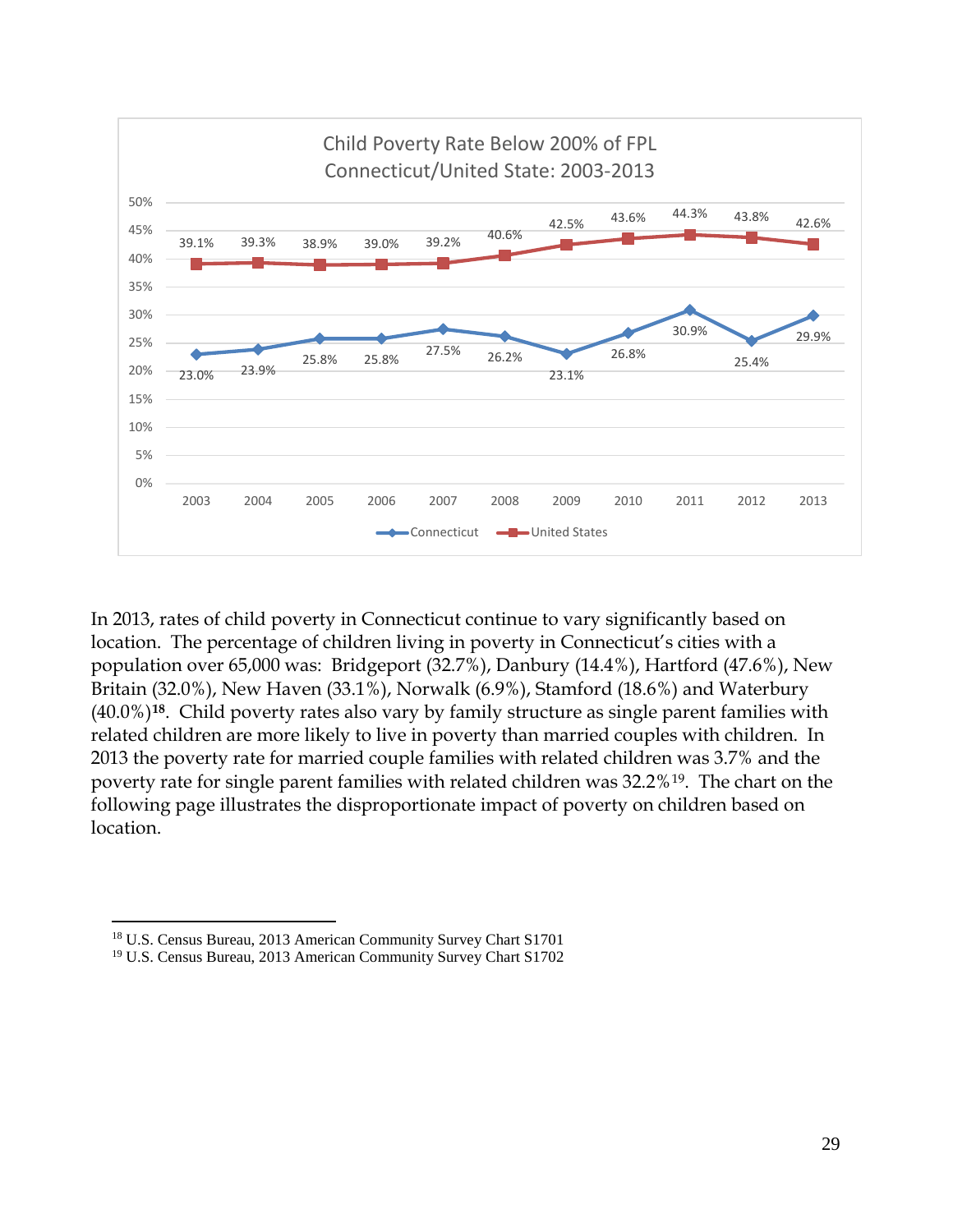**Child Poverty Rate Below 200% of FPL**
**Connecticut/United State: 2003-2013**

| Year | Connecticut | United States |
|---|---|---|
| 2003 | 23.0% | 39.1% |
| 2004 | 23.9% | 39.3% |
| 2005 | 25.8% | 38.9% |
| 2006 | 25.8% | 39.0% |
| 2007 | 27.5% | 39.2% |
| 2008 | 26.2% | 40.6% |
| 2009 | 23.1% | 42.5% |
| 2010 | 26.8% | 43.6% |
| 2011 | 30.9% | 44.3% |
| 2012 | 25.4% | 43.8% |
| 2013 | 29.9% | 42.6% |

In 2013, rates of child poverty in Connecticut continue to vary significantly based on location. The percentage of children living in poverty in Connecticut's cities with a population over 65,000 was: Bridgeport (32.7%), Danbury (14.4%), Hartford (47.6%), New Britain (32.0%), New Haven (33.1%), Norwalk (6.9%), Stamford (18.6%) and Waterbury (40.0%)[18]. Child poverty rates also vary by family structure as single parent families with related children are more likely to live in poverty than married couples with children. In 2013 the poverty rate for married couple families with related children was 3.7% and the poverty rate for single parent families with related children was 32.2%[19]. The chart on the following page illustrates the disproportionate impact of poverty on children based on location.

---

[18] U.S. Census Bureau, 2013 American Community Survey Chart S1701
[19] U.S. Census Bureau, 2013 American Community Survey Chart S1702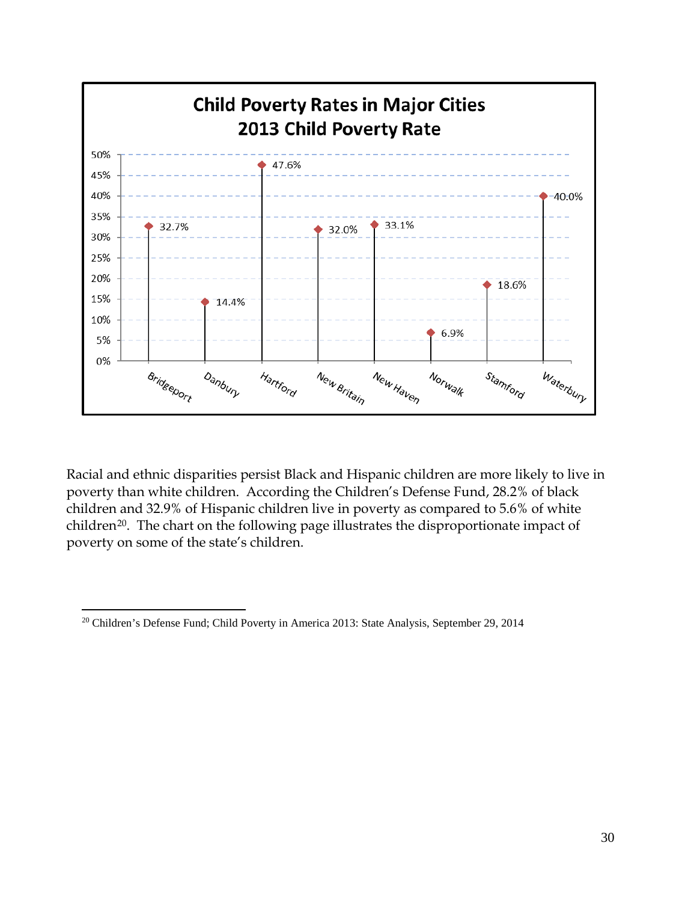**Child Poverty Rates in Major Cities**
**2013 Child Poverty Rate**

| City | 2013 Child Poverty Rate |
|---|---|
| Bridgeport | 32.7% |
| Danbury | 14.4% |
| Hartford | 47.6% |
| New Britain | 32.0% |
| New Haven | 33.1% |
| Norwalk | 6.9% |
| Stamford | 18.6% |
| Waterbury | 40.0% |

Racial and ethnic disparities persist Black and Hispanic children are more likely to live in poverty than white children. According the Children's Defense Fund, 28.2% of black children and 32.9% of Hispanic children live in poverty as compared to 5.6% of white children[20]. The chart on the following page illustrates the disproportionate impact of poverty on some of the state's children.

---

[20] Children's Defense Fund; Child Poverty in America 2013: State Analysis, September 29, 2014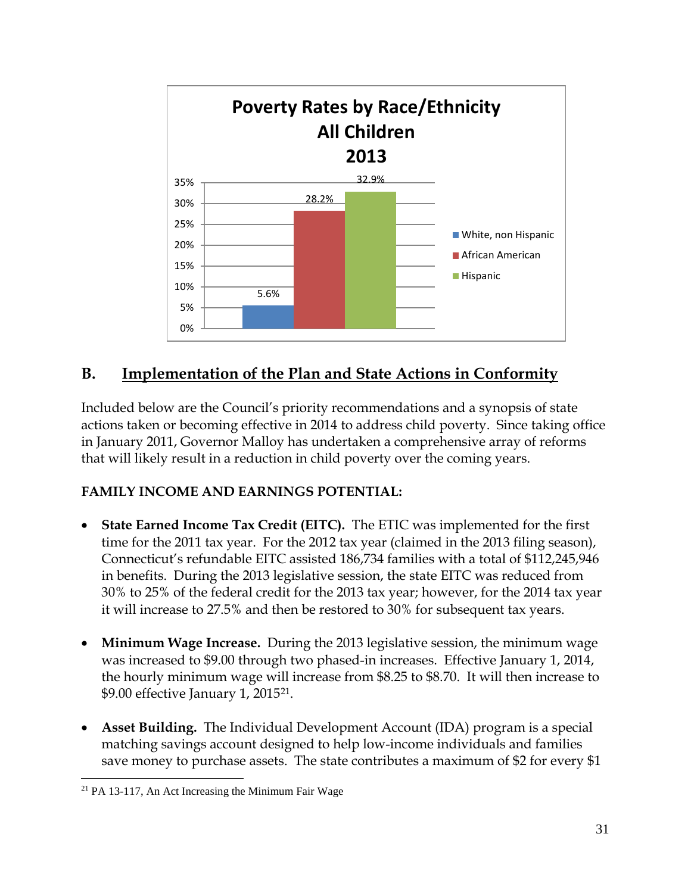**Poverty Rates by Race/Ethnicity All Children 2013**

| Race/Ethnicity | Poverty Rate |
|---|---|
| White, non Hispanic | 5.6% |
| African American | 28.2% |
| Hispanic | 32.9% |

## B. Implementation of the Plan and State Actions in Conformity

Included below are the Council's priority recommendations and a synopsis of state actions taken or becoming effective in 2014 to address child poverty. Since taking office in January 2011, Governor Malloy has undertaken a comprehensive array of reforms that will likely result in a reduction in child poverty over the coming years.

### FAMILY INCOME AND EARNINGS POTENTIAL:

- **State Earned Income Tax Credit (EITC).** The ETIC was implemented for the first time for the 2011 tax year. For the 2012 tax year (claimed in the 2013 filing season), Connecticut's refundable EITC assisted 186,734 families with a total of $112,245,946 in benefits. During the 2013 legislative session, the state EITC was reduced from 30% to 25% of the federal credit for the 2013 tax year; however, for the 2014 tax year it will increase to 27.5% and then be restored to 30% for subsequent tax years.

- **Minimum Wage Increase.** During the 2013 legislative session, the minimum wage was increased to $9.00 through two phased-in increases. Effective January 1, 2014, the hourly minimum wage will increase from $8.25 to $8.70. It will then increase to $9.00 effective January 1, 2015[21].

- **Asset Building.** The Individual Development Account (IDA) program is a special matching savings account designed to help low-income individuals and families save money to purchase assets. The state contributes a maximum of $2 for every $1

[21] PA 13-117, An Act Increasing the Minimum Fair Wage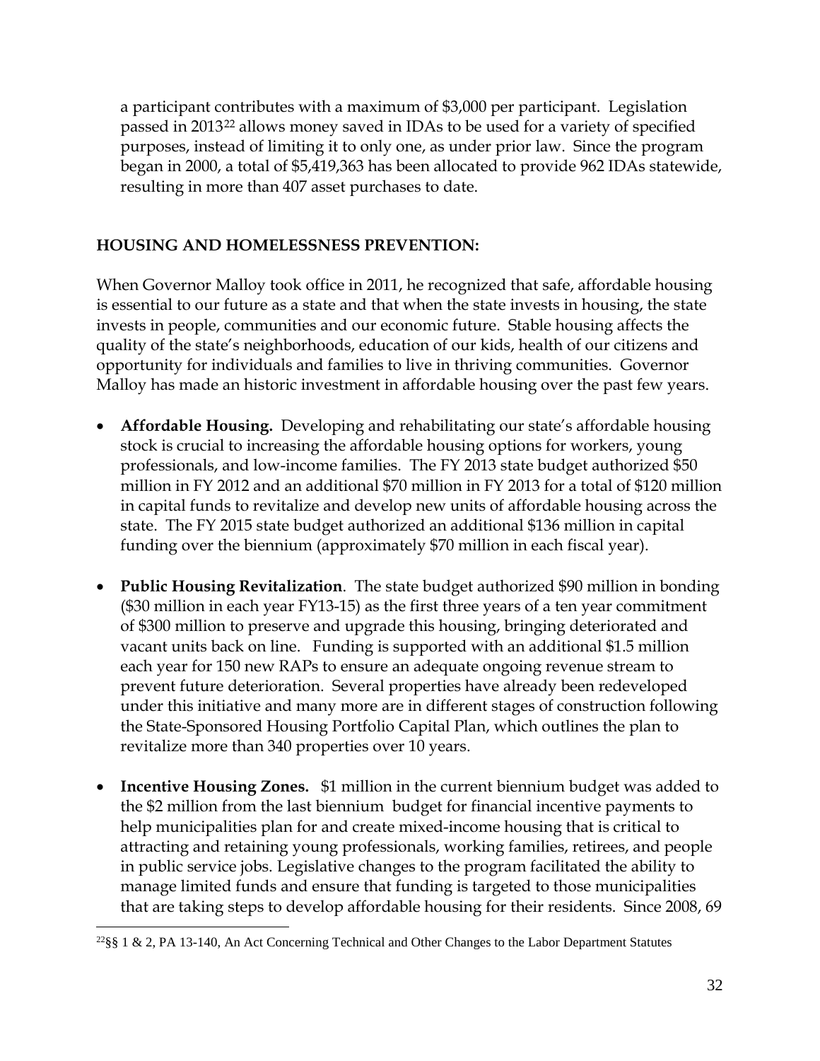a participant contributes with a maximum of $3,000 per participant. Legislation passed in 2013[22] allows money saved in IDAs to be used for a variety of specified purposes, instead of limiting it to only one, as under prior law. Since the program began in 2000, a total of $5,419,363 has been allocated to provide 962 IDAs statewide, resulting in more than 407 asset purchases to date.

**HOUSING AND HOMELESSNESS PREVENTION:**

When Governor Malloy took office in 2011, he recognized that safe, affordable housing is essential to our future as a state and that when the state invests in housing, the state invests in people, communities and our economic future. Stable housing affects the quality of the state's neighborhoods, education of our kids, health of our citizens and opportunity for individuals and families to live in thriving communities. Governor Malloy has made an historic investment in affordable housing over the past few years.

- **Affordable Housing.** Developing and rehabilitating our state's affordable housing stock is crucial to increasing the affordable housing options for workers, young professionals, and low-income families. The FY 2013 state budget authorized $50 million in FY 2012 and an additional $70 million in FY 2013 for a total of $120 million in capital funds to revitalize and develop new units of affordable housing across the state. The FY 2015 state budget authorized an additional $136 million in capital funding over the biennium (approximately $70 million in each fiscal year).

- **Public Housing Revitalization**. The state budget authorized $90 million in bonding ($30 million in each year FY13-15) as the first three years of a ten year commitment of $300 million to preserve and upgrade this housing, bringing deteriorated and vacant units back on line. Funding is supported with an additional $1.5 million each year for 150 new RAPs to ensure an adequate ongoing revenue stream to prevent future deterioration. Several properties have already been redeveloped under this initiative and many more are in different stages of construction following the State-Sponsored Housing Portfolio Capital Plan, which outlines the plan to revitalize more than 340 properties over 10 years.

- **Incentive Housing Zones.** $1 million in the current biennium budget was added to the $2 million from the last biennium budget for financial incentive payments to help municipalities plan for and create mixed-income housing that is critical to attracting and retaining young professionals, working families, retirees, and people in public service jobs. Legislative changes to the program facilitated the ability to manage limited funds and ensure that funding is targeted to those municipalities that are taking steps to develop affordable housing for their residents. Since 2008, 69

[22] §§ 1 & 2, PA 13-140, An Act Concerning Technical and Other Changes to the Labor Department Statutes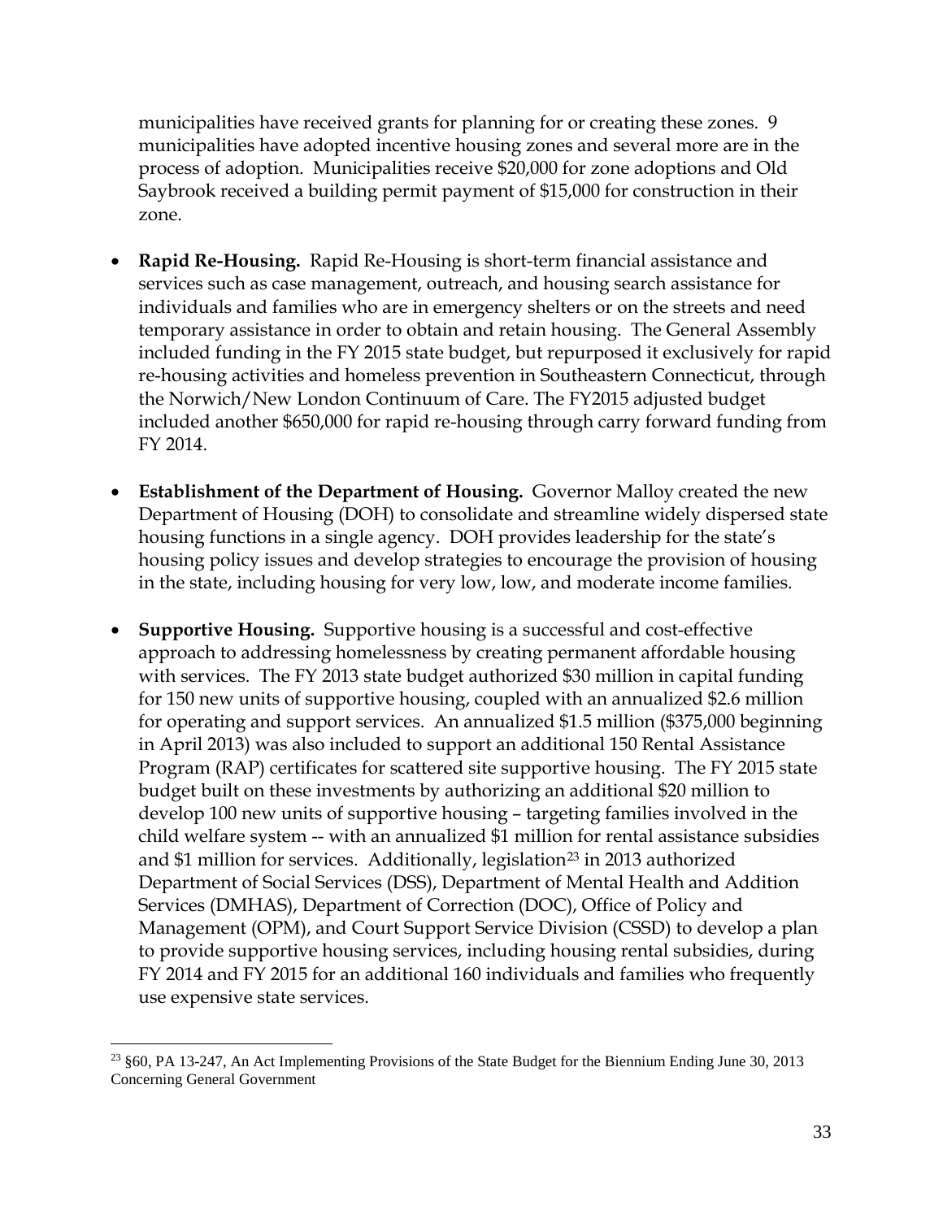municipalities have received grants for planning for or creating these zones. 9 municipalities have adopted incentive housing zones and several more are in the process of adoption. Municipalities receive $20,000 for zone adoptions and Old Saybrook received a building permit payment of $15,000 for construction in their zone.

- **Rapid Re-Housing.** Rapid Re-Housing is short-term financial assistance and services such as case management, outreach, and housing search assistance for individuals and families who are in emergency shelters or on the streets and need temporary assistance in order to obtain and retain housing. The General Assembly included funding in the FY 2015 state budget, but repurposed it exclusively for rapid re-housing activities and homeless prevention in Southeastern Connecticut, through the Norwich/New London Continuum of Care. The FY2015 adjusted budget included another $650,000 for rapid re-housing through carry forward funding from FY 2014.

- **Establishment of the Department of Housing.** Governor Malloy created the new Department of Housing (DOH) to consolidate and streamline widely dispersed state housing functions in a single agency. DOH provides leadership for the state's housing policy issues and develop strategies to encourage the provision of housing in the state, including housing for very low, low, and moderate income families.

- **Supportive Housing.** Supportive housing is a successful and cost-effective approach to addressing homelessness by creating permanent affordable housing with services. The FY 2013 state budget authorized $30 million in capital funding for 150 new units of supportive housing, coupled with an annualized $2.6 million for operating and support services. An annualized $1.5 million ($375,000 beginning in April 2013) was also included to support an additional 150 Rental Assistance Program (RAP) certificates for scattered site supportive housing. The FY 2015 state budget built on these investments by authorizing an additional $20 million to develop 100 new units of supportive housing – targeting families involved in the child welfare system -- with an annualized $1 million for rental assistance subsidies and $1 million for services. Additionally, legislation[23] in 2013 authorized Department of Social Services (DSS), Department of Mental Health and Addition Services (DMHAS), Department of Correction (DOC), Office of Policy and Management (OPM), and Court Support Service Division (CSSD) to develop a plan to provide supportive housing services, including housing rental subsidies, during FY 2014 and FY 2015 for an additional 160 individuals and families who frequently use expensive state services.

[23] §60, PA 13-247, An Act Implementing Provisions of the State Budget for the Biennium Ending June 30, 2013 Concerning General Government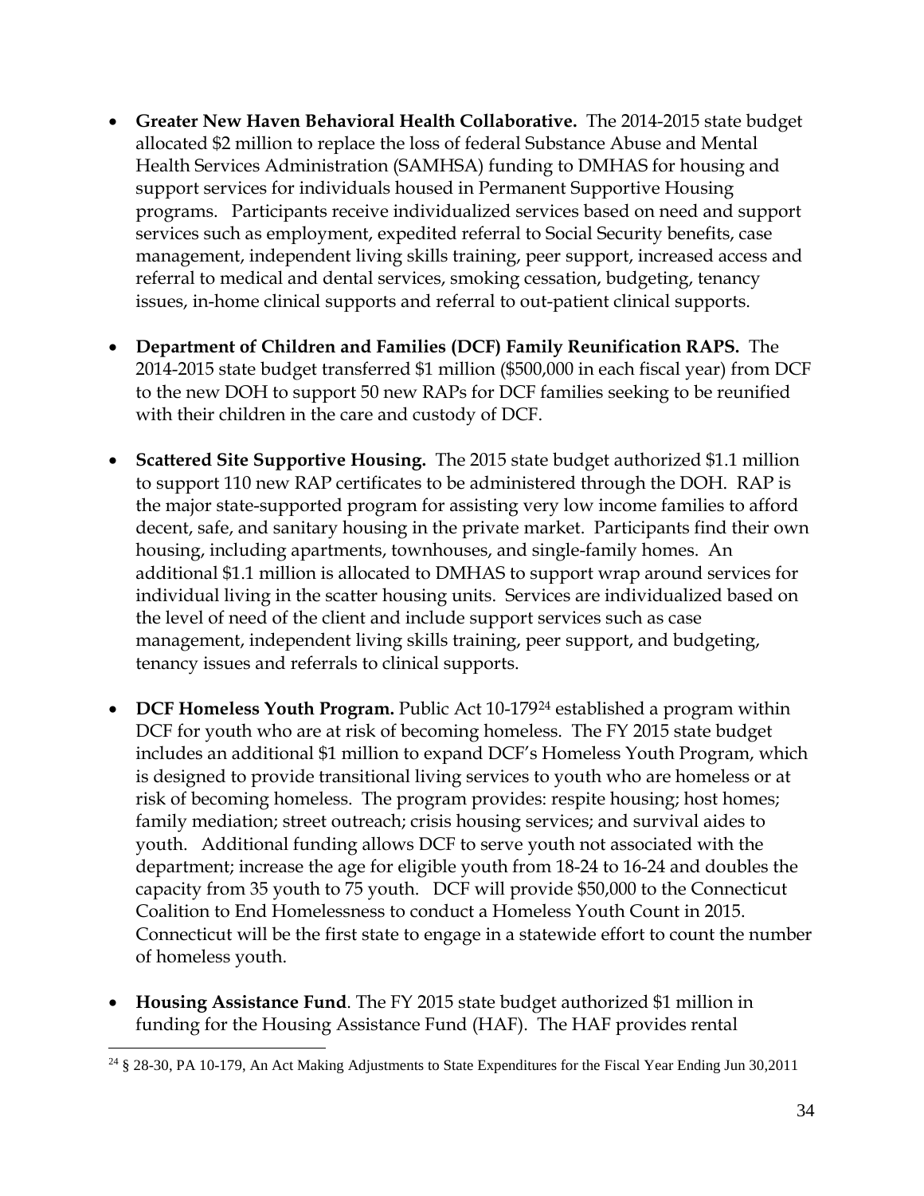- **Greater New Haven Behavioral Health Collaborative.** The 2014-2015 state budget allocated $2 million to replace the loss of federal Substance Abuse and Mental Health Services Administration (SAMHSA) funding to DMHAS for housing and support services for individuals housed in Permanent Supportive Housing programs. Participants receive individualized services based on need and support services such as employment, expedited referral to Social Security benefits, case management, independent living skills training, peer support, increased access and referral to medical and dental services, smoking cessation, budgeting, tenancy issues, in-home clinical supports and referral to out-patient clinical supports.

- **Department of Children and Families (DCF) Family Reunification RAPS.** The 2014-2015 state budget transferred $1 million ($500,000 in each fiscal year) from DCF to the new DOH to support 50 new RAPs for DCF families seeking to be reunified with their children in the care and custody of DCF.

- **Scattered Site Supportive Housing.** The 2015 state budget authorized $1.1 million to support 110 new RAP certificates to be administered through the DOH. RAP is the major state-supported program for assisting very low income families to afford decent, safe, and sanitary housing in the private market. Participants find their own housing, including apartments, townhouses, and single-family homes. An additional $1.1 million is allocated to DMHAS to support wrap around services for individual living in the scatter housing units. Services are individualized based on the level of need of the client and include support services such as case management, independent living skills training, peer support, and budgeting, tenancy issues and referrals to clinical supports.

- **DCF Homeless Youth Program.** Public Act 10-179[24] established a program within DCF for youth who are at risk of becoming homeless. The FY 2015 state budget includes an additional $1 million to expand DCF's Homeless Youth Program, which is designed to provide transitional living services to youth who are homeless or at risk of becoming homeless. The program provides: respite housing; host homes; family mediation; street outreach; crisis housing services; and survival aides to youth. Additional funding allows DCF to serve youth not associated with the department; increase the age for eligible youth from 18-24 to 16-24 and doubles the capacity from 35 youth to 75 youth. DCF will provide $50,000 to the Connecticut Coalition to End Homelessness to conduct a Homeless Youth Count in 2015. Connecticut will be the first state to engage in a statewide effort to count the number of homeless youth.

- **Housing Assistance Fund**. The FY 2015 state budget authorized $1 million in funding for the Housing Assistance Fund (HAF). The HAF provides rental

[24] § 28-30, PA 10-179, An Act Making Adjustments to State Expenditures for the Fiscal Year Ending Jun 30,2011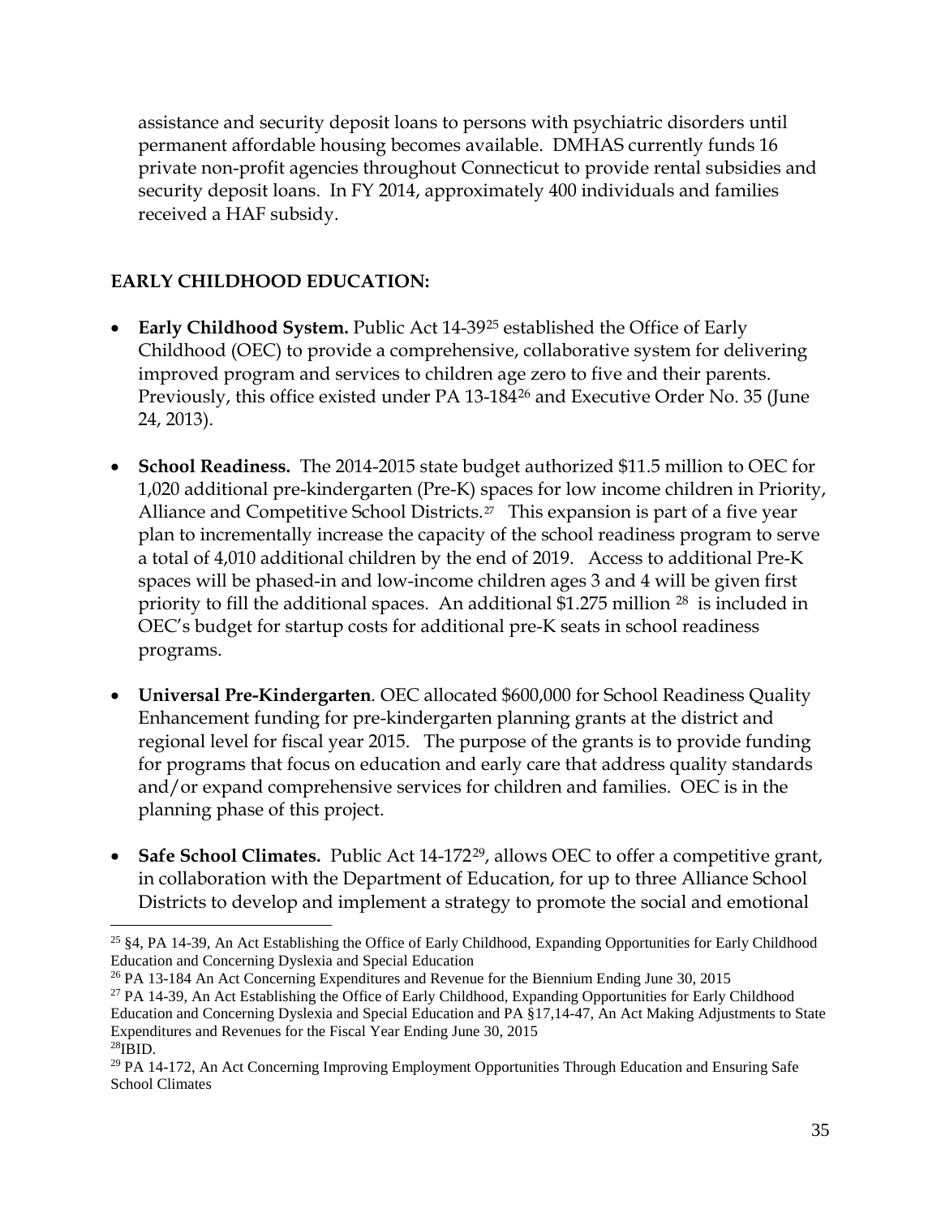assistance and security deposit loans to persons with psychiatric disorders until permanent affordable housing becomes available. DMHAS currently funds 16 private non-profit agencies throughout Connecticut to provide rental subsidies and security deposit loans. In FY 2014, approximately 400 individuals and families received a HAF subsidy.

**EARLY CHILDHOOD EDUCATION:**

- **Early Childhood System.** Public Act 14-39[25] established the Office of Early Childhood (OEC) to provide a comprehensive, collaborative system for delivering improved program and services to children age zero to five and their parents. Previously, this office existed under PA 13-184[26] and Executive Order No. 35 (June 24, 2013).

- **School Readiness.** The 2014-2015 state budget authorized $11.5 million to OEC for 1,020 additional pre-kindergarten (Pre-K) spaces for low income children in Priority, Alliance and Competitive School Districts.[27] This expansion is part of a five year plan to incrementally increase the capacity of the school readiness program to serve a total of 4,010 additional children by the end of 2019. Access to additional Pre-K spaces will be phased-in and low-income children ages 3 and 4 will be given first priority to fill the additional spaces. An additional $1.275 million [28] is included in OEC's budget for startup costs for additional pre-K seats in school readiness programs.

- **Universal Pre-Kindergarten**. OEC allocated $600,000 for School Readiness Quality Enhancement funding for pre-kindergarten planning grants at the district and regional level for fiscal year 2015. The purpose of the grants is to provide funding for programs that focus on education and early care that address quality standards and/or expand comprehensive services for children and families. OEC is in the planning phase of this project.

- **Safe School Climates.** Public Act 14-172[29], allows OEC to offer a competitive grant, in collaboration with the Department of Education, for up to three Alliance School Districts to develop and implement a strategy to promote the social and emotional

---

[25] §4, PA 14-39, An Act Establishing the Office of Early Childhood, Expanding Opportunities for Early Childhood Education and Concerning Dyslexia and Special Education

[26] PA 13-184 An Act Concerning Expenditures and Revenue for the Biennium Ending June 30, 2015

[27] PA 14-39, An Act Establishing the Office of Early Childhood, Expanding Opportunities for Early Childhood Education and Concerning Dyslexia and Special Education and PA §17,14-47, An Act Making Adjustments to State Expenditures and Revenues for the Fiscal Year Ending June 30, 2015

[28] IBID.

[29] PA 14-172, An Act Concerning Improving Employment Opportunities Through Education and Ensuring Safe School Climates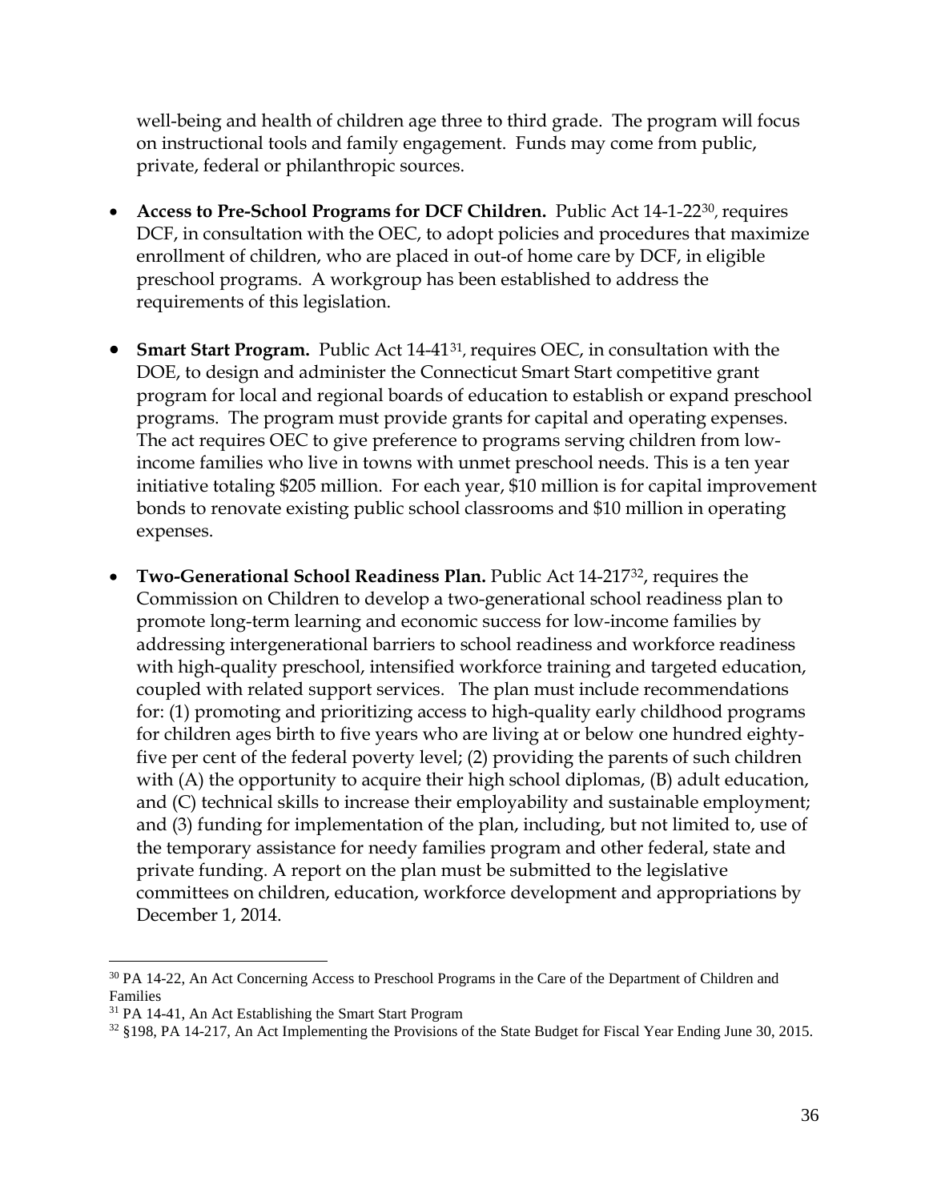well-being and health of children age three to third grade. The program will focus on instructional tools and family engagement. Funds may come from public, private, federal or philanthropic sources.

- **Access to Pre-School Programs for DCF Children.** Public Act 14-1-22[30], requires DCF, in consultation with the OEC, to adopt policies and procedures that maximize enrollment of children, who are placed in out-of home care by DCF, in eligible preschool programs. A workgroup has been established to address the requirements of this legislation.

- **Smart Start Program.** Public Act 14-41[31], requires OEC, in consultation with the DOE, to design and administer the Connecticut Smart Start competitive grant program for local and regional boards of education to establish or expand preschool programs. The program must provide grants for capital and operating expenses. The act requires OEC to give preference to programs serving children from low-income families who live in towns with unmet preschool needs. This is a ten year initiative totaling $205 million. For each year, $10 million is for capital improvement bonds to renovate existing public school classrooms and $10 million in operating expenses.

- **Two-Generational School Readiness Plan.** Public Act 14-217[32], requires the Commission on Children to develop a two-generational school readiness plan to promote long-term learning and economic success for low-income families by addressing intergenerational barriers to school readiness and workforce readiness with high-quality preschool, intensified workforce training and targeted education, coupled with related support services. The plan must include recommendations for: (1) promoting and prioritizing access to high-quality early childhood programs for children ages birth to five years who are living at or below one hundred eighty-five per cent of the federal poverty level; (2) providing the parents of such children with (A) the opportunity to acquire their high school diplomas, (B) adult education, and (C) technical skills to increase their employability and sustainable employment; and (3) funding for implementation of the plan, including, but not limited to, use of the temporary assistance for needy families program and other federal, state and private funding. A report on the plan must be submitted to the legislative committees on children, education, workforce development and appropriations by December 1, 2014.

---

[30] PA 14-22, An Act Concerning Access to Preschool Programs in the Care of the Department of Children and Families

[31] PA 14-41, An Act Establishing the Smart Start Program

[32] §198, PA 14-217, An Act Implementing the Provisions of the State Budget for Fiscal Year Ending June 30, 2015.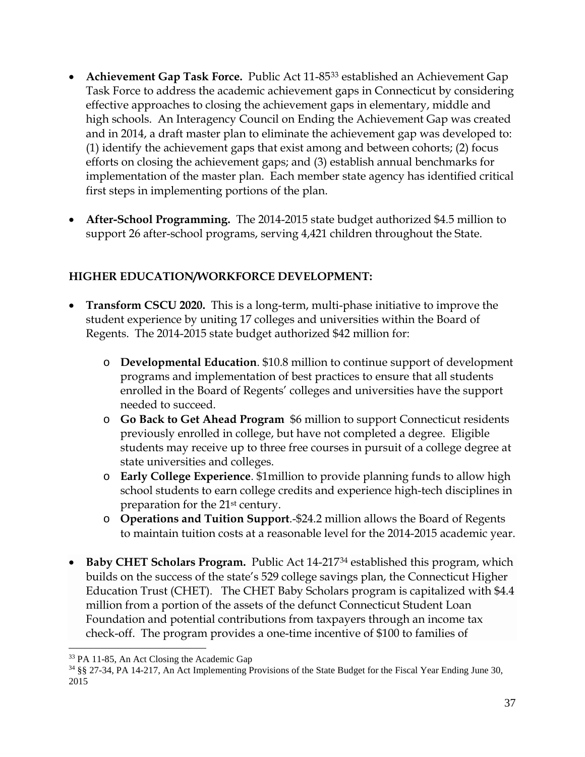- **Achievement Gap Task Force.** Public Act 11-85[33] established an Achievement Gap Task Force to address the academic achievement gaps in Connecticut by considering effective approaches to closing the achievement gaps in elementary, middle and high schools. An Interagency Council on Ending the Achievement Gap was created and in 2014, a draft master plan to eliminate the achievement gap was developed to: (1) identify the achievement gaps that exist among and between cohorts; (2) focus efforts on closing the achievement gaps; and (3) establish annual benchmarks for implementation of the master plan. Each member state agency has identified critical first steps in implementing portions of the plan.

- **After-School Programming.** The 2014-2015 state budget authorized $4.5 million to support 26 after-school programs, serving 4,421 children throughout the State.

**HIGHER EDUCATION/WORKFORCE DEVELOPMENT:**

- **Transform CSCU 2020.** This is a long-term, multi-phase initiative to improve the student experience by uniting 17 colleges and universities within the Board of Regents. The 2014-2015 state budget authorized $42 million for:
  - **Developmental Education**. $10.8 million to continue support of development programs and implementation of best practices to ensure that all students enrolled in the Board of Regents' colleges and universities have the support needed to succeed.
  - **Go Back to Get Ahead Program** $6 million to support Connecticut residents previously enrolled in college, but have not completed a degree. Eligible students may receive up to three free courses in pursuit of a college degree at state universities and colleges.
  - **Early College Experience**. $1million to provide planning funds to allow high school students to earn college credits and experience high-tech disciplines in preparation for the 21st century.
  - **Operations and Tuition Support**.-$24.2 million allows the Board of Regents to maintain tuition costs at a reasonable level for the 2014-2015 academic year.

- **Baby CHET Scholars Program.** Public Act 14-217[34] established this program, which builds on the success of the state's 529 college savings plan, the Connecticut Higher Education Trust (CHET). The CHET Baby Scholars program is capitalized with $4.4 million from a portion of the assets of the defunct Connecticut Student Loan Foundation and potential contributions from taxpayers through an income tax check-off. The program provides a one-time incentive of $100 to families of

---

[33] PA 11-85, An Act Closing the Academic Gap

[34] §§ 27-34, PA 14-217, An Act Implementing Provisions of the State Budget for the Fiscal Year Ending June 30, 2015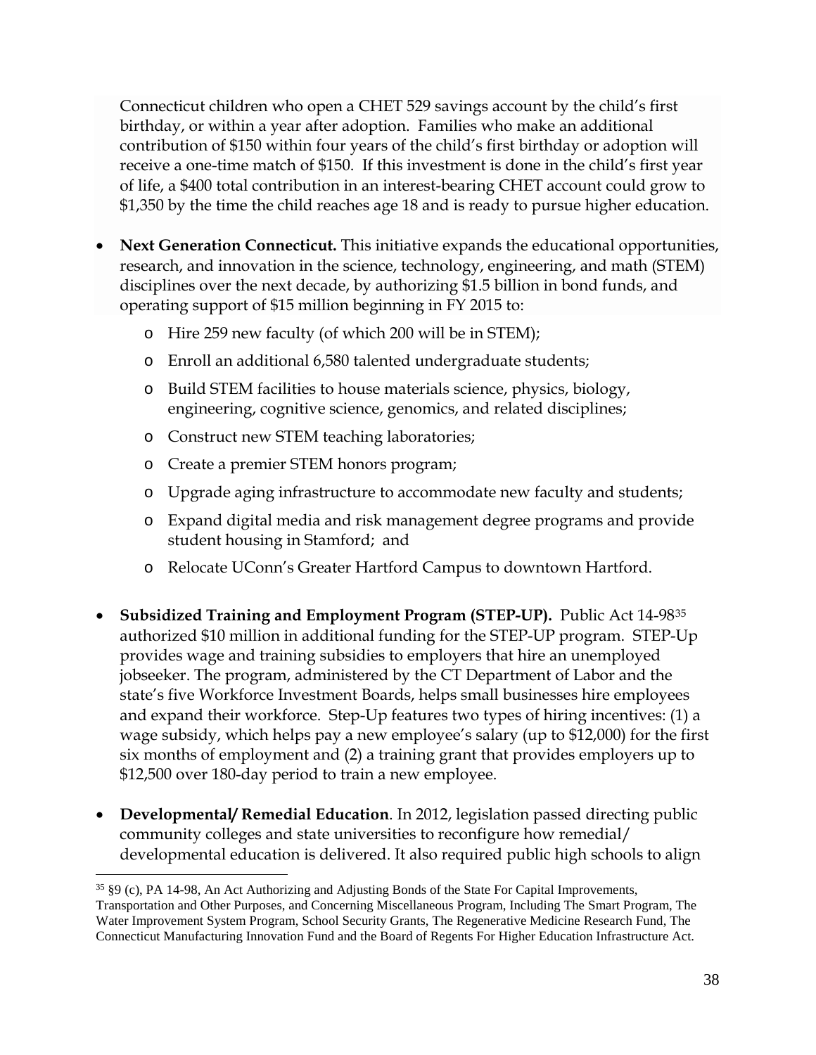Connecticut children who open a CHET 529 savings account by the child's first birthday, or within a year after adoption. Families who make an additional contribution of $150 within four years of the child's first birthday or adoption will receive a one-time match of $150. If this investment is done in the child's first year of life, a $400 total contribution in an interest-bearing CHET account could grow to $1,350 by the time the child reaches age 18 and is ready to pursue higher education.

- **Next Generation Connecticut.** This initiative expands the educational opportunities, research, and innovation in the science, technology, engineering, and math (STEM) disciplines over the next decade, by authorizing $1.5 billion in bond funds, and operating support of $15 million beginning in FY 2015 to:
  - Hire 259 new faculty (of which 200 will be in STEM);
  - Enroll an additional 6,580 talented undergraduate students;
  - Build STEM facilities to house materials science, physics, biology, engineering, cognitive science, genomics, and related disciplines;
  - Construct new STEM teaching laboratories;
  - Create a premier STEM honors program;
  - Upgrade aging infrastructure to accommodate new faculty and students;
  - Expand digital media and risk management degree programs and provide student housing in Stamford; and
  - Relocate UConn's Greater Hartford Campus to downtown Hartford.

- **Subsidized Training and Employment Program (STEP-UP).** Public Act 14-98[35] authorized $10 million in additional funding for the STEP-UP program. STEP-Up provides wage and training subsidies to employers that hire an unemployed jobseeker. The program, administered by the CT Department of Labor and the state's five Workforce Investment Boards, helps small businesses hire employees and expand their workforce. Step-Up features two types of hiring incentives: (1) a wage subsidy, which helps pay a new employee's salary (up to $12,000) for the first six months of employment and (2) a training grant that provides employers up to $12,500 over 180-day period to train a new employee.

- **Developmental/ Remedial Education**. In 2012, legislation passed directing public community colleges and state universities to reconfigure how remedial/ developmental education is delivered. It also required public high schools to align

[35] §9 (c), PA 14-98, An Act Authorizing and Adjusting Bonds of the State For Capital Improvements, Transportation and Other Purposes, and Concerning Miscellaneous Program, Including The Smart Program, The Water Improvement System Program, School Security Grants, The Regenerative Medicine Research Fund, The Connecticut Manufacturing Innovation Fund and the Board of Regents For Higher Education Infrastructure Act.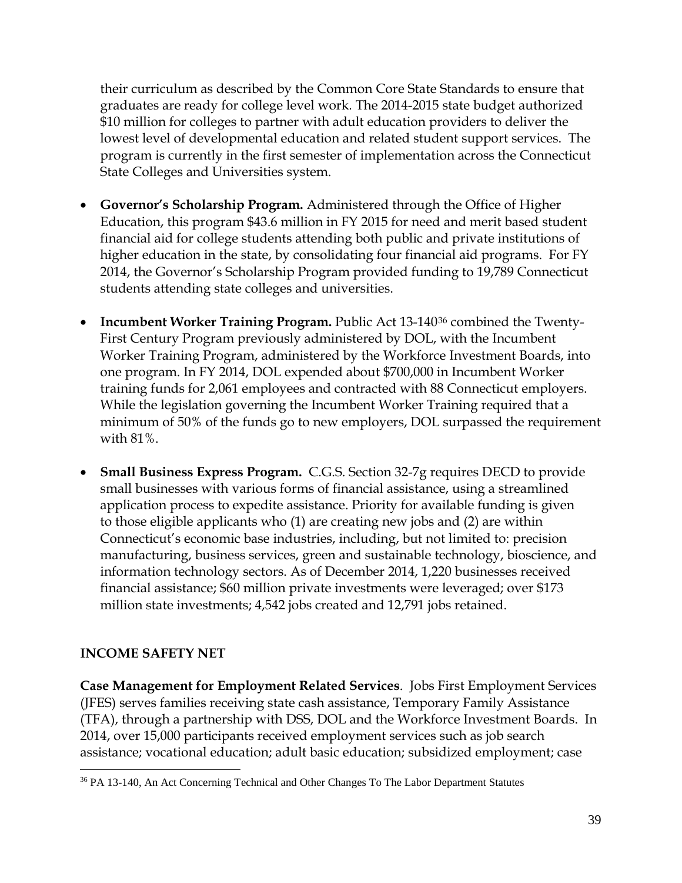their curriculum as described by the Common Core State Standards to ensure that graduates are ready for college level work. The 2014-2015 state budget authorized $10 million for colleges to partner with adult education providers to deliver the lowest level of developmental education and related student support services. The program is currently in the first semester of implementation across the Connecticut State Colleges and Universities system.

- **Governor's Scholarship Program.** Administered through the Office of Higher Education, this program $43.6 million in FY 2015 for need and merit based student financial aid for college students attending both public and private institutions of higher education in the state, by consolidating four financial aid programs. For FY 2014, the Governor's Scholarship Program provided funding to 19,789 Connecticut students attending state colleges and universities.

- **Incumbent Worker Training Program.** Public Act 13-140[36] combined the Twenty-First Century Program previously administered by DOL, with the Incumbent Worker Training Program, administered by the Workforce Investment Boards, into one program. In FY 2014, DOL expended about $700,000 in Incumbent Worker training funds for 2,061 employees and contracted with 88 Connecticut employers. While the legislation governing the Incumbent Worker Training required that a minimum of 50% of the funds go to new employers, DOL surpassed the requirement with 81%.

- **Small Business Express Program.** C.G.S. Section 32-7g requires DECD to provide small businesses with various forms of financial assistance, using a streamlined application process to expedite assistance. Priority for available funding is given to those eligible applicants who (1) are creating new jobs and (2) are within Connecticut's economic base industries, including, but not limited to: precision manufacturing, business services, green and sustainable technology, bioscience, and information technology sectors. As of December 2014, 1,220 businesses received financial assistance; $60 million private investments were leveraged; over $173 million state investments; 4,542 jobs created and 12,791 jobs retained.

## INCOME SAFETY NET

**Case Management for Employment Related Services**. Jobs First Employment Services (JFES) serves families receiving state cash assistance, Temporary Family Assistance (TFA), through a partnership with DSS, DOL and the Workforce Investment Boards. In 2014, over 15,000 participants received employment services such as job search assistance; vocational education; adult basic education; subsidized employment; case

[36] PA 13-140, An Act Concerning Technical and Other Changes To The Labor Department Statutes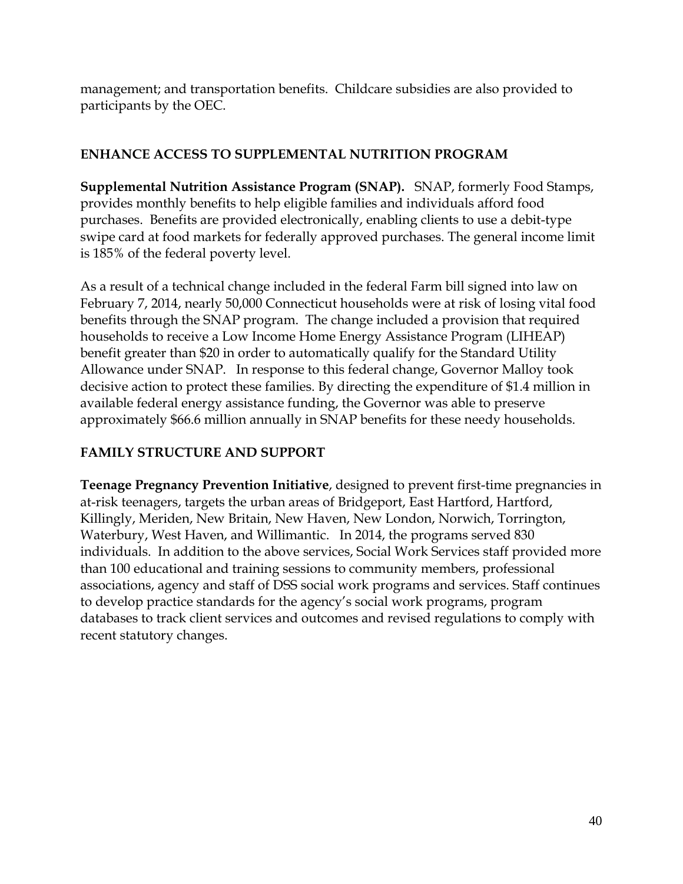management; and transportation benefits. Childcare subsidies are also provided to participants by the OEC.

## ENHANCE ACCESS TO SUPPLEMENTAL NUTRITION PROGRAM

**Supplemental Nutrition Assistance Program (SNAP).** SNAP, formerly Food Stamps, provides monthly benefits to help eligible families and individuals afford food purchases. Benefits are provided electronically, enabling clients to use a debit-type swipe card at food markets for federally approved purchases. The general income limit is 185% of the federal poverty level.

As a result of a technical change included in the federal Farm bill signed into law on February 7, 2014, nearly 50,000 Connecticut households were at risk of losing vital food benefits through the SNAP program. The change included a provision that required households to receive a Low Income Home Energy Assistance Program (LIHEAP) benefit greater than $20 in order to automatically qualify for the Standard Utility Allowance under SNAP. In response to this federal change, Governor Malloy took decisive action to protect these families. By directing the expenditure of $1.4 million in available federal energy assistance funding, the Governor was able to preserve approximately $66.6 million annually in SNAP benefits for these needy households.

## FAMILY STRUCTURE AND SUPPORT

**Teenage Pregnancy Prevention Initiative**, designed to prevent first-time pregnancies in at-risk teenagers, targets the urban areas of Bridgeport, East Hartford, Hartford, Killingly, Meriden, New Britain, New Haven, New London, Norwich, Torrington, Waterbury, West Haven, and Willimantic. In 2014, the programs served 830 individuals. In addition to the above services, Social Work Services staff provided more than 100 educational and training sessions to community members, professional associations, agency and staff of DSS social work programs and services. Staff continues to develop practice standards for the agency's social work programs, program databases to track client services and outcomes and revised regulations to comply with recent statutory changes.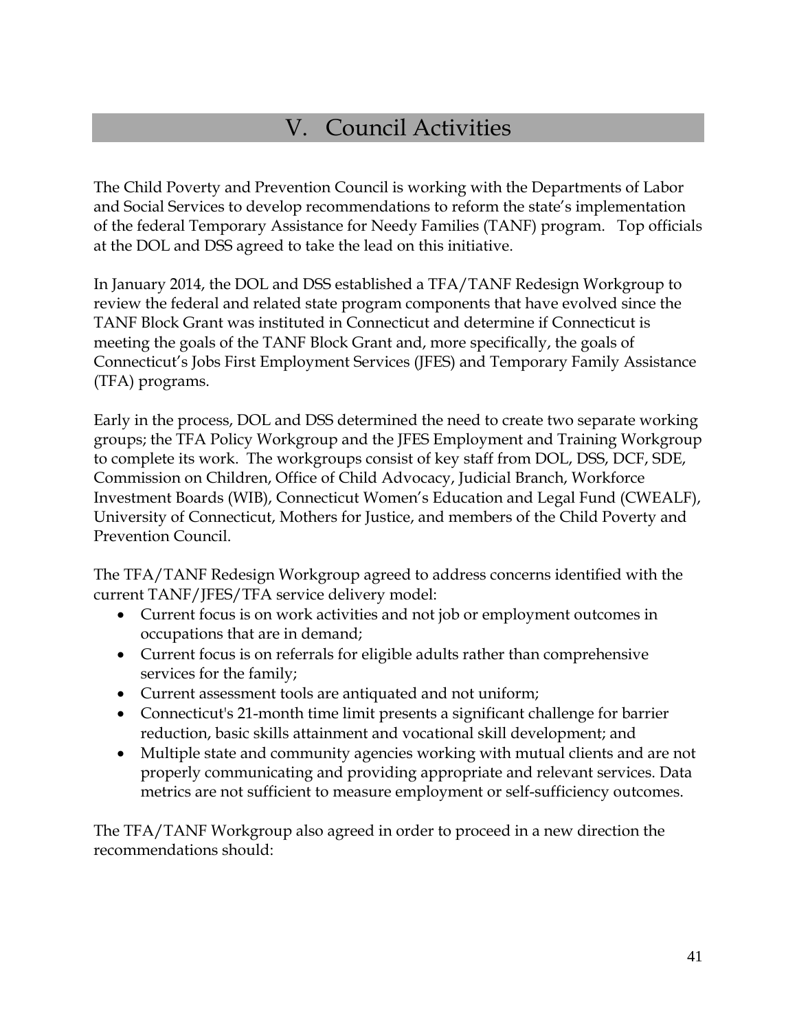# V. Council Activities

The Child Poverty and Prevention Council is working with the Departments of Labor and Social Services to develop recommendations to reform the state's implementation of the federal Temporary Assistance for Needy Families (TANF) program. Top officials at the DOL and DSS agreed to take the lead on this initiative.

In January 2014, the DOL and DSS established a TFA/TANF Redesign Workgroup to review the federal and related state program components that have evolved since the TANF Block Grant was instituted in Connecticut and determine if Connecticut is meeting the goals of the TANF Block Grant and, more specifically, the goals of Connecticut's Jobs First Employment Services (JFES) and Temporary Family Assistance (TFA) programs.

Early in the process, DOL and DSS determined the need to create two separate working groups; the TFA Policy Workgroup and the JFES Employment and Training Workgroup to complete its work. The workgroups consist of key staff from DOL, DSS, DCF, SDE, Commission on Children, Office of Child Advocacy, Judicial Branch, Workforce Investment Boards (WIB), Connecticut Women's Education and Legal Fund (CWEALF), University of Connecticut, Mothers for Justice, and members of the Child Poverty and Prevention Council.

The TFA/TANF Redesign Workgroup agreed to address concerns identified with the current TANF/JFES/TFA service delivery model:

- Current focus is on work activities and not job or employment outcomes in occupations that are in demand;
- Current focus is on referrals for eligible adults rather than comprehensive services for the family;
- Current assessment tools are antiquated and not uniform;
- Connecticut's 21-month time limit presents a significant challenge for barrier reduction, basic skills attainment and vocational skill development; and
- Multiple state and community agencies working with mutual clients and are not properly communicating and providing appropriate and relevant services. Data metrics are not sufficient to measure employment or self-sufficiency outcomes.

The TFA/TANF Workgroup also agreed in order to proceed in a new direction the recommendations should: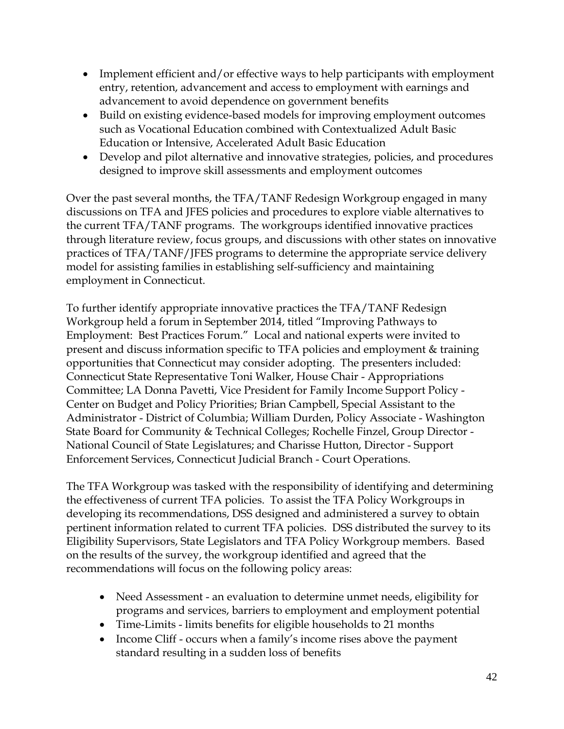- Implement efficient and/or effective ways to help participants with employment entry, retention, advancement and access to employment with earnings and advancement to avoid dependence on government benefits
- Build on existing evidence-based models for improving employment outcomes such as Vocational Education combined with Contextualized Adult Basic Education or Intensive, Accelerated Adult Basic Education
- Develop and pilot alternative and innovative strategies, policies, and procedures designed to improve skill assessments and employment outcomes

Over the past several months, the TFA/TANF Redesign Workgroup engaged in many discussions on TFA and JFES policies and procedures to explore viable alternatives to the current TFA/TANF programs. The workgroups identified innovative practices through literature review, focus groups, and discussions with other states on innovative practices of TFA/TANF/JFES programs to determine the appropriate service delivery model for assisting families in establishing self-sufficiency and maintaining employment in Connecticut.

To further identify appropriate innovative practices the TFA/TANF Redesign Workgroup held a forum in September 2014, titled "Improving Pathways to Employment: Best Practices Forum." Local and national experts were invited to present and discuss information specific to TFA policies and employment & training opportunities that Connecticut may consider adopting. The presenters included: Connecticut State Representative Toni Walker, House Chair - Appropriations Committee; LA Donna Pavetti, Vice President for Family Income Support Policy - Center on Budget and Policy Priorities; Brian Campbell, Special Assistant to the Administrator - District of Columbia; William Durden, Policy Associate - Washington State Board for Community & Technical Colleges; Rochelle Finzel, Group Director - National Council of State Legislatures; and Charisse Hutton, Director - Support Enforcement Services, Connecticut Judicial Branch - Court Operations.

The TFA Workgroup was tasked with the responsibility of identifying and determining the effectiveness of current TFA policies. To assist the TFA Policy Workgroups in developing its recommendations, DSS designed and administered a survey to obtain pertinent information related to current TFA policies. DSS distributed the survey to its Eligibility Supervisors, State Legislators and TFA Policy Workgroup members. Based on the results of the survey, the workgroup identified and agreed that the recommendations will focus on the following policy areas:

- Need Assessment - an evaluation to determine unmet needs, eligibility for programs and services, barriers to employment and employment potential
- Time-Limits - limits benefits for eligible households to 21 months
- Income Cliff - occurs when a family's income rises above the payment standard resulting in a sudden loss of benefits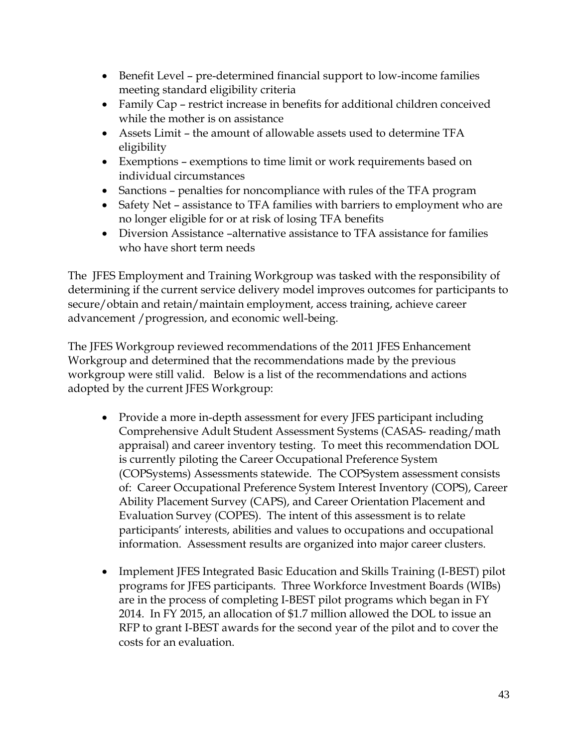- Benefit Level – pre-determined financial support to low-income families meeting standard eligibility criteria
- Family Cap – restrict increase in benefits for additional children conceived while the mother is on assistance
- Assets Limit – the amount of allowable assets used to determine TFA eligibility
- Exemptions – exemptions to time limit or work requirements based on individual circumstances
- Sanctions – penalties for noncompliance with rules of the TFA program
- Safety Net – assistance to TFA families with barriers to employment who are no longer eligible for or at risk of losing TFA benefits
- Diversion Assistance –alternative assistance to TFA assistance for families who have short term needs

The JFES Employment and Training Workgroup was tasked with the responsibility of determining if the current service delivery model improves outcomes for participants to secure/obtain and retain/maintain employment, access training, achieve career advancement /progression, and economic well-being.

The JFES Workgroup reviewed recommendations of the 2011 JFES Enhancement Workgroup and determined that the recommendations made by the previous workgroup were still valid. Below is a list of the recommendations and actions adopted by the current JFES Workgroup:

- Provide a more in-depth assessment for every JFES participant including Comprehensive Adult Student Assessment Systems (CASAS- reading/math appraisal) and career inventory testing. To meet this recommendation DOL is currently piloting the Career Occupational Preference System (COPSystems) Assessments statewide. The COPSystem assessment consists of: Career Occupational Preference System Interest Inventory (COPS), Career Ability Placement Survey (CAPS), and Career Orientation Placement and Evaluation Survey (COPES). The intent of this assessment is to relate participants' interests, abilities and values to occupations and occupational information. Assessment results are organized into major career clusters.

- Implement JFES Integrated Basic Education and Skills Training (I-BEST) pilot programs for JFES participants. Three Workforce Investment Boards (WIBs) are in the process of completing I-BEST pilot programs which began in FY 2014. In FY 2015, an allocation of $1.7 million allowed the DOL to issue an RFP to grant I-BEST awards for the second year of the pilot and to cover the costs for an evaluation.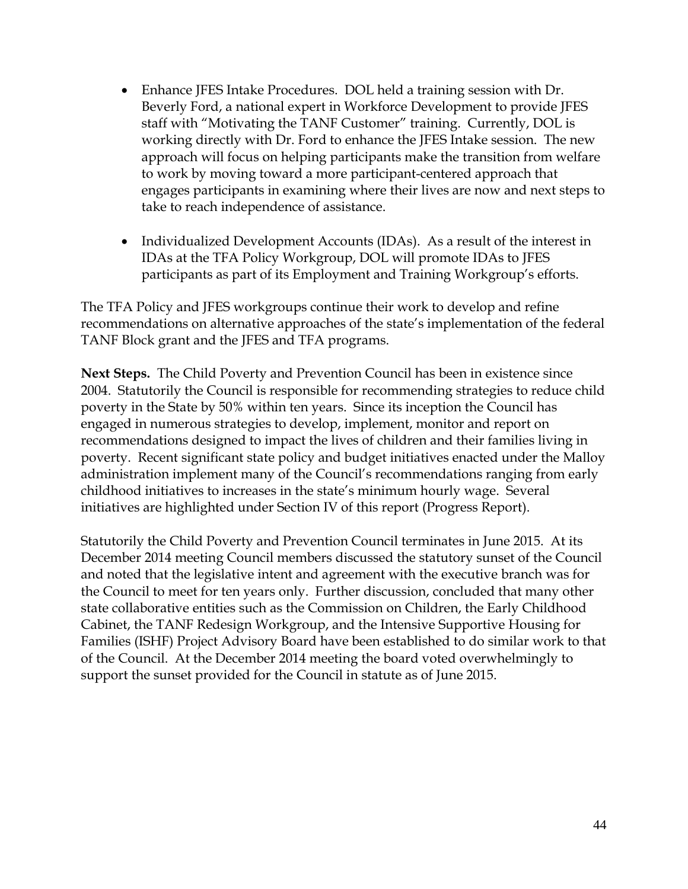- Enhance JFES Intake Procedures. DOL held a training session with Dr. Beverly Ford, a national expert in Workforce Development to provide JFES staff with "Motivating the TANF Customer" training. Currently, DOL is working directly with Dr. Ford to enhance the JFES Intake session. The new approach will focus on helping participants make the transition from welfare to work by moving toward a more participant-centered approach that engages participants in examining where their lives are now and next steps to take to reach independence of assistance.

- Individualized Development Accounts (IDAs). As a result of the interest in IDAs at the TFA Policy Workgroup, DOL will promote IDAs to JFES participants as part of its Employment and Training Workgroup's efforts.

The TFA Policy and JFES workgroups continue their work to develop and refine recommendations on alternative approaches of the state's implementation of the federal TANF Block grant and the JFES and TFA programs.

**Next Steps.** The Child Poverty and Prevention Council has been in existence since 2004. Statutorily the Council is responsible for recommending strategies to reduce child poverty in the State by 50% within ten years. Since its inception the Council has engaged in numerous strategies to develop, implement, monitor and report on recommendations designed to impact the lives of children and their families living in poverty. Recent significant state policy and budget initiatives enacted under the Malloy administration implement many of the Council's recommendations ranging from early childhood initiatives to increases in the state's minimum hourly wage. Several initiatives are highlighted under Section IV of this report (Progress Report).

Statutorily the Child Poverty and Prevention Council terminates in June 2015. At its December 2014 meeting Council members discussed the statutory sunset of the Council and noted that the legislative intent and agreement with the executive branch was for the Council to meet for ten years only. Further discussion, concluded that many other state collaborative entities such as the Commission on Children, the Early Childhood Cabinet, the TANF Redesign Workgroup, and the Intensive Supportive Housing for Families (ISHF) Project Advisory Board have been established to do similar work to that of the Council. At the December 2014 meeting the board voted overwhelmingly to support the sunset provided for the Council in statute as of June 2015.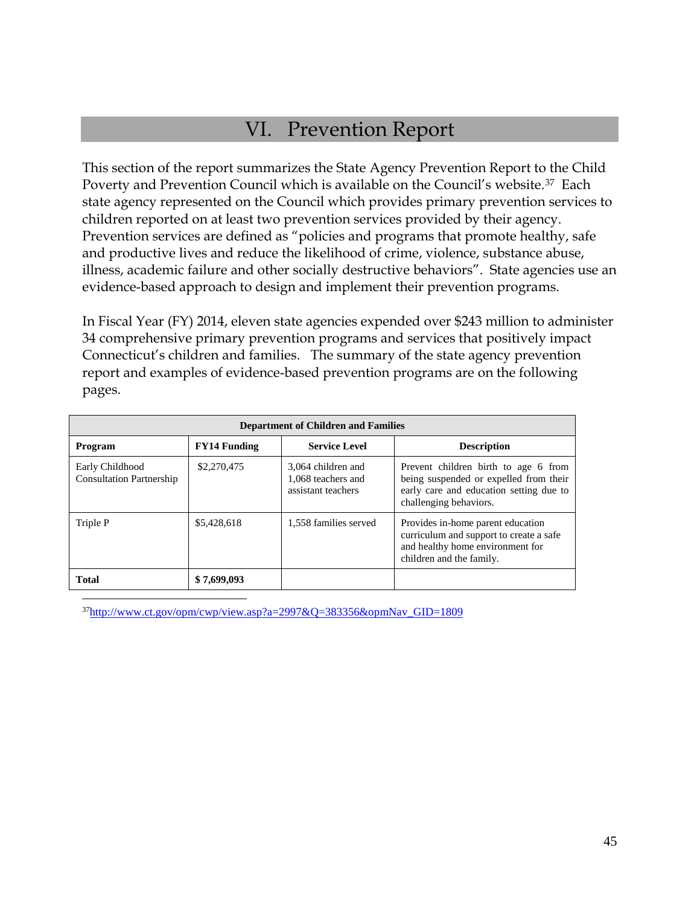# VI. Prevention Report

This section of the report summarizes the State Agency Prevention Report to the Child Poverty and Prevention Council which is available on the Council's website.[37] Each state agency represented on the Council which provides primary prevention services to children reported on at least two prevention services provided by their agency. Prevention services are defined as "policies and programs that promote healthy, safe and productive lives and reduce the likelihood of crime, violence, substance abuse, illness, academic failure and other socially destructive behaviors". State agencies use an evidence-based approach to design and implement their prevention programs.

In Fiscal Year (FY) 2014, eleven state agencies expended over $243 million to administer 34 comprehensive primary prevention programs and services that positively impact Connecticut's children and families. The summary of the state agency prevention report and examples of evidence-based prevention programs are on the following pages.

| Department of Children and Families | | | |
|---|---|---|---|
| **Program** | **FY14 Funding** | **Service Level** | **Description** |
| Early Childhood Consultation Partnership | $2,270,475 | 3,064 children and 1,068 teachers and assistant teachers | Prevent children birth to age 6 from being suspended or expelled from their early care and education setting due to challenging behaviors. |
| Triple P | $5,428,618 | 1,558 families served | Provides in-home parent education curriculum and support to create a safe and healthy home environment for children and the family. |
| **Total** | **$ 7,699,093** | | |

[37] http://www.ct.gov/opm/cwp/view.asp?a=2997&Q=383356&opmNav_GID=1809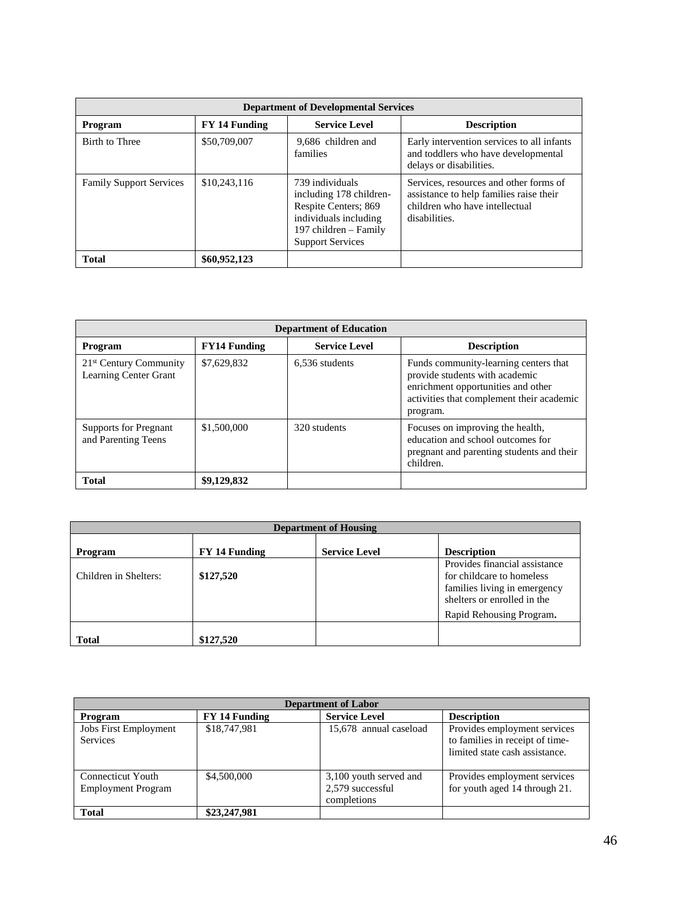| Department of Developmental Services | | | |
|---|---|---|---|
| **Program** | **FY 14 Funding** | **Service Level** | **Description** |
| Birth to Three | $50,709,007 | 9,686 children and families | Early intervention services to all infants and toddlers who have developmental delays or disabilities. |
| Family Support Services | $10,243,116 | 739 individuals including 178 children- Respite Centers; 869 individuals including 197 children – Family Support Services | Services, resources and other forms of assistance to help families raise their children who have intellectual disabilities. |
| **Total** | **$60,952,123** | | |

| Department of Education | | | |
|---|---|---|---|
| **Program** | **FY14 Funding** | **Service Level** | **Description** |
| 21st Century Community Learning Center Grant | $7,629,832 | 6,536 students | Funds community-learning centers that provide students with academic enrichment opportunities and other activities that complement their academic program. |
| Supports for Pregnant and Parenting Teens | $1,500,000 | 320 students | Focuses on improving the health, education and school outcomes for pregnant and parenting students and their children. |
| **Total** | **$9,129,832** | | |

| Department of Housing | | | |
|---|---|---|---|
| **Program** | **FY 14 Funding** | **Service Level** | **Description** |
| Children in Shelters: | **$127,520** | | Provides financial assistance for childcare to homeless families living in emergency shelters or enrolled in the Rapid Rehousing Program**.** |
| **Total** | **$127,520** | | |

| Department of Labor | | | |
|---|---|---|---|
| **Program** | **FY 14 Funding** | **Service Level** | **Description** |
| Jobs First Employment Services | $18,747,981 | 15,678 annual caseload | Provides employment services to families in receipt of time-limited state cash assistance. |
| Connecticut Youth Employment Program | $4,500,000 | 3,100 youth served and 2,579 successful completions | Provides employment services for youth aged 14 through 21. |
| **Total** | **$23,247,981** | | |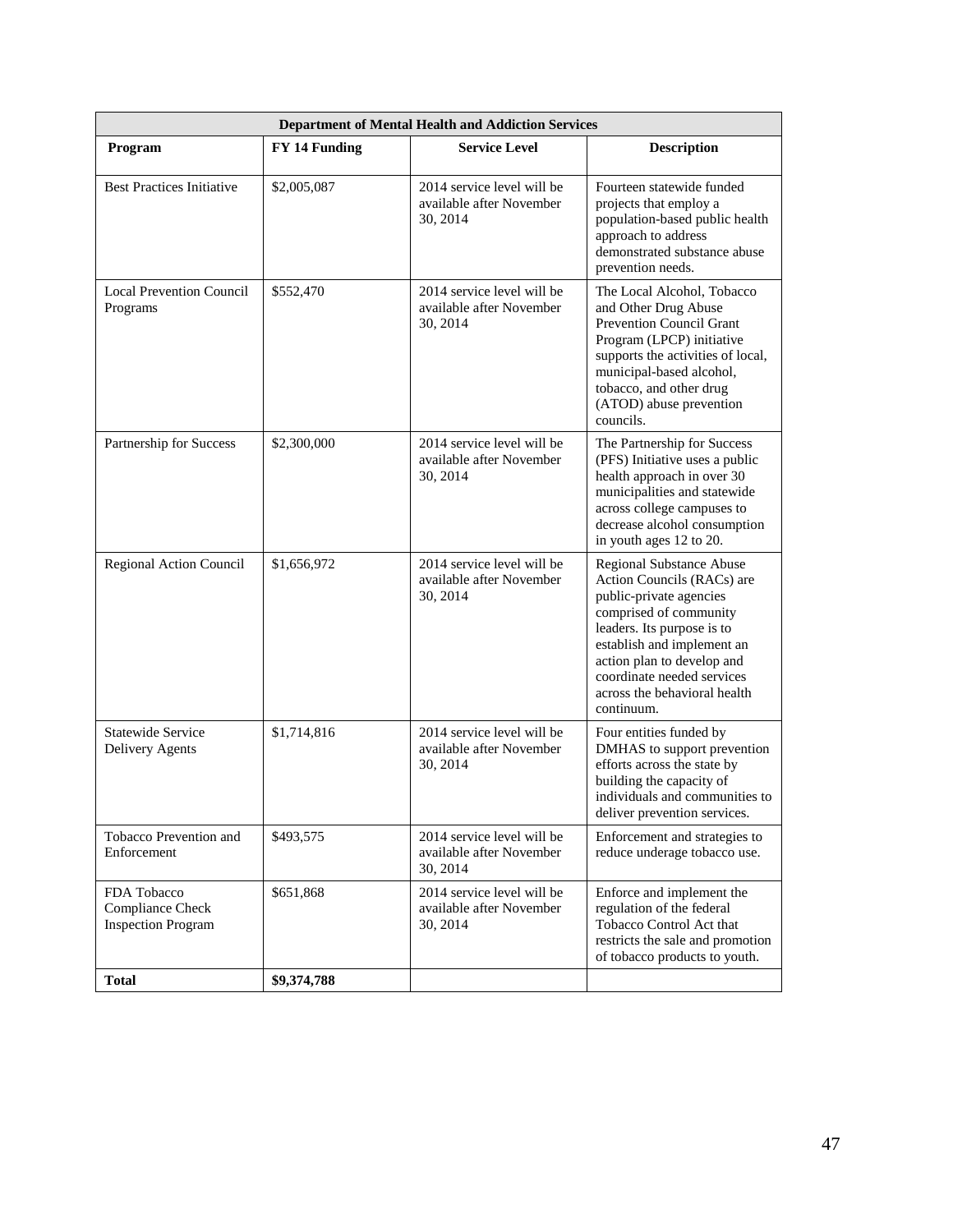| Department of Mental Health and Addiction Services | | | |
|---|---|---|---|
| **Program** | **FY 14 Funding** | **Service Level** | **Description** |
| Best Practices Initiative | $2,005,087 | 2014 service level will be available after November 30, 2014 | Fourteen statewide funded projects that employ a population-based public health approach to address demonstrated substance abuse prevention needs. |
| Local Prevention Council Programs | $552,470 | 2014 service level will be available after November 30, 2014 | The Local Alcohol, Tobacco and Other Drug Abuse Prevention Council Grant Program (LPCP) initiative supports the activities of local, municipal-based alcohol, tobacco, and other drug (ATOD) abuse prevention councils. |
| Partnership for Success | $2,300,000 | 2014 service level will be available after November 30, 2014 | The Partnership for Success (PFS) Initiative uses a public health approach in over 30 municipalities and statewide across college campuses to decrease alcohol consumption in youth ages 12 to 20. |
| Regional Action Council | $1,656,972 | 2014 service level will be available after November 30, 2014 | Regional Substance Abuse Action Councils (RACs) are public-private agencies comprised of community leaders. Its purpose is to establish and implement an action plan to develop and coordinate needed services across the behavioral health continuum. |
| Statewide Service Delivery Agents | $1,714,816 | 2014 service level will be available after November 30, 2014 | Four entities funded by DMHAS to support prevention efforts across the state by building the capacity of individuals and communities to deliver prevention services. |
| Tobacco Prevention and Enforcement | $493,575 | 2014 service level will be available after November 30, 2014 | Enforcement and strategies to reduce underage tobacco use. |
| FDA Tobacco Compliance Check Inspection Program | $651,868 | 2014 service level will be available after November 30, 2014 | Enforce and implement the regulation of the federal Tobacco Control Act that restricts the sale and promotion of tobacco products to youth. |
| **Total** | **$9,374,788** | | |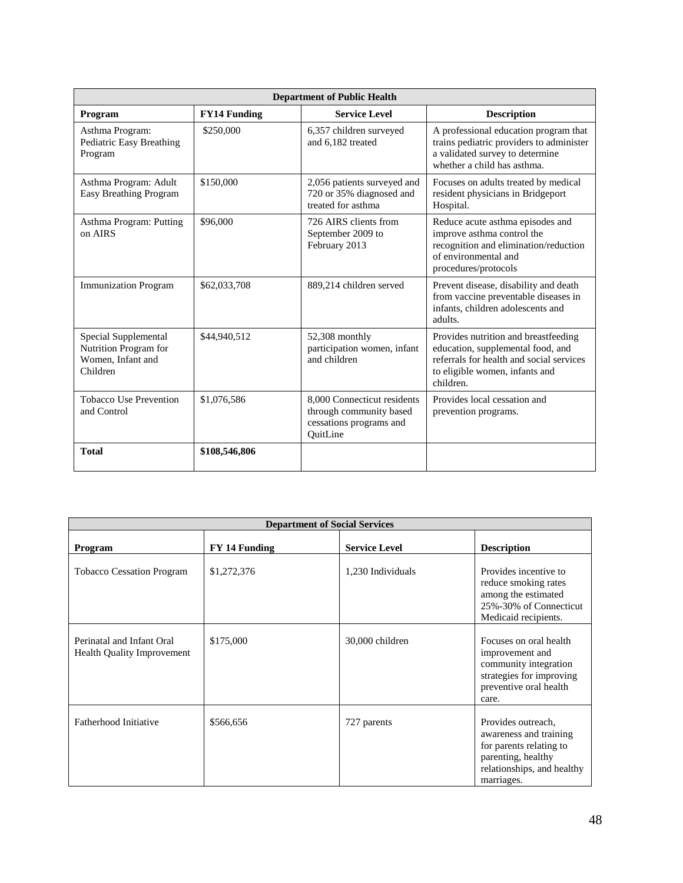| Department of Public Health | | | |
|---|---|---|---|
| **Program** | **FY14 Funding** | **Service Level** | **Description** |
| Asthma Program: Pediatric Easy Breathing Program | $250,000 | 6,357 children surveyed and 6,182 treated | A professional education program that trains pediatric providers to administer a validated survey to determine whether a child has asthma. |
| Asthma Program: Adult Easy Breathing Program | $150,000 | 2,056 patients surveyed and 720 or 35% diagnosed and treated for asthma | Focuses on adults treated by medical resident physicians in Bridgeport Hospital. |
| Asthma Program: Putting on AIRS | $96,000 | 726 AIRS clients from September 2009 to February 2013 | Reduce acute asthma episodes and improve asthma control the recognition and elimination/reduction of environmental and procedures/protocols |
| Immunization Program | $62,033,708 | 889,214 children served | Prevent disease, disability and death from vaccine preventable diseases in infants, children adolescents and adults. |
| Special Supplemental Nutrition Program for Women, Infant and Children | $44,940,512 | 52,308 monthly participation women, infant and children | Provides nutrition and breastfeeding education, supplemental food, and referrals for health and social services to eligible women, infants and children. |
| Tobacco Use Prevention and Control | $1,076,586 | 8,000 Connecticut residents through community based cessations programs and QuitLine | Provides local cessation and prevention programs. |
| **Total** | **$108,546,806** | | |

| Department of Social Services | | | |
|---|---|---|---|
| **Program** | **FY 14 Funding** | **Service Level** | **Description** |
| Tobacco Cessation Program | $1,272,376 | 1,230 Individuals | Provides incentive to reduce smoking rates among the estimated 25%-30% of Connecticut Medicaid recipients. |
| Perinatal and Infant Oral Health Quality Improvement | $175,000 | 30,000 children | Focuses on oral health improvement and community integration strategies for improving preventive oral health care. |
| Fatherhood Initiative | $566,656 | 727 parents | Provides outreach, awareness and training for parents relating to parenting, healthy relationships, and healthy marriages. |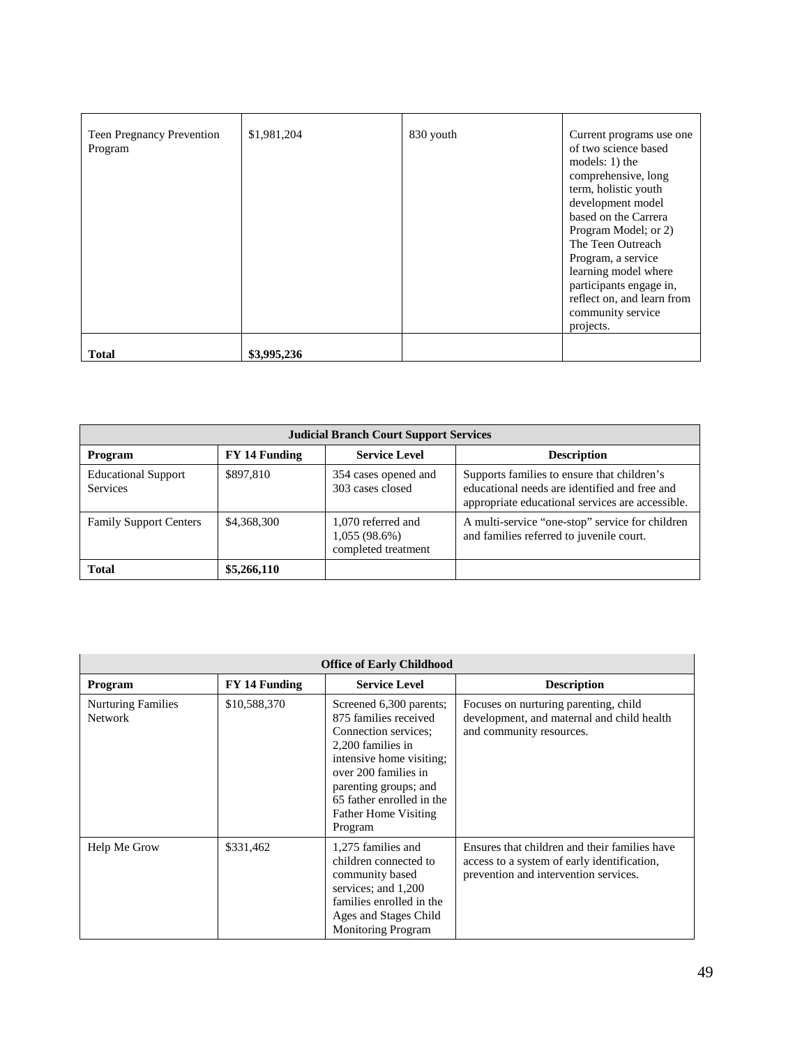| | | | |
|---|---|---|---|
| Teen Pregnancy Prevention Program | $1,981,204 | 830 youth | Current programs use one of two science based models: 1) the comprehensive, long term, holistic youth development model based on the Carrera Program Model; or 2) The Teen Outreach Program, a service learning model where participants engage in, reflect on, and learn from community service projects. |
| **Total** | **$3,995,236** | | |

| **Judicial Branch Court Support Services** | | | |
|---|---|---|---|
| **Program** | **FY 14 Funding** | **Service Level** | **Description** |
| Educational Support Services | $897,810 | 354 cases opened and 303 cases closed | Supports families to ensure that children's educational needs are identified and free and appropriate educational services are accessible. |
| Family Support Centers | $4,368,300 | 1,070 referred and 1,055 (98.6%) completed treatment | A multi-service "one-stop" service for children and families referred to juvenile court. |
| **Total** | **$5,266,110** | | |

| **Office of Early Childhood** | | | |
|---|---|---|---|
| **Program** | **FY 14 Funding** | **Service Level** | **Description** |
| Nurturing Families Network | $10,588,370 | Screened 6,300 parents; 875 families received Connection services; 2,200 families in intensive home visiting; over 200 families in parenting groups; and 65 father enrolled in the Father Home Visiting Program | Focuses on nurturing parenting, child development, and maternal and child health and community resources. |
| Help Me Grow | $331,462 | 1,275 families and children connected to community based services; and 1,200 families enrolled in the Ages and Stages Child Monitoring Program | Ensures that children and their families have access to a system of early identification, prevention and intervention services. |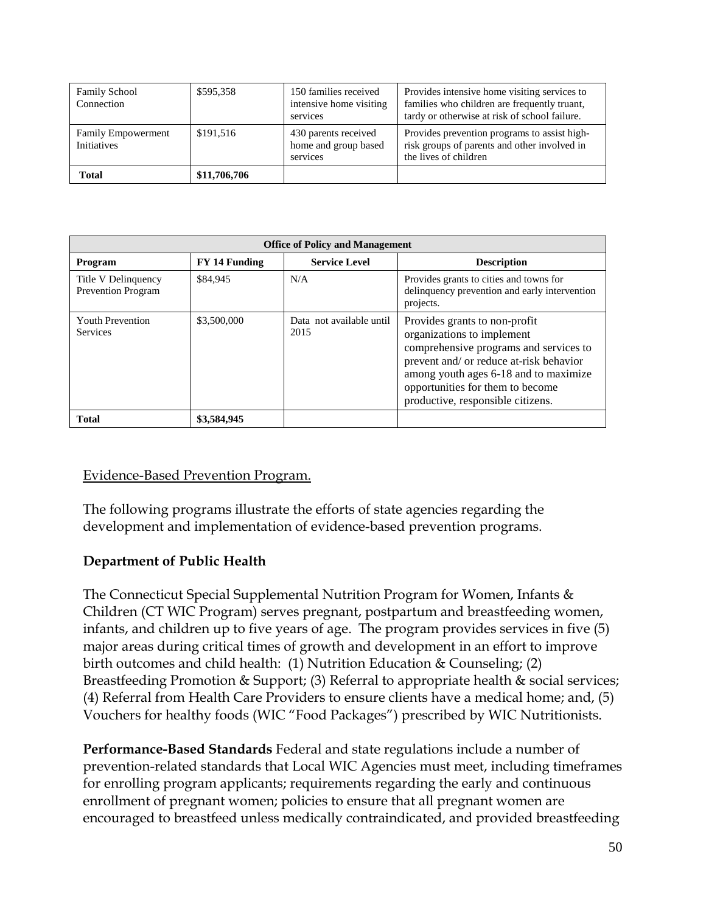| Family School Connection | $595,358 | 150 families received intensive home visiting services | Provides intensive home visiting services to families who children are frequently truant, tardy or otherwise at risk of school failure. |
|---|---|---|---|
| Family Empowerment Initiatives | $191,516 | 430 parents received home and group based services | Provides prevention programs to assist high-risk groups of parents and other involved in the lives of children |
| **Total** | **$11,706,706** | | |

| **Office of Policy and Management** | | | |
|---|---|---|---|
| **Program** | **FY 14 Funding** | **Service Level** | **Description** |
| Title V Delinquency Prevention Program | $84,945 | N/A | Provides grants to cities and towns for delinquency prevention and early intervention projects. |
| Youth Prevention Services | $3,500,000 | Data not available until 2015 | Provides grants to non-profit organizations to implement comprehensive programs and services to prevent and/ or reduce at-risk behavior among youth ages 6-18 and to maximize opportunities for them to become productive, responsible citizens. |
| **Total** | **$3,584,945** | | |

Evidence-Based Prevention Program.

The following programs illustrate the efforts of state agencies regarding the development and implementation of evidence-based prevention programs.

**Department of Public Health**

The Connecticut Special Supplemental Nutrition Program for Women, Infants & Children (CT WIC Program) serves pregnant, postpartum and breastfeeding women, infants, and children up to five years of age. The program provides services in five (5) major areas during critical times of growth and development in an effort to improve birth outcomes and child health: (1) Nutrition Education & Counseling; (2) Breastfeeding Promotion & Support; (3) Referral to appropriate health & social services; (4) Referral from Health Care Providers to ensure clients have a medical home; and, (5) Vouchers for healthy foods (WIC "Food Packages") prescribed by WIC Nutritionists.

**Performance-Based Standards** Federal and state regulations include a number of prevention-related standards that Local WIC Agencies must meet, including timeframes for enrolling program applicants; requirements regarding the early and continuous enrollment of pregnant women; policies to ensure that all pregnant women are encouraged to breastfeed unless medically contraindicated, and provided breastfeeding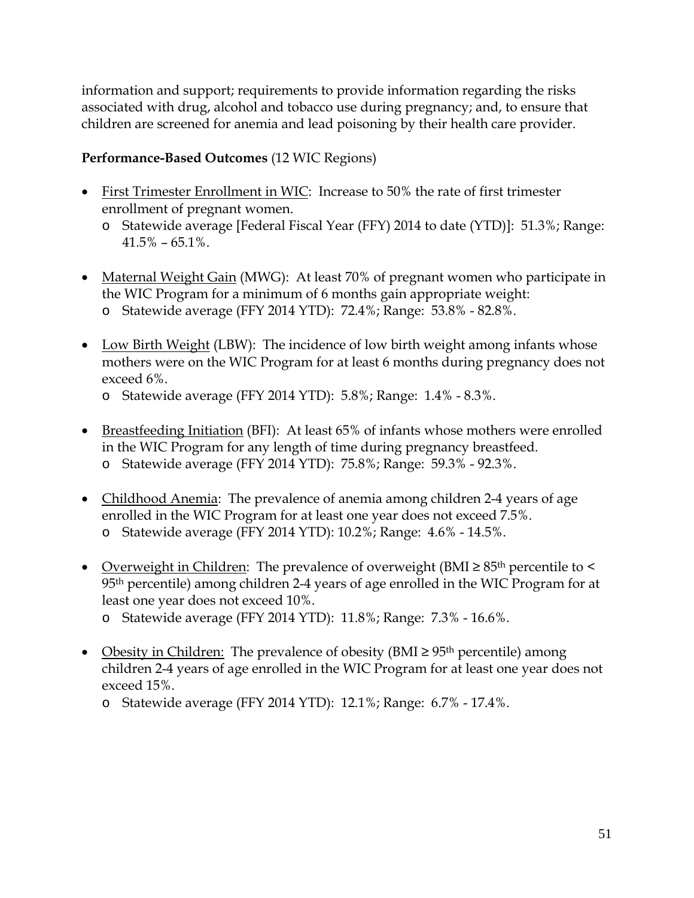information and support; requirements to provide information regarding the risks associated with drug, alcohol and tobacco use during pregnancy; and, to ensure that children are screened for anemia and lead poisoning by their health care provider.

**Performance-Based Outcomes** (12 WIC Regions)

- First Trimester Enrollment in WIC: Increase to 50% the rate of first trimester enrollment of pregnant women.
    - Statewide average [Federal Fiscal Year (FFY) 2014 to date (YTD)]: 51.3%; Range: 41.5% – 65.1%.

- Maternal Weight Gain (MWG): At least 70% of pregnant women who participate in the WIC Program for a minimum of 6 months gain appropriate weight:
    - Statewide average (FFY 2014 YTD): 72.4%; Range: 53.8% - 82.8%.

- Low Birth Weight (LBW): The incidence of low birth weight among infants whose mothers were on the WIC Program for at least 6 months during pregnancy does not exceed 6%.
    - Statewide average (FFY 2014 YTD): 5.8%; Range: 1.4% - 8.3%.

- Breastfeeding Initiation (BFI): At least 65% of infants whose mothers were enrolled in the WIC Program for any length of time during pregnancy breastfeed.
    - Statewide average (FFY 2014 YTD): 75.8%; Range: 59.3% - 92.3%.

- Childhood Anemia: The prevalence of anemia among children 2-4 years of age enrolled in the WIC Program for at least one year does not exceed 7.5%.
    - Statewide average (FFY 2014 YTD): 10.2%; Range: 4.6% - 14.5%.

- Overweight in Children: The prevalence of overweight (BMI ≥ 85th percentile to < 95th percentile) among children 2-4 years of age enrolled in the WIC Program for at least one year does not exceed 10%.
    - Statewide average (FFY 2014 YTD): 11.8%; Range: 7.3% - 16.6%.

- Obesity in Children: The prevalence of obesity (BMI ≥ 95th percentile) among children 2-4 years of age enrolled in the WIC Program for at least one year does not exceed 15%.
    - Statewide average (FFY 2014 YTD): 12.1%; Range: 6.7% - 17.4%.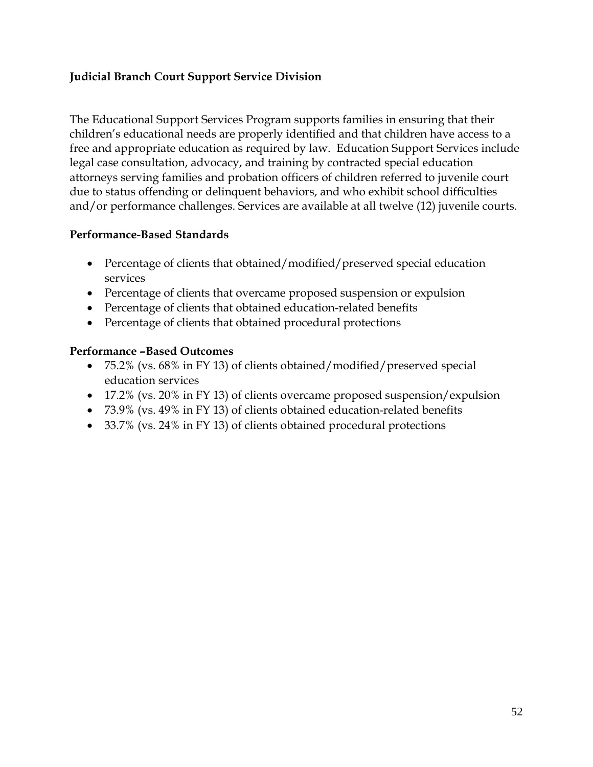**Judicial Branch Court Support Service Division**

The Educational Support Services Program supports families in ensuring that their children's educational needs are properly identified and that children have access to a free and appropriate education as required by law. Education Support Services include legal case consultation, advocacy, and training by contracted special education attorneys serving families and probation officers of children referred to juvenile court due to status offending or delinquent behaviors, and who exhibit school difficulties and/or performance challenges. Services are available at all twelve (12) juvenile courts.

**Performance-Based Standards**

- Percentage of clients that obtained/modified/preserved special education services
- Percentage of clients that overcame proposed suspension or expulsion
- Percentage of clients that obtained education-related benefits
- Percentage of clients that obtained procedural protections

**Performance –Based Outcomes**

- 75.2% (vs. 68% in FY 13) of clients obtained/modified/preserved special education services
- 17.2% (vs. 20% in FY 13) of clients overcame proposed suspension/expulsion
- 73.9% (vs. 49% in FY 13) of clients obtained education-related benefits
- 33.7% (vs. 24% in FY 13) of clients obtained procedural protections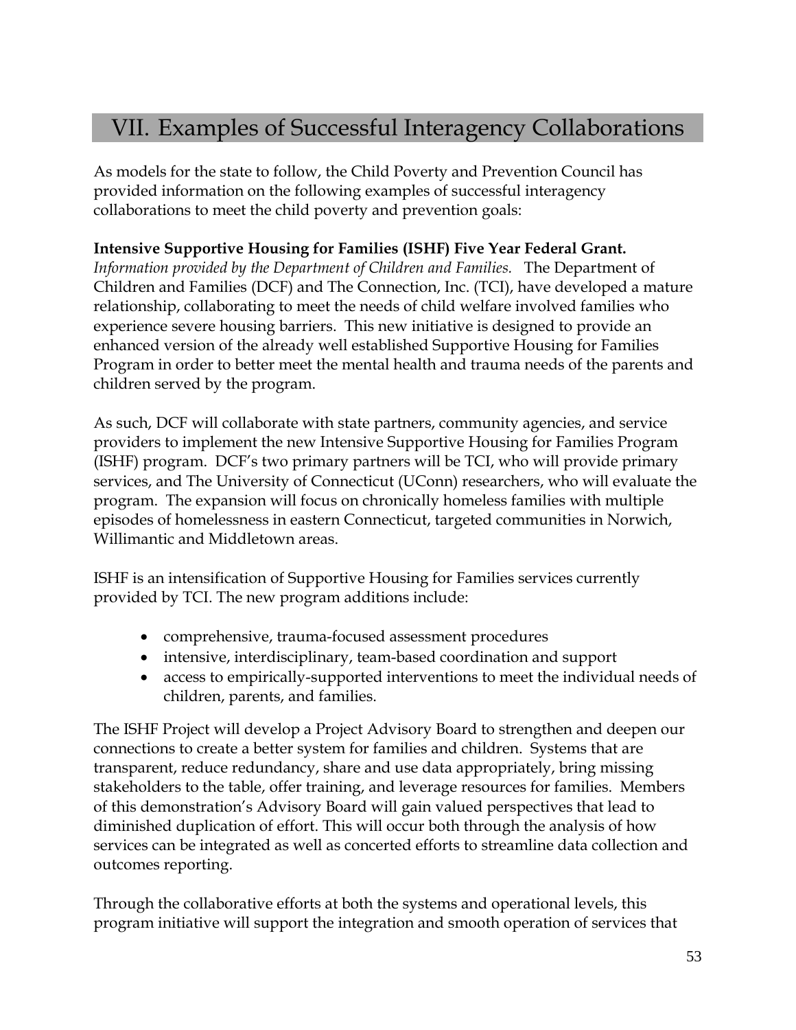# VII. Examples of Successful Interagency Collaborations

As models for the state to follow, the Child Poverty and Prevention Council has provided information on the following examples of successful interagency collaborations to meet the child poverty and prevention goals:

**Intensive Supportive Housing for Families (ISHF) Five Year Federal Grant.**
*Information provided by the Department of Children and Families.* The Department of Children and Families (DCF) and The Connection, Inc. (TCI), have developed a mature relationship, collaborating to meet the needs of child welfare involved families who experience severe housing barriers. This new initiative is designed to provide an enhanced version of the already well established Supportive Housing for Families Program in order to better meet the mental health and trauma needs of the parents and children served by the program.

As such, DCF will collaborate with state partners, community agencies, and service providers to implement the new Intensive Supportive Housing for Families Program (ISHF) program. DCF's two primary partners will be TCI, who will provide primary services, and The University of Connecticut (UConn) researchers, who will evaluate the program. The expansion will focus on chronically homeless families with multiple episodes of homelessness in eastern Connecticut, targeted communities in Norwich, Willimantic and Middletown areas.

ISHF is an intensification of Supportive Housing for Families services currently provided by TCI. The new program additions include:

- comprehensive, trauma-focused assessment procedures
- intensive, interdisciplinary, team-based coordination and support
- access to empirically-supported interventions to meet the individual needs of children, parents, and families.

The ISHF Project will develop a Project Advisory Board to strengthen and deepen our connections to create a better system for families and children. Systems that are transparent, reduce redundancy, share and use data appropriately, bring missing stakeholders to the table, offer training, and leverage resources for families. Members of this demonstration's Advisory Board will gain valued perspectives that lead to diminished duplication of effort. This will occur both through the analysis of how services can be integrated as well as concerted efforts to streamline data collection and outcomes reporting.

Through the collaborative efforts at both the systems and operational levels, this program initiative will support the integration and smooth operation of services that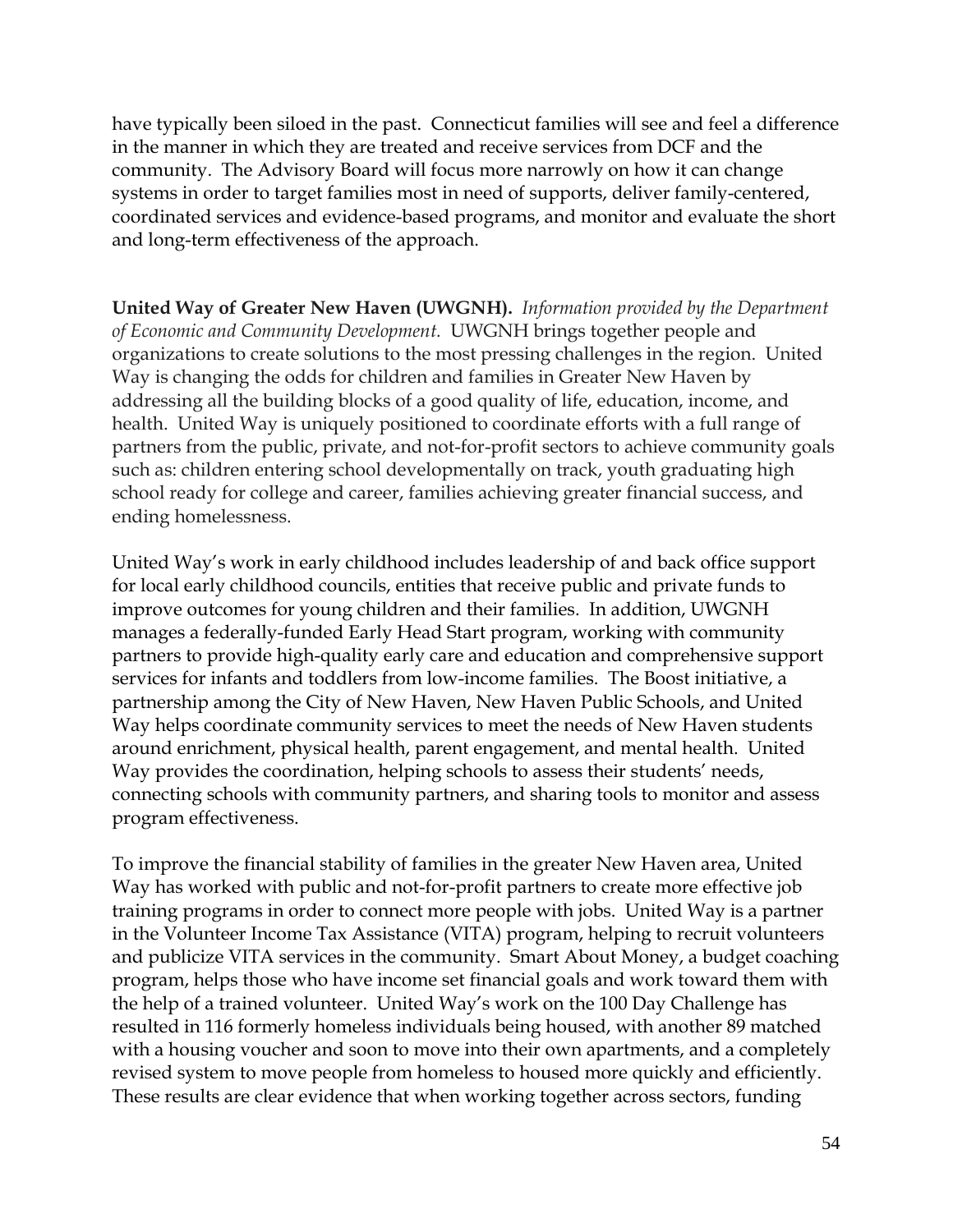have typically been siloed in the past. Connecticut families will see and feel a difference in the manner in which they are treated and receive services from DCF and the community. The Advisory Board will focus more narrowly on how it can change systems in order to target families most in need of supports, deliver family-centered, coordinated services and evidence-based programs, and monitor and evaluate the short and long-term effectiveness of the approach.

**United Way of Greater New Haven (UWGNH).** *Information provided by the Department of Economic and Community Development.* UWGNH brings together people and organizations to create solutions to the most pressing challenges in the region. United Way is changing the odds for children and families in Greater New Haven by addressing all the building blocks of a good quality of life, education, income, and health. United Way is uniquely positioned to coordinate efforts with a full range of partners from the public, private, and not-for-profit sectors to achieve community goals such as: children entering school developmentally on track, youth graduating high school ready for college and career, families achieving greater financial success, and ending homelessness.

United Way's work in early childhood includes leadership of and back office support for local early childhood councils, entities that receive public and private funds to improve outcomes for young children and their families. In addition, UWGNH manages a federally-funded Early Head Start program, working with community partners to provide high-quality early care and education and comprehensive support services for infants and toddlers from low-income families. The Boost initiative, a partnership among the City of New Haven, New Haven Public Schools, and United Way helps coordinate community services to meet the needs of New Haven students around enrichment, physical health, parent engagement, and mental health. United Way provides the coordination, helping schools to assess their students' needs, connecting schools with community partners, and sharing tools to monitor and assess program effectiveness.

To improve the financial stability of families in the greater New Haven area, United Way has worked with public and not-for-profit partners to create more effective job training programs in order to connect more people with jobs. United Way is a partner in the Volunteer Income Tax Assistance (VITA) program, helping to recruit volunteers and publicize VITA services in the community. Smart About Money, a budget coaching program, helps those who have income set financial goals and work toward them with the help of a trained volunteer. United Way's work on the 100 Day Challenge has resulted in 116 formerly homeless individuals being housed, with another 89 matched with a housing voucher and soon to move into their own apartments, and a completely revised system to move people from homeless to housed more quickly and efficiently. These results are clear evidence that when working together across sectors, funding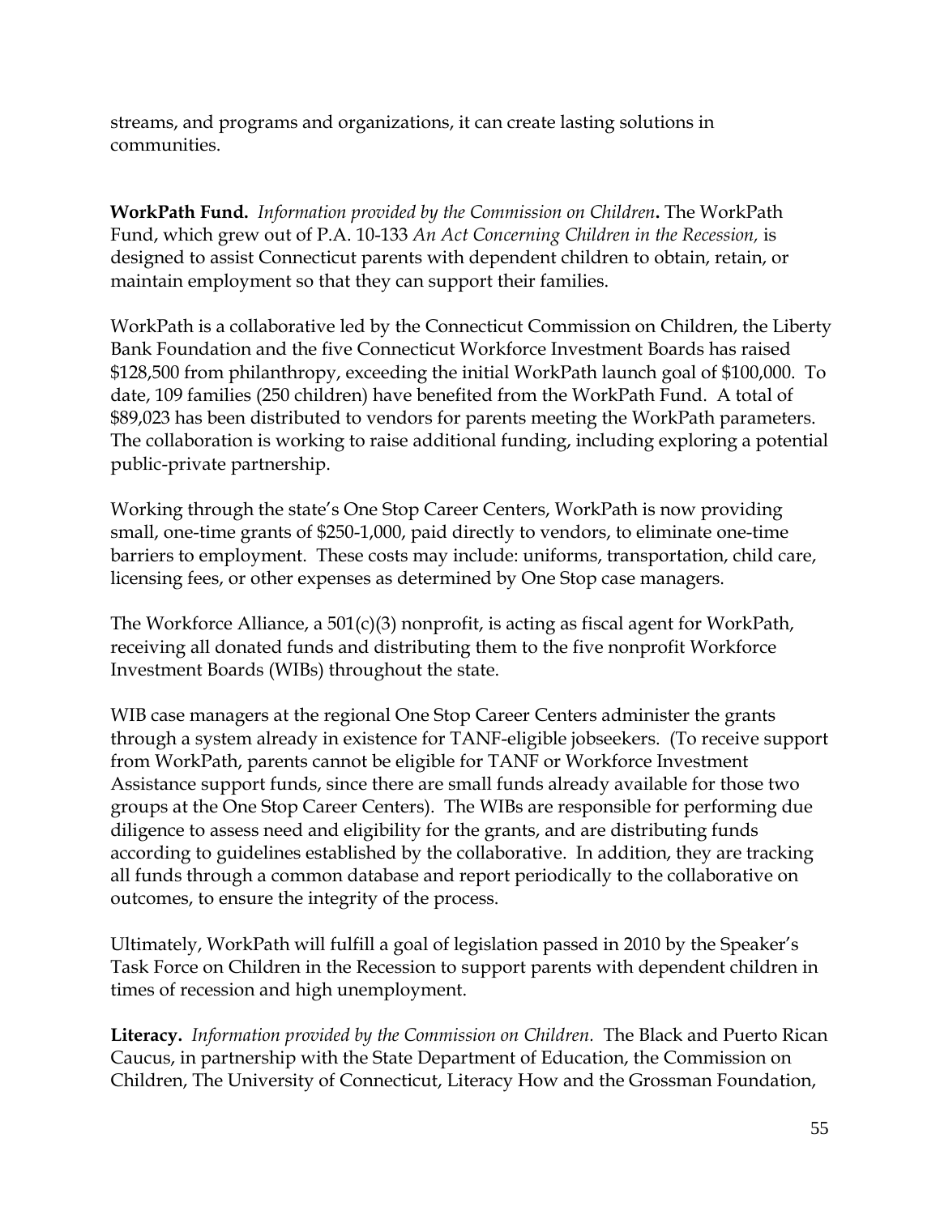streams, and programs and organizations, it can create lasting solutions in communities.

**WorkPath Fund.** *Information provided by the Commission on Children***.** The WorkPath Fund, which grew out of P.A. 10-133 *An Act Concerning Children in the Recession,* is designed to assist Connecticut parents with dependent children to obtain, retain, or maintain employment so that they can support their families.

WorkPath is a collaborative led by the Connecticut Commission on Children, the Liberty Bank Foundation and the five Connecticut Workforce Investment Boards has raised $128,500 from philanthropy, exceeding the initial WorkPath launch goal of $100,000. To date, 109 families (250 children) have benefited from the WorkPath Fund. A total of $89,023 has been distributed to vendors for parents meeting the WorkPath parameters. The collaboration is working to raise additional funding, including exploring a potential public-private partnership.

Working through the state's One Stop Career Centers, WorkPath is now providing small, one-time grants of $250-1,000, paid directly to vendors, to eliminate one-time barriers to employment. These costs may include: uniforms, transportation, child care, licensing fees, or other expenses as determined by One Stop case managers.

The Workforce Alliance, a 501(c)(3) nonprofit, is acting as fiscal agent for WorkPath, receiving all donated funds and distributing them to the five nonprofit Workforce Investment Boards (WIBs) throughout the state.

WIB case managers at the regional One Stop Career Centers administer the grants through a system already in existence for TANF-eligible jobseekers. (To receive support from WorkPath, parents cannot be eligible for TANF or Workforce Investment Assistance support funds, since there are small funds already available for those two groups at the One Stop Career Centers). The WIBs are responsible for performing due diligence to assess need and eligibility for the grants, and are distributing funds according to guidelines established by the collaborative. In addition, they are tracking all funds through a common database and report periodically to the collaborative on outcomes, to ensure the integrity of the process.

Ultimately, WorkPath will fulfill a goal of legislation passed in 2010 by the Speaker's Task Force on Children in the Recession to support parents with dependent children in times of recession and high unemployment.

**Literacy.** *Information provided by the Commission on Children.* The Black and Puerto Rican Caucus, in partnership with the State Department of Education, the Commission on Children, The University of Connecticut, Literacy How and the Grossman Foundation,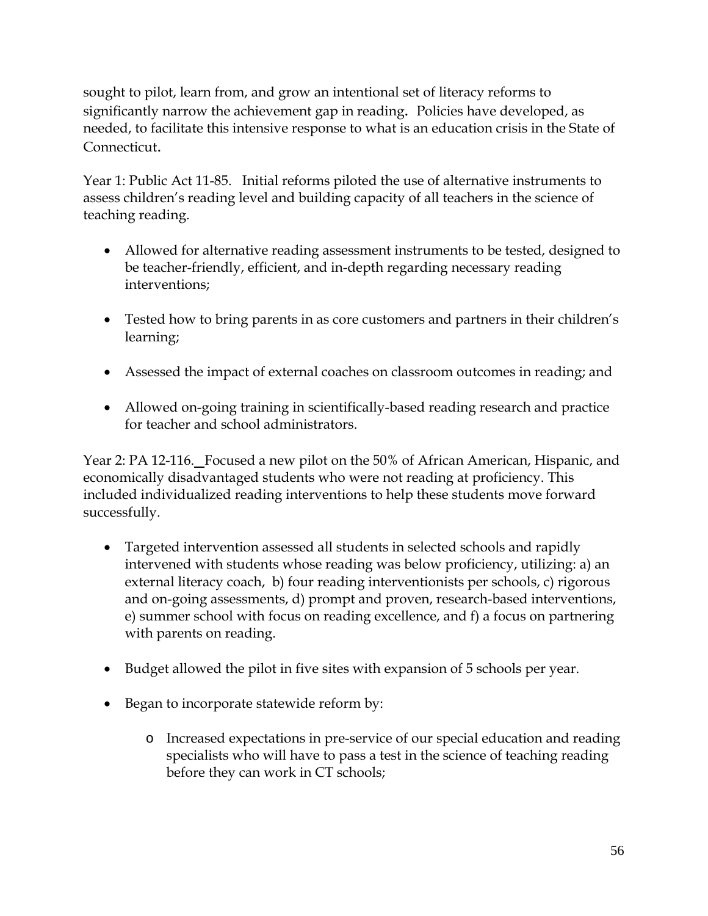sought to pilot, learn from, and grow an intentional set of literacy reforms to significantly narrow the achievement gap in reading. Policies have developed, as needed, to facilitate this intensive response to what is an education crisis in the State of Connecticut.

Year 1: Public Act 11-85. Initial reforms piloted the use of alternative instruments to assess children's reading level and building capacity of all teachers in the science of teaching reading.

- Allowed for alternative reading assessment instruments to be tested, designed to be teacher-friendly, efficient, and in-depth regarding necessary reading interventions;
- Tested how to bring parents in as core customers and partners in their children's learning;
- Assessed the impact of external coaches on classroom outcomes in reading; and
- Allowed on-going training in scientifically-based reading research and practice for teacher and school administrators.

Year 2: PA 12-116. Focused a new pilot on the 50% of African American, Hispanic, and economically disadvantaged students who were not reading at proficiency. This included individualized reading interventions to help these students move forward successfully.

- Targeted intervention assessed all students in selected schools and rapidly intervened with students whose reading was below proficiency, utilizing: a) an external literacy coach, b) four reading interventionists per schools, c) rigorous and on-going assessments, d) prompt and proven, research-based interventions, e) summer school with focus on reading excellence, and f) a focus on partnering with parents on reading.
- Budget allowed the pilot in five sites with expansion of 5 schools per year.
- Began to incorporate statewide reform by:
  - Increased expectations in pre-service of our special education and reading specialists who will have to pass a test in the science of teaching reading before they can work in CT schools;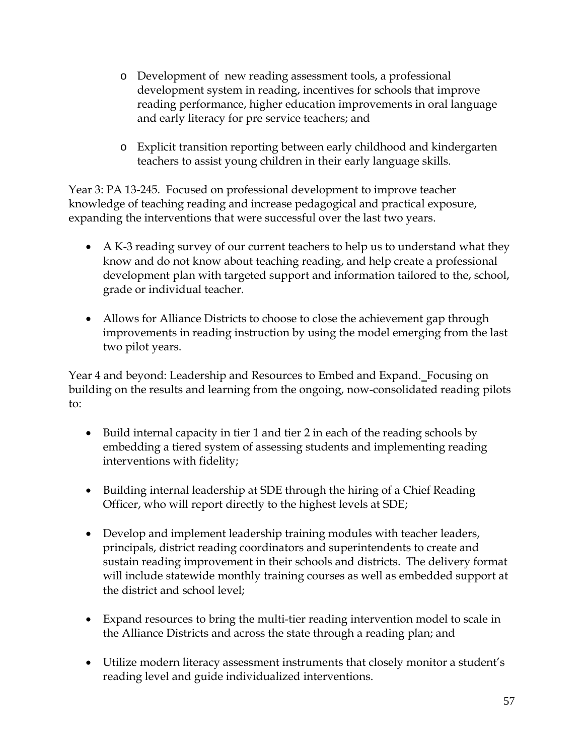- Development of  new reading assessment tools, a professional development system in reading, incentives for schools that improve reading performance, higher education improvements in oral language and early literacy for pre service teachers; and

- Explicit transition reporting between early childhood and kindergarten teachers to assist young children in their early language skills.

Year 3: PA 13-245.  Focused on professional development to improve teacher knowledge of teaching reading and increase pedagogical and practical exposure, expanding the interventions that were successful over the last two years.

- A K-3 reading survey of our current teachers to help us to understand what they know and do not know about teaching reading, and help create a professional development plan with targeted support and information tailored to the, school, grade or individual teacher.

- Allows for Alliance Districts to choose to close the achievement gap through improvements in reading instruction by using the model emerging from the last two pilot years.

Year 4 and beyond: Leadership and Resources to Embed and Expand. Focusing on building on the results and learning from the ongoing, now-consolidated reading pilots to:

- Build internal capacity in tier 1 and tier 2 in each of the reading schools by embedding a tiered system of assessing students and implementing reading interventions with fidelity;

- Building internal leadership at SDE through the hiring of a Chief Reading Officer, who will report directly to the highest levels at SDE;

- Develop and implement leadership training modules with teacher leaders, principals, district reading coordinators and superintendents to create and sustain reading improvement in their schools and districts.  The delivery format will include statewide monthly training courses as well as embedded support at the district and school level;

- Expand resources to bring the multi-tier reading intervention model to scale in the Alliance Districts and across the state through a reading plan; and

- Utilize modern literacy assessment instruments that closely monitor a student's reading level and guide individualized interventions.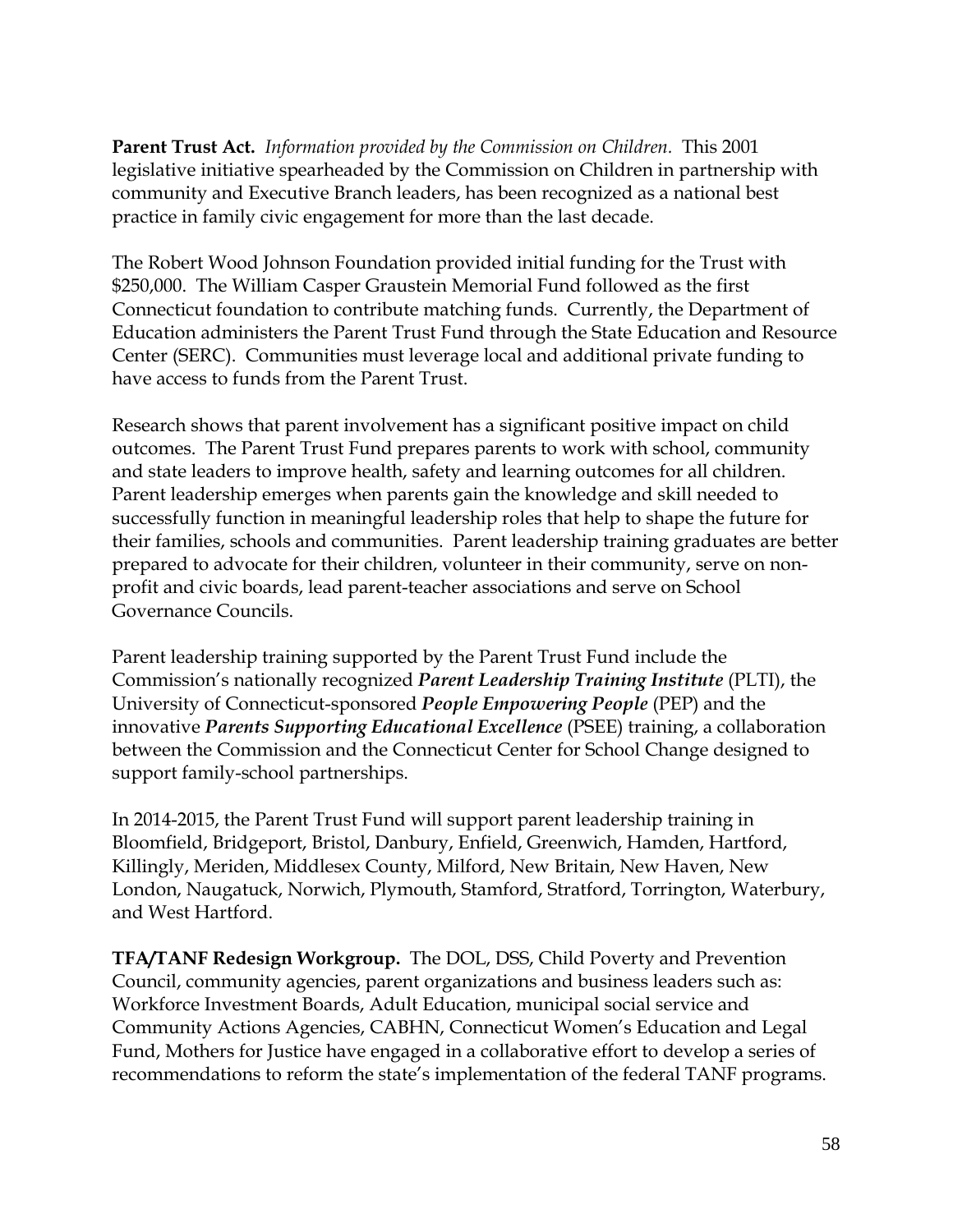**Parent Trust Act.** *Information provided by the Commission on Children.* This 2001 legislative initiative spearheaded by the Commission on Children in partnership with community and Executive Branch leaders, has been recognized as a national best practice in family civic engagement for more than the last decade.

The Robert Wood Johnson Foundation provided initial funding for the Trust with $250,000. The William Casper Graustein Memorial Fund followed as the first Connecticut foundation to contribute matching funds. Currently, the Department of Education administers the Parent Trust Fund through the State Education and Resource Center (SERC). Communities must leverage local and additional private funding to have access to funds from the Parent Trust.

Research shows that parent involvement has a significant positive impact on child outcomes. The Parent Trust Fund prepares parents to work with school, community and state leaders to improve health, safety and learning outcomes for all children. Parent leadership emerges when parents gain the knowledge and skill needed to successfully function in meaningful leadership roles that help to shape the future for their families, schools and communities. Parent leadership training graduates are better prepared to advocate for their children, volunteer in their community, serve on non-profit and civic boards, lead parent-teacher associations and serve on School Governance Councils.

Parent leadership training supported by the Parent Trust Fund include the Commission's nationally recognized ***Parent Leadership Training Institute*** (PLTI), the University of Connecticut-sponsored ***People Empowering People*** (PEP) and the innovative ***Parents Supporting Educational Excellence*** (PSEE) training, a collaboration between the Commission and the Connecticut Center for School Change designed to support family-school partnerships.

In 2014-2015, the Parent Trust Fund will support parent leadership training in Bloomfield, Bridgeport, Bristol, Danbury, Enfield, Greenwich, Hamden, Hartford, Killingly, Meriden, Middlesex County, Milford, New Britain, New Haven, New London, Naugatuck, Norwich, Plymouth, Stamford, Stratford, Torrington, Waterbury, and West Hartford.

**TFA/TANF Redesign Workgroup.** The DOL, DSS, Child Poverty and Prevention Council, community agencies, parent organizations and business leaders such as: Workforce Investment Boards, Adult Education, municipal social service and Community Actions Agencies, CABHN, Connecticut Women's Education and Legal Fund, Mothers for Justice have engaged in a collaborative effort to develop a series of recommendations to reform the state's implementation of the federal TANF programs.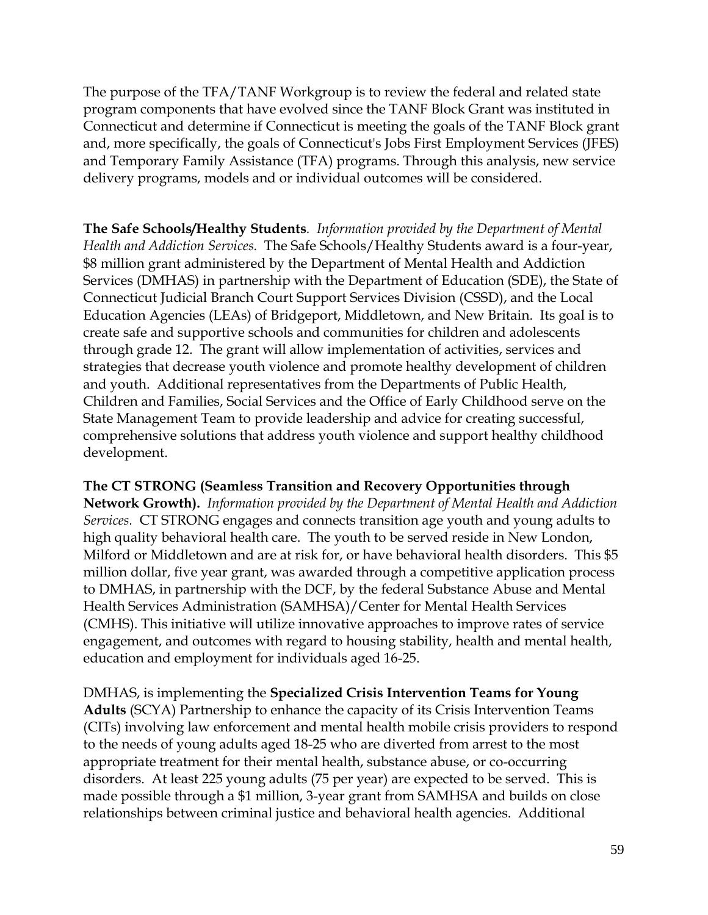The purpose of the TFA/TANF Workgroup is to review the federal and related state program components that have evolved since the TANF Block Grant was instituted in Connecticut and determine if Connecticut is meeting the goals of the TANF Block grant and, more specifically, the goals of Connecticut's Jobs First Employment Services (JFES) and Temporary Family Assistance (TFA) programs. Through this analysis, new service delivery programs, models and or individual outcomes will be considered.

**The Safe Schools/Healthy Students**. *Information provided by the Department of Mental Health and Addiction Services.* The Safe Schools/Healthy Students award is a four-year, $8 million grant administered by the Department of Mental Health and Addiction Services (DMHAS) in partnership with the Department of Education (SDE), the State of Connecticut Judicial Branch Court Support Services Division (CSSD), and the Local Education Agencies (LEAs) of Bridgeport, Middletown, and New Britain. Its goal is to create safe and supportive schools and communities for children and adolescents through grade 12. The grant will allow implementation of activities, services and strategies that decrease youth violence and promote healthy development of children and youth. Additional representatives from the Departments of Public Health, Children and Families, Social Services and the Office of Early Childhood serve on the State Management Team to provide leadership and advice for creating successful, comprehensive solutions that address youth violence and support healthy childhood development.

**The CT STRONG (Seamless Transition and Recovery Opportunities through Network Growth).** *Information provided by the Department of Mental Health and Addiction Services.* CT STRONG engages and connects transition age youth and young adults to high quality behavioral health care. The youth to be served reside in New London, Milford or Middletown and are at risk for, or have behavioral health disorders. This $5 million dollar, five year grant, was awarded through a competitive application process to DMHAS, in partnership with the DCF, by the federal Substance Abuse and Mental Health Services Administration (SAMHSA)/Center for Mental Health Services (CMHS). This initiative will utilize innovative approaches to improve rates of service engagement, and outcomes with regard to housing stability, health and mental health, education and employment for individuals aged 16-25.

DMHAS, is implementing the **Specialized Crisis Intervention Teams for Young Adults** (SCYA) Partnership to enhance the capacity of its Crisis Intervention Teams (CITs) involving law enforcement and mental health mobile crisis providers to respond to the needs of young adults aged 18-25 who are diverted from arrest to the most appropriate treatment for their mental health, substance abuse, or co-occurring disorders. At least 225 young adults (75 per year) are expected to be served. This is made possible through a $1 million, 3-year grant from SAMHSA and builds on close relationships between criminal justice and behavioral health agencies. Additional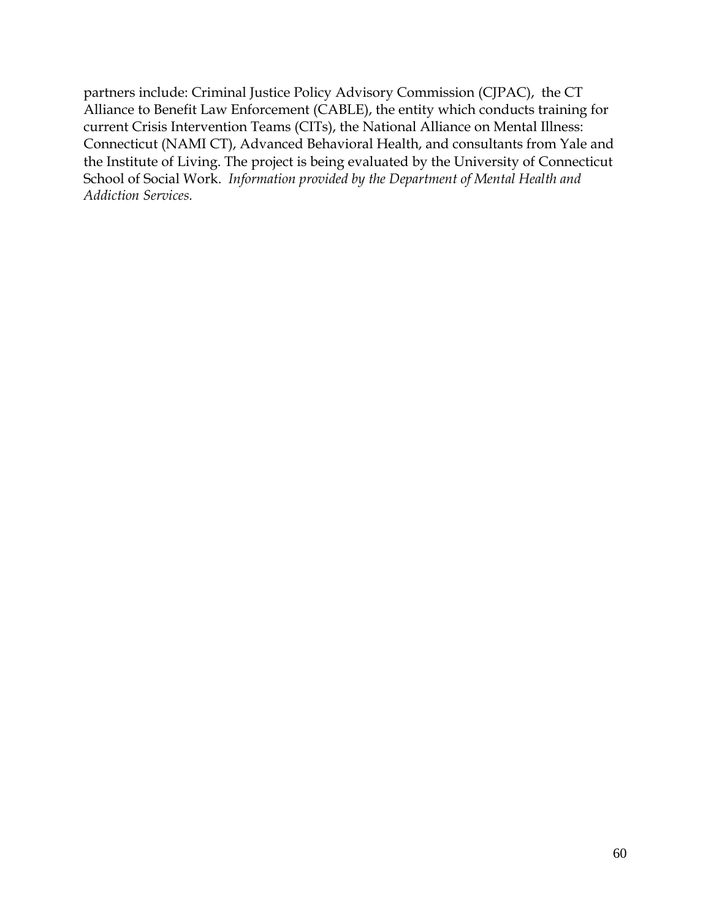partners include: Criminal Justice Policy Advisory Commission (CJPAC), the CT Alliance to Benefit Law Enforcement (CABLE), the entity which conducts training for current Crisis Intervention Teams (CITs), the National Alliance on Mental Illness: Connecticut (NAMI CT), Advanced Behavioral Health, and consultants from Yale and the Institute of Living. The project is being evaluated by the University of Connecticut School of Social Work. *Information provided by the Department of Mental Health and Addiction Services.*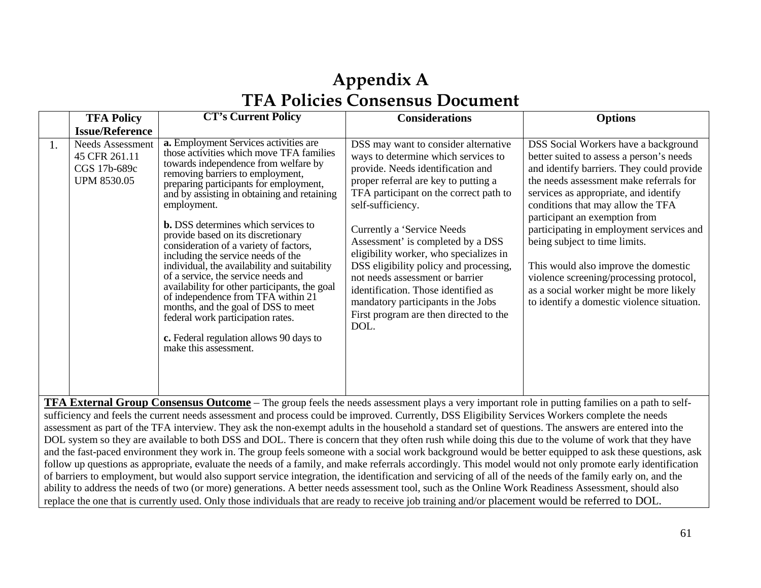# Appendix A
# TFA Policies Consensus Document

| | TFA Policy Issue/Reference | CT's Current Policy | Considerations | Options |
|---|---|---|---|---|
| 1. | Needs Assessment<br>45 CFR 261.11<br>CGS 17b-689c<br>UPM 8530.05 | **a.** Employment Services activities are those activities which move TFA families towards independence from welfare by removing barriers to employment, preparing participants for employment, and by assisting in obtaining and retaining employment.<br><br>**b.** DSS determines which services to provide based on its discretionary consideration of a variety of factors, including the service needs of the individual, the availability and suitability of a service, the service needs and availability for other participants, the goal of independence from TFA within 21 months, and the goal of DSS to meet federal work participation rates.<br><br>**c.** Federal regulation allows 90 days to make this assessment. | DSS may want to consider alternative ways to determine which services to provide. Needs identification and proper referral are key to putting a TFA participant on the correct path to self-sufficiency.<br><br>Currently a 'Service Needs Assessment' is completed by a DSS eligibility worker, who specializes in DSS eligibility policy and processing, not needs assessment or barrier identification. Those identified as mandatory participants in the Jobs First program are then directed to the DOL. | DSS Social Workers have a background better suited to assess a person's needs and identify barriers. They could provide the needs assessment make referrals for services as appropriate, and identify conditions that may allow the TFA participant an exemption from participating in employment services and being subject to time limits.<br><br>This would also improve the domestic violence screening/processing protocol, as a social worker might be more likely to identify a domestic violence situation. |

**TFA External Group Consensus Outcome** – The group feels the needs assessment plays a very important role in putting families on a path to self-sufficiency and feels the current needs assessment and process could be improved. Currently, DSS Eligibility Services Workers complete the needs assessment as part of the TFA interview. They ask the non-exempt adults in the household a standard set of questions. The answers are entered into the DOL system so they are available to both DSS and DOL. There is concern that they often rush while doing this due to the volume of work that they have and the fast-paced environment they work in. The group feels someone with a social work background would be better equipped to ask these questions, ask follow up questions as appropriate, evaluate the needs of a family, and make referrals accordingly. This model would not only promote early identification of barriers to employment, but would also support service integration, the identification and servicing of all of the needs of the family early on, and the ability to address the needs of two (or more) generations. A better needs assessment tool, such as the Online Work Readiness Assessment, should also replace the one that is currently used. Only those individuals that are ready to receive job training and/or placement would be referred to DOL.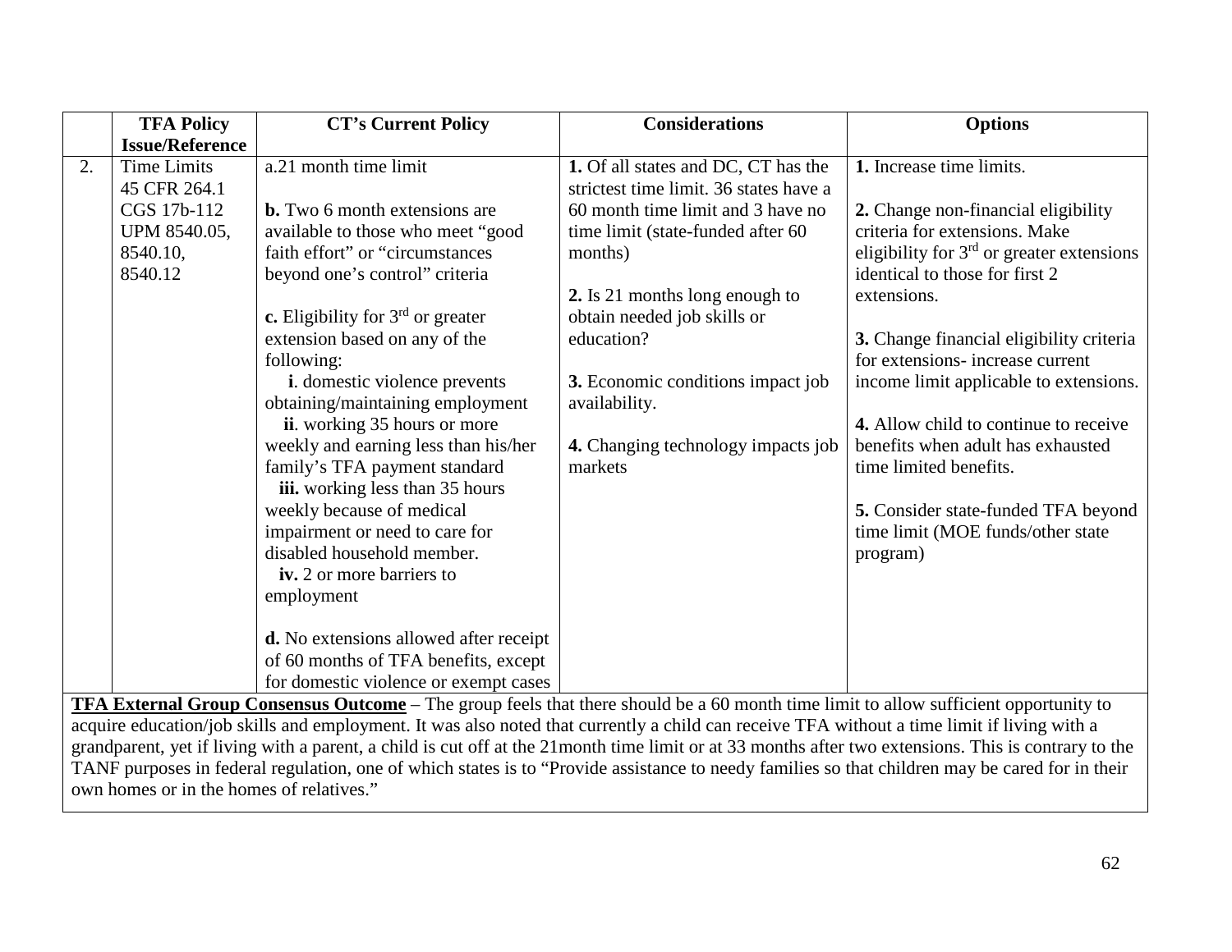| | TFA Policy Issue/Reference | CT's Current Policy | Considerations | Options |
|---|---|---|---|---|
| 2. | Time Limits<br>45 CFR 264.1<br>CGS 17b-112<br>UPM 8540.05, 8540.10, 8540.12 | a.21 month time limit<br><br>**b.** Two 6 month extensions are available to those who meet "good faith effort" or "circumstances beyond one's control" criteria<br><br>**c.** Eligibility for 3rd or greater extension based on any of the following:<br>**i**. domestic violence prevents obtaining/maintaining employment<br>**ii**. working 35 hours or more weekly and earning less than his/her family's TFA payment standard<br>**iii.** working less than 35 hours weekly because of medical impairment or need to care for disabled household member.<br>**iv.** 2 or more barriers to employment<br><br>**d.** No extensions allowed after receipt of 60 months of TFA benefits, except for domestic violence or exempt cases | **1.** Of all states and DC, CT has the strictest time limit. 36 states have a 60 month time limit and 3 have no time limit (state-funded after 60 months)<br><br>**2.** Is 21 months long enough to obtain needed job skills or education?<br><br>**3.** Economic conditions impact job availability.<br><br>**4.** Changing technology impacts job markets | **1.** Increase time limits.<br><br>**2.** Change non-financial eligibility criteria for extensions. Make eligibility for 3rd or greater extensions identical to those for first 2 extensions.<br><br>**3.** Change financial eligibility criteria for extensions- increase current income limit applicable to extensions.<br><br>**4.** Allow child to continue to receive benefits when adult has exhausted time limited benefits.<br><br>**5.** Consider state-funded TFA beyond time limit (MOE funds/other state program) |

**TFA External Group Consensus Outcome** – The group feels that there should be a 60 month time limit to allow sufficient opportunity to acquire education/job skills and employment. It was also noted that currently a child can receive TFA without a time limit if living with a grandparent, yet if living with a parent, a child is cut off at the 21month time limit or at 33 months after two extensions. This is contrary to the TANF purposes in federal regulation, one of which states is to "Provide assistance to needy families so that children may be cared for in their own homes or in the homes of relatives."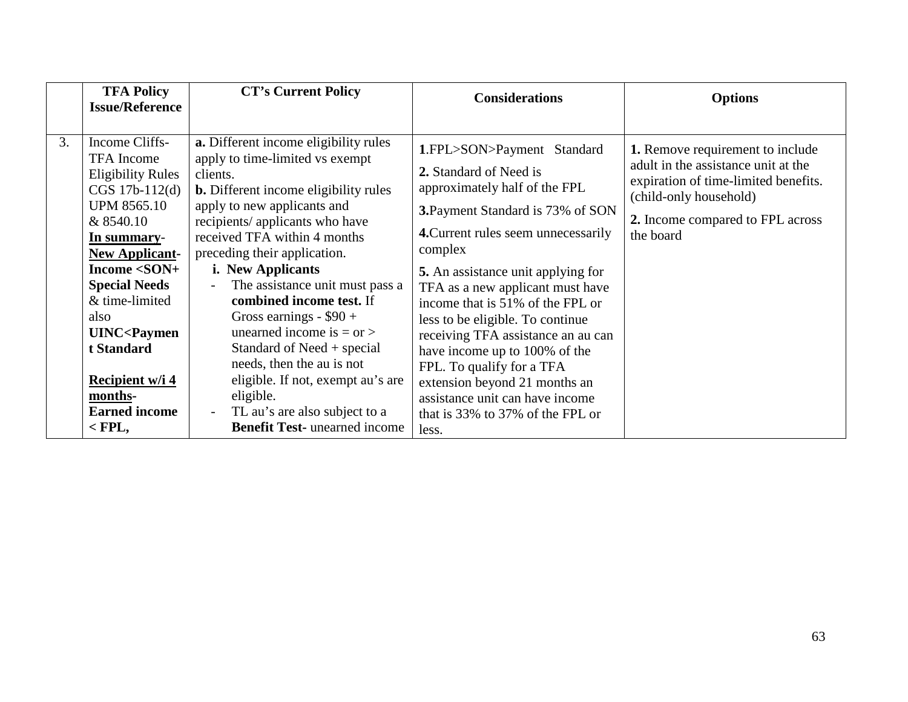| | TFA Policy Issue/Reference | CT's Current Policy | Considerations | Options |
|---|---|---|---|---|
| 3. | Income Cliffs-TFA Income Eligibility Rules CGS 17b-112(d) UPM 8565.10 & 8540.10<br>**<u>In summary</u>-**<br>**<u>New Applicant</u>- Income <SON+ Special Needs** & time-limited also **UINC<Payment Standard**<br><br>**<u>Recipient w/i 4 months</u>- Earned income < FPL,** | **a.** Different income eligibility rules apply to time-limited vs exempt clients.<br>**b.** Different income eligibility rules apply to new applicants and recipients/ applicants who have received TFA within 4 months preceding their application.<br>**i. New Applicants**<br>- The assistance unit must pass a **combined income test.** If Gross earnings - \$90 + unearned income is = or > Standard of Need + special needs, then the au is not eligible. If not, exempt au's are eligible.<br>- TL au's are also subject to a **Benefit Test-** unearned income | **1**.FPL>SON>Payment Standard<br>**2.** Standard of Need is approximately half of the FPL<br>**3.**Payment Standard is 73% of SON<br>**4.**Current rules seem unnecessarily complex<br>**5.** An assistance unit applying for TFA as a new applicant must have income that is 51% of the FPL or less to be eligible. To continue receiving TFA assistance an au can have income up to 100% of the FPL. To qualify for a TFA extension beyond 21 months an assistance unit can have income that is 33% to 37% of the FPL or less. | **1.** Remove requirement to include adult in the assistance unit at the expiration of time-limited benefits. (child-only household)<br>**2.** Income compared to FPL across the board |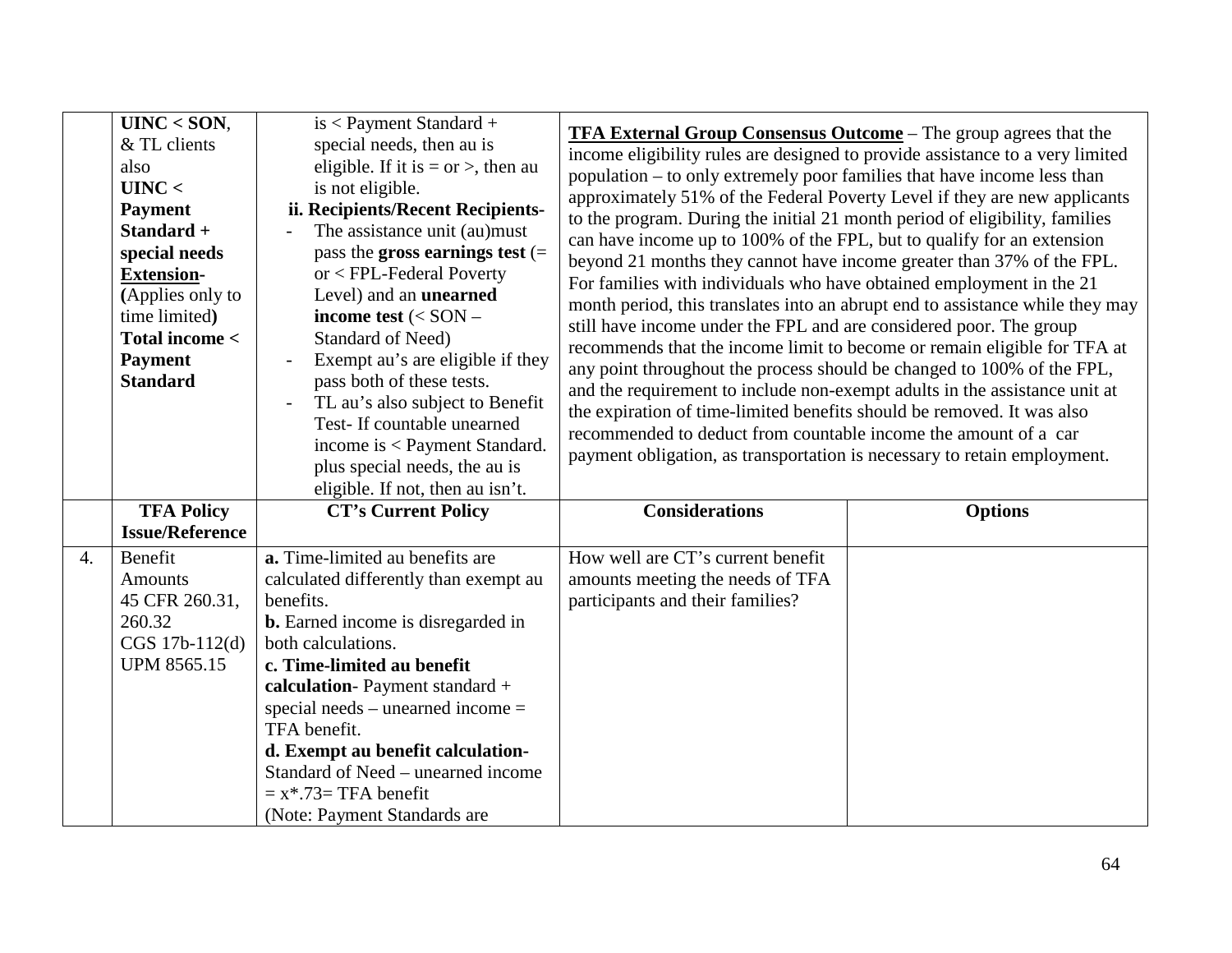| | **UINC < SON**, & TL clients also **UINC < Payment Standard + special needs** **Extension- (**Applies only to time limited**)** **Total income < Payment Standard** | is < Payment Standard + special needs, then au is eligible. If it is = or >, then au is not eligible.<br>**ii. Recipients/Recent Recipients-**<br>- The assistance unit (au)must pass the **gross earnings test** (= or < FPL-Federal Poverty Level) and an **unearned income test** (< SON – Standard of Need)<br>- Exempt au's are eligible if they pass both of these tests.<br>- TL au's also subject to Benefit Test- If countable unearned income is < Payment Standard. plus special needs, the au is eligible. If not, then au isn't. | **TFA External Group Consensus Outcome** – The group agrees that the income eligibility rules are designed to provide assistance to a very limited population – to only extremely poor families that have income less than approximately 51% of the Federal Poverty Level if they are new applicants to the program. During the initial 21 month period of eligibility, families can have income up to 100% of the FPL, but to qualify for an extension beyond 21 months they cannot have income greater than 37% of the FPL. For families with individuals who have obtained employment in the 21 month period, this translates into an abrupt end to assistance while they may still have income under the FPL and are considered poor. The group recommends that the income limit to become or remain eligible for TFA at any point throughout the process should be changed to 100% of the FPL, and the requirement to include non-exempt adults in the assistance unit at the expiration of time-limited benefits should be removed. It was also recommended to deduct from countable income the amount of a car payment obligation, as transportation is necessary to retain employment. | |
|---|---|---|---|---|
| | **TFA Policy Issue/Reference** | **CT's Current Policy** | **Considerations** | **Options** |
| 4. | Benefit Amounts<br>45 CFR 260.31, 260.32<br>CGS 17b-112(d)<br>UPM 8565.15 | **a.** Time-limited au benefits are calculated differently than exempt au benefits.<br>**b.** Earned income is disregarded in both calculations.<br>**c. Time-limited au benefit calculation**- Payment standard + special needs – unearned income = TFA benefit.<br>**d. Exempt au benefit calculation-** Standard of Need – unearned income = x*.73= TFA benefit<br>(Note: Payment Standards are | How well are CT's current benefit amounts meeting the needs of TFA participants and their families? | |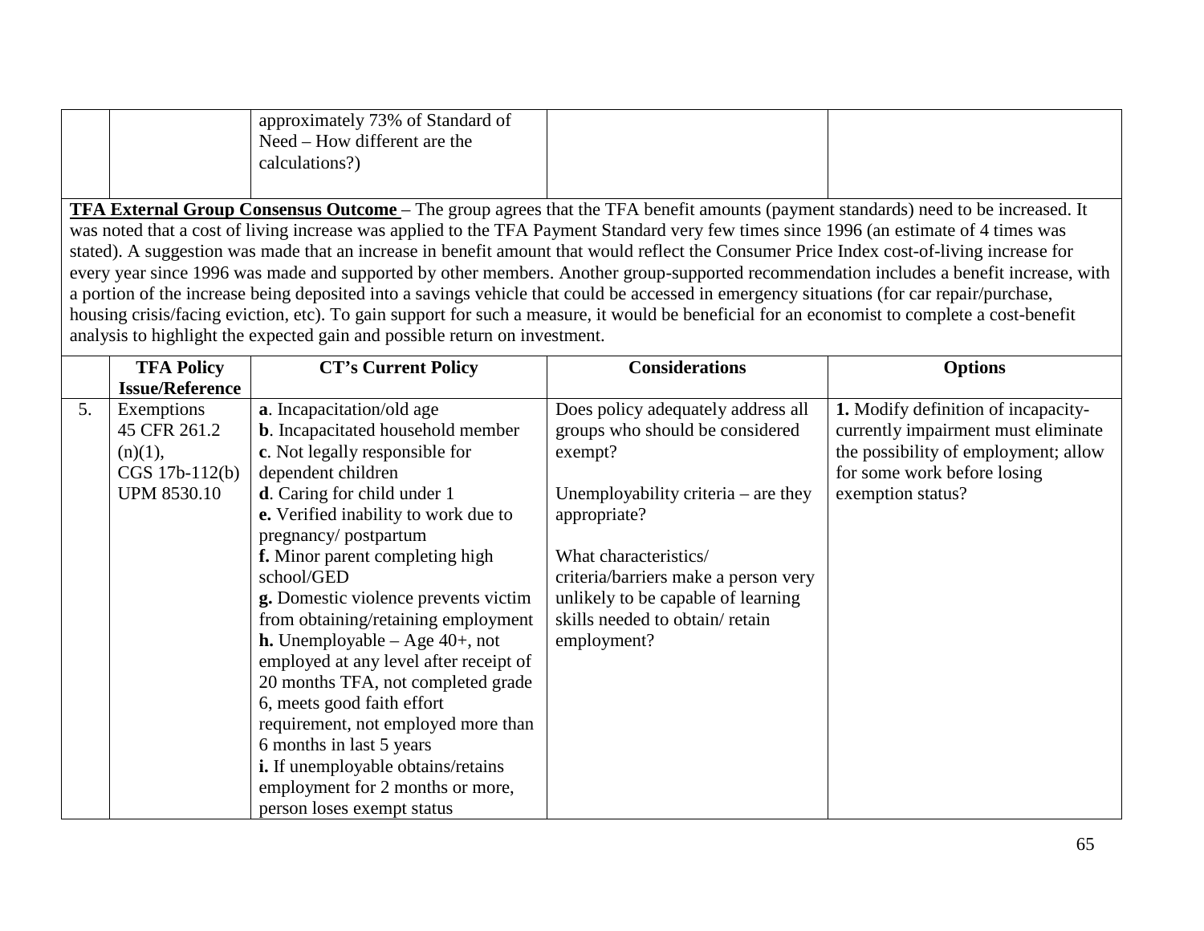|  |  | approximately 73% of Standard of Need – How different are the calculations?) |  |  |
|---|---|---|---|---|

**TFA External Group Consensus Outcome** – The group agrees that the TFA benefit amounts (payment standards) need to be increased. It was noted that a cost of living increase was applied to the TFA Payment Standard very few times since 1996 (an estimate of 4 times was stated). A suggestion was made that an increase in benefit amount that would reflect the Consumer Price Index cost-of-living increase for every year since 1996 was made and supported by other members. Another group-supported recommendation includes a benefit increase, with a portion of the increase being deposited into a savings vehicle that could be accessed in emergency situations (for car repair/purchase, housing crisis/facing eviction, etc). To gain support for such a measure, it would be beneficial for an economist to complete a cost-benefit analysis to highlight the expected gain and possible return on investment.

|  | **TFA Policy Issue/Reference** | **CT's Current Policy** | **Considerations** | **Options** |
|---|---|---|---|---|
| 5. | Exemptions<br>45 CFR 261.2 (n)(1),<br>CGS 17b-112(b)<br>UPM 8530.10 | **a**. Incapacitation/old age<br>**b**. Incapacitated household member<br>**c**. Not legally responsible for dependent children<br>**d**. Caring for child under 1<br>**e.** Verified inability to work due to pregnancy/ postpartum<br>**f.** Minor parent completing high school/GED<br>**g.** Domestic violence prevents victim from obtaining/retaining employment<br>**h.** Unemployable – Age 40+, not employed at any level after receipt of 20 months TFA, not completed grade 6, meets good faith effort requirement, not employed more than 6 months in last 5 years<br>**i.** If unemployable obtains/retains employment for 2 months or more, person loses exempt status | Does policy adequately address all groups who should be considered exempt?<br><br>Unemployability criteria – are they appropriate?<br><br>What characteristics/ criteria/barriers make a person very unlikely to be capable of learning skills needed to obtain/ retain employment? | **1.** Modify definition of incapacity- currently impairment must eliminate the possibility of employment; allow for some work before losing exemption status? |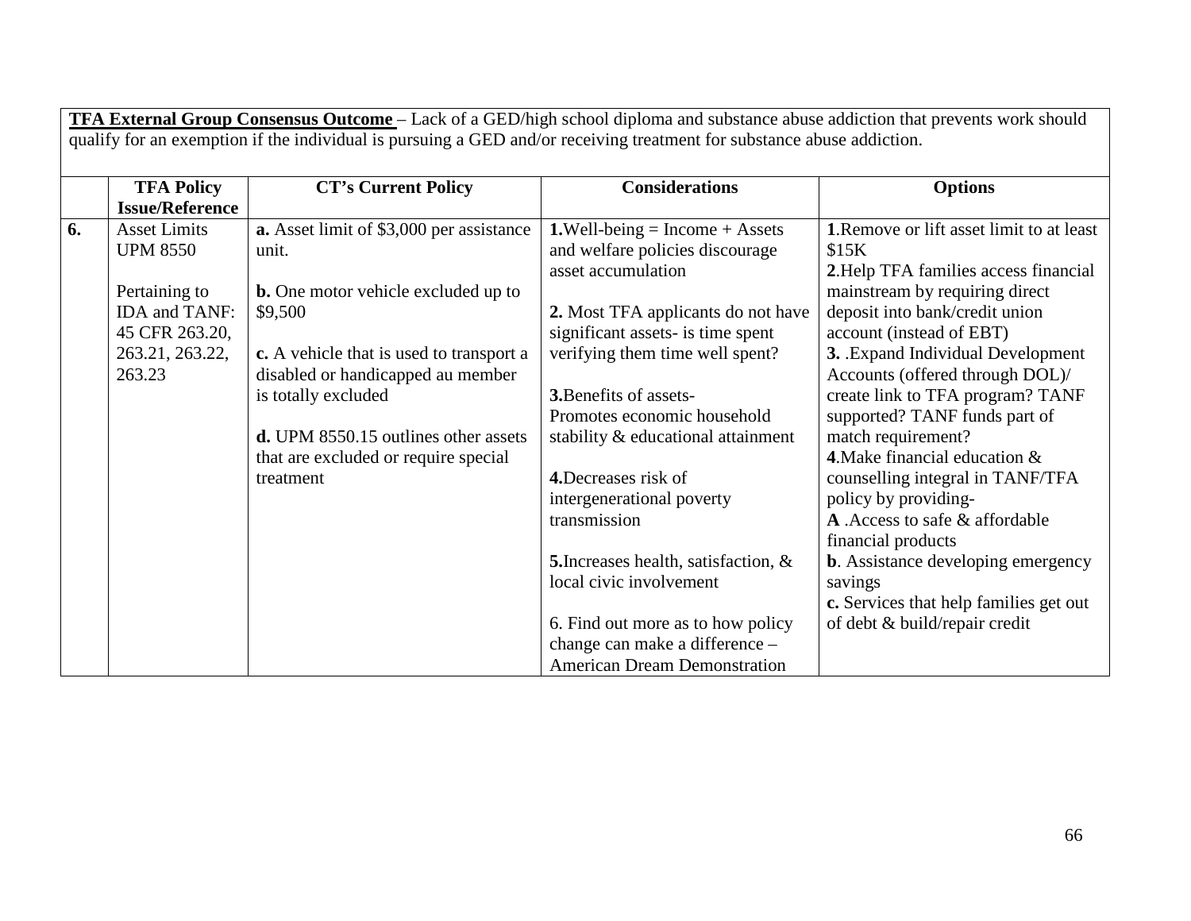**<u>TFA External Group Consensus Outcome</u>** – Lack of a GED/high school diploma and substance abuse addiction that prevents work should qualify for an exemption if the individual is pursuing a GED and/or receiving treatment for substance abuse addiction.

| | **TFA Policy Issue/Reference** | **CT's Current Policy** | **Considerations** | **Options** |
|---|---|---|---|---|
| **6.** | Asset Limits UPM 8550<br><br>Pertaining to IDA and TANF: 45 CFR 263.20, 263.21, 263.22, 263.23 | **a.** Asset limit of $3,000 per assistance unit.<br><br>**b.** One motor vehicle excluded up to $9,500<br><br>**c.** A vehicle that is used to transport a disabled or handicapped au member is totally excluded<br><br>**d.** UPM 8550.15 outlines other assets that are excluded or require special treatment | **1.**Well-being = Income + Assets and welfare policies discourage asset accumulation<br><br>**2.** Most TFA applicants do not have significant assets- is time spent verifying them time well spent?<br><br>**3.**Benefits of assets- Promotes economic household stability & educational attainment<br><br>**4.**Decreases risk of intergenerational poverty transmission<br><br>**5.**Increases health, satisfaction, & local civic involvement<br><br>6. Find out more as to how policy change can make a difference – American Dream Demonstration | **1**.Remove or lift asset limit to at least $15K<br>**2**.Help TFA families access financial mainstream by requiring direct deposit into bank/credit union account (instead of EBT)<br>**3.** .Expand Individual Development Accounts (offered through DOL)/ create link to TFA program? TANF supported? TANF funds part of match requirement?<br>**4**.Make financial education & counselling integral in TANF/TFA policy by providing-<br>**A** .Access to safe & affordable financial products<br>**b**. Assistance developing emergency savings<br>**c.** Services that help families get out of debt & build/repair credit |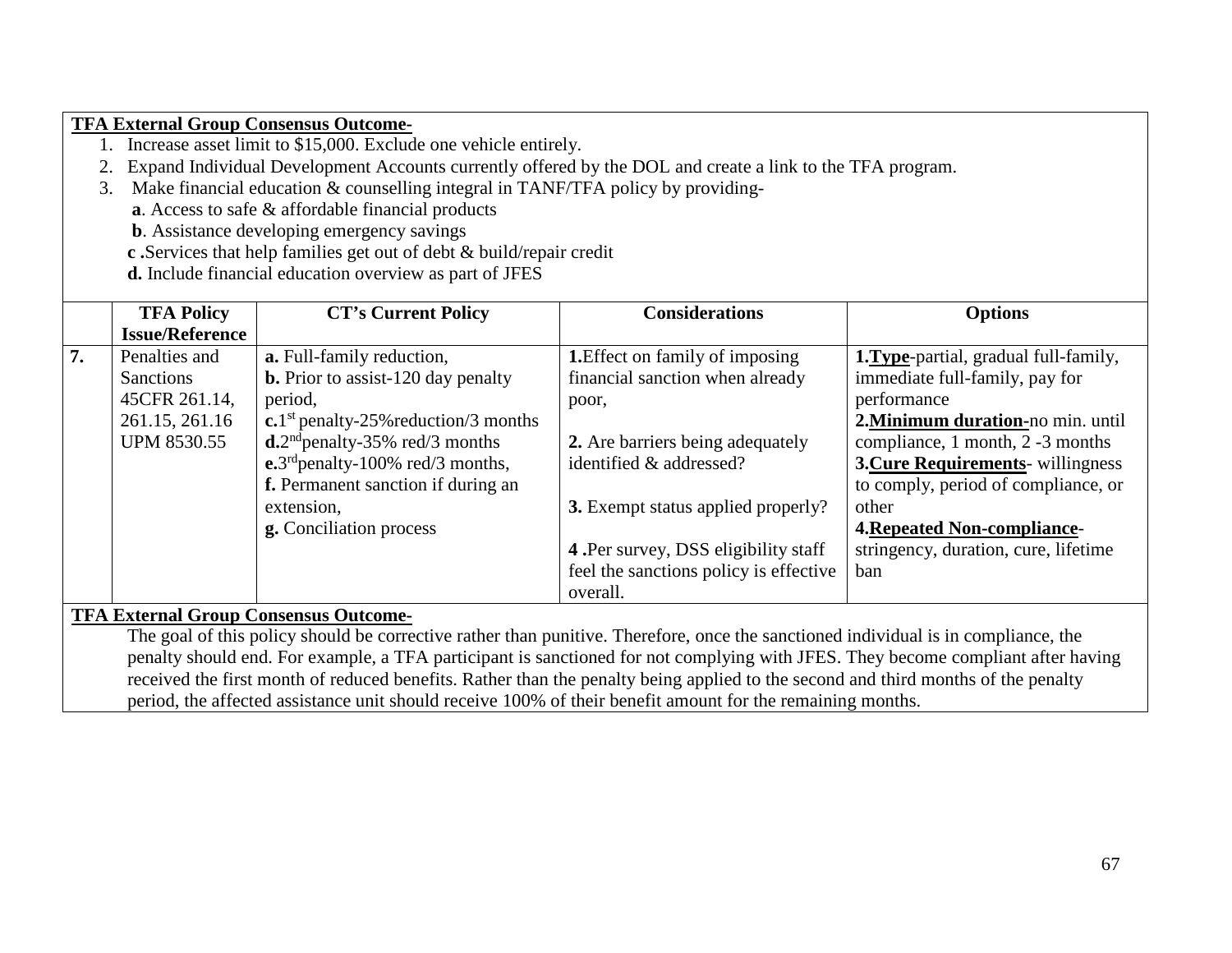**TFA External Group Consensus Outcome-**

1. Increase asset limit to $15,000. Exclude one vehicle entirely.
2. Expand Individual Development Accounts currently offered by the DOL and create a link to the TFA program.
3. Make financial education & counselling integral in TANF/TFA policy by providing-
   **a**. Access to safe & affordable financial products
   **b**. Assistance developing emergency savings
   **c** .Services that help families get out of debt & build/repair credit
   **d.** Include financial education overview as part of JFES

| | TFA Policy Issue/Reference | CT's Current Policy | Considerations | Options |
|---|---|---|---|---|
| **7.** | Penalties and Sanctions 45CFR 261.14, 261.15, 261.16 UPM 8530.55 | **a.** Full-family reduction, **b.** Prior to assist-120 day penalty period, **c.**1st penalty-25%reduction/3 months **d.**2nd penalty-35% red/3 months **e.**3rd penalty-100% red/3 months, **f.** Permanent sanction if during an extension, **g.** Conciliation process | **1.**Effect on family of imposing financial sanction when already poor, **2.** Are barriers being adequately identified & addressed? **3.** Exempt status applied properly? **4** .Per survey, DSS eligibility staff feel the sanctions policy is effective overall. | **1.<u>Type</u>**-partial, gradual full-family, immediate full-family, pay for performance **2.<u>Minimum duration</u>**-no min. until compliance, 1 month, 2 -3 months **3.<u>Cure Requirements</u>**- willingness to comply, period of compliance, or other **4.<u>Repeated Non-compliance</u>**- stringency, duration, cure, lifetime ban |

**TFA External Group Consensus Outcome-**

The goal of this policy should be corrective rather than punitive. Therefore, once the sanctioned individual is in compliance, the penalty should end. For example, a TFA participant is sanctioned for not complying with JFES. They become compliant after having received the first month of reduced benefits. Rather than the penalty being applied to the second and third months of the penalty period, the affected assistance unit should receive 100% of their benefit amount for the remaining months.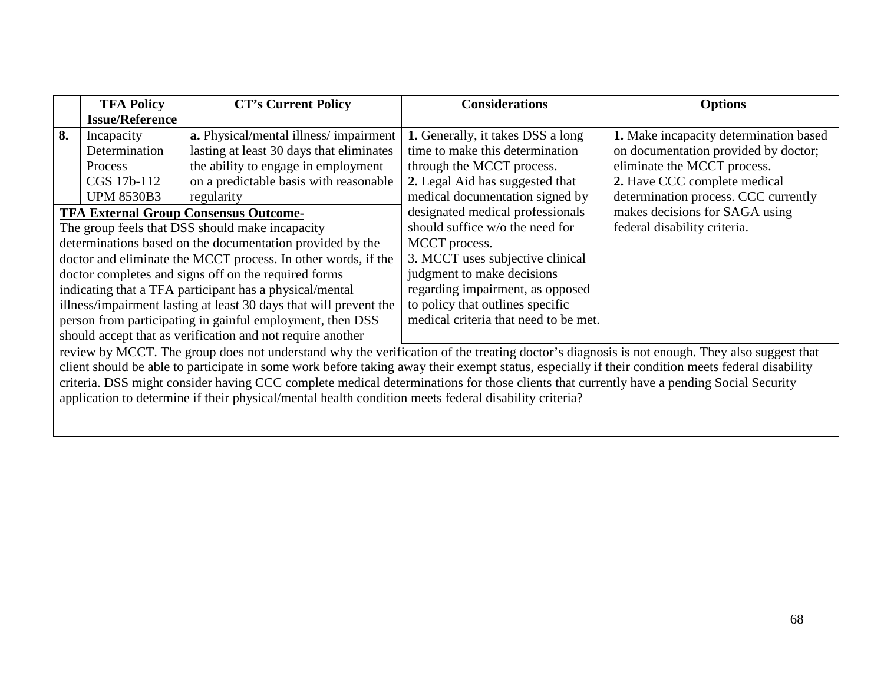| | TFA Policy Issue/Reference | CT's Current Policy | Considerations | Options |
|---|---|---|---|---|
| **8.** | Incapacity Determination Process CGS 17b-112 UPM 8530B3 | **a.** Physical/mental illness/ impairment lasting at least 30 days that eliminates the ability to engage in employment on a predictable basis with reasonable regularity | **1.** Generally, it takes DSS a long time to make this determination through the MCCT process. **2.** Legal Aid has suggested that medical documentation signed by designated medical professionals should suffice w/o the need for MCCT process. 3. MCCT uses subjective clinical judgment to make decisions regarding impairment, as opposed to policy that outlines specific medical criteria that need to be met. | **1.** Make incapacity determination based on documentation provided by doctor; eliminate the MCCT process. **2.** Have CCC complete medical determination process. CCC currently makes decisions for SAGA using federal disability criteria. |

**TFA External Group Consensus Outcome-**

The group feels that DSS should make incapacity determinations based on the documentation provided by the doctor and eliminate the MCCT process. In other words, if the doctor completes and signs off on the required forms indicating that a TFA participant has a physical/mental illness/impairment lasting at least 30 days that will prevent the person from participating in gainful employment, then DSS should accept that as verification and not require another review by MCCT. The group does not understand why the verification of the treating doctor's diagnosis is not enough. They also suggest that client should be able to participate in some work before taking away their exempt status, especially if their condition meets federal disability criteria. DSS might consider having CCC complete medical determinations for those clients that currently have a pending Social Security application to determine if their physical/mental health condition meets federal disability criteria?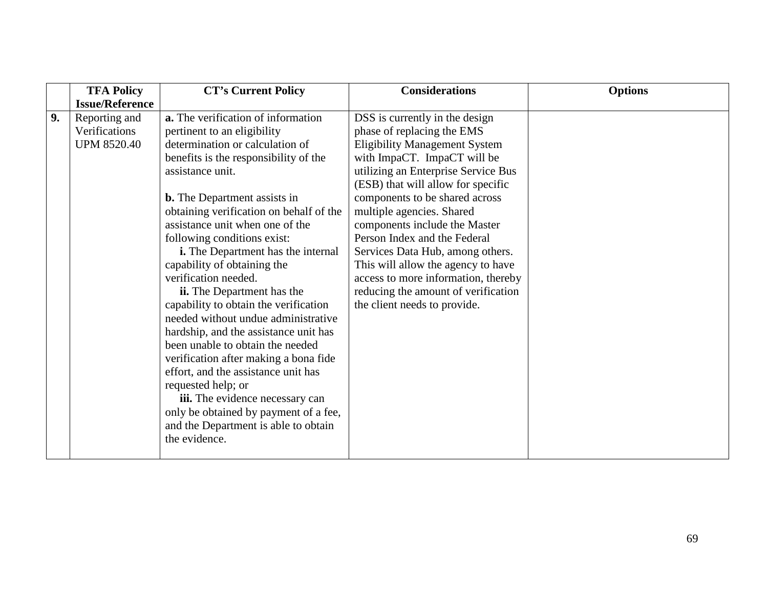| | TFA Policy Issue/Reference | CT's Current Policy | Considerations | Options |
|---|---|---|---|---|
| **9.** | Reporting and Verifications UPM 8520.40 | **a.** The verification of information pertinent to an eligibility determination or calculation of benefits is the responsibility of the assistance unit.<br><br>**b.** The Department assists in obtaining verification on behalf of the assistance unit when one of the following conditions exist:<br>**i.** The Department has the internal capability of obtaining the verification needed.<br>**ii.** The Department has the capability to obtain the verification needed without undue administrative hardship, and the assistance unit has been unable to obtain the needed verification after making a bona fide effort, and the assistance unit has requested help; or<br>**iii.** The evidence necessary can only be obtained by payment of a fee, and the Department is able to obtain the evidence. | DSS is currently in the design phase of replacing the EMS Eligibility Management System with ImpaCT. ImpaCT will be utilizing an Enterprise Service Bus (ESB) that will allow for specific components to be shared across multiple agencies. Shared components include the Master Person Index and the Federal Services Data Hub, among others. This will allow the agency to have access to more information, thereby reducing the amount of verification the client needs to provide. | |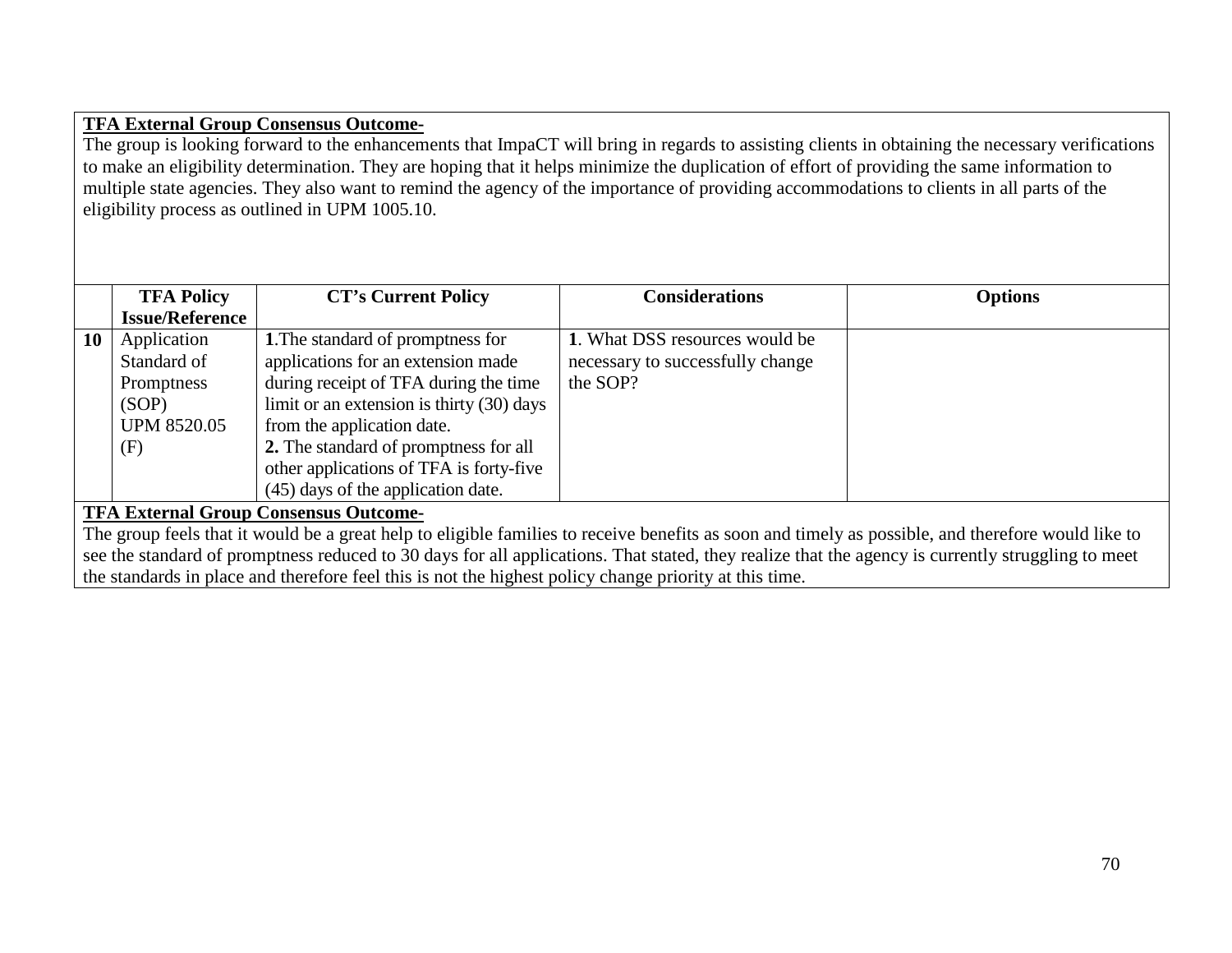**<u>TFA External Group Consensus Outcome-</u>**

The group is looking forward to the enhancements that ImpaCT will bring in regards to assisting clients in obtaining the necessary verifications to make an eligibility determination. They are hoping that it helps minimize the duplication of effort of providing the same information to multiple state agencies. They also want to remind the agency of the importance of providing accommodations to clients in all parts of the eligibility process as outlined in UPM 1005.10.

| | TFA Policy Issue/Reference | CT's Current Policy | Considerations | Options |
|---|---|---|---|---|
| **10** | Application Standard of Promptness (SOP) UPM 8520.05 (F) | **1**.The standard of promptness for applications for an extension made during receipt of TFA during the time limit or an extension is thirty (30) days from the application date.<br>**2.** The standard of promptness for all other applications of TFA is forty-five (45) days of the application date. | **1**. What DSS resources would be necessary to successfully change the SOP? | |

**<u>TFA External Group Consensus Outcome-</u>**

The group feels that it would be a great help to eligible families to receive benefits as soon and timely as possible, and therefore would like to see the standard of promptness reduced to 30 days for all applications. That stated, they realize that the agency is currently struggling to meet the standards in place and therefore feel this is not the highest policy change priority at this time.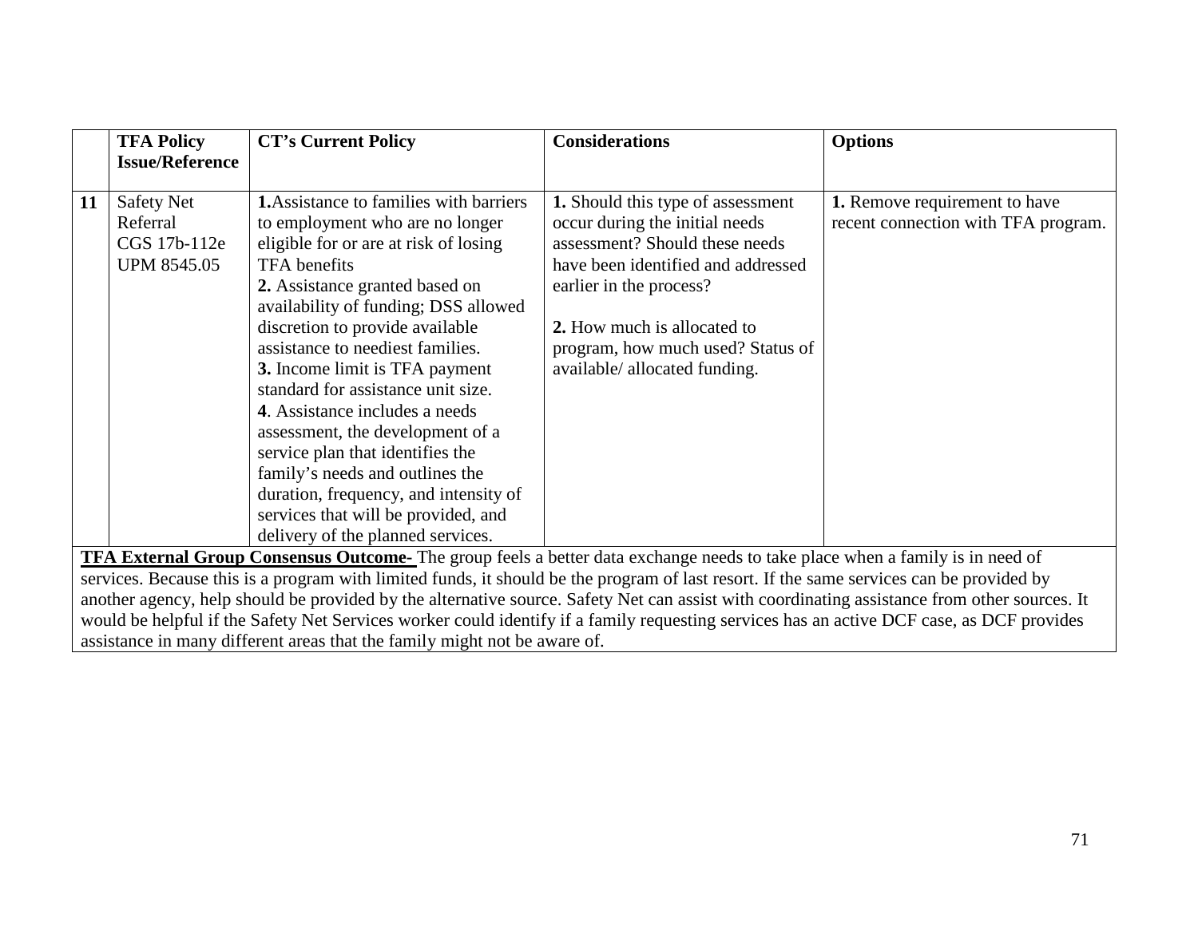| | TFA Policy Issue/Reference | CT's Current Policy | Considerations | Options |
|---|---|---|---|---|
| 11 | Safety Net Referral CGS 17b-112e UPM 8545.05 | **1.** Assistance to families with barriers to employment who are no longer eligible for or are at risk of losing TFA benefits<br>**2.** Assistance granted based on availability of funding; DSS allowed discretion to provide available assistance to neediest families.<br>**3.** Income limit is TFA payment standard for assistance unit size.<br>**4**. Assistance includes a needs assessment, the development of a service plan that identifies the family's needs and outlines the duration, frequency, and intensity of services that will be provided, and delivery of the planned services. | **1.** Should this type of assessment occur during the initial needs assessment? Should these needs have been identified and addressed earlier in the process?<br><br>**2.** How much is allocated to program, how much used? Status of available/ allocated funding. | **1.** Remove requirement to have recent connection with TFA program. |

**TFA External Group Consensus Outcome-** The group feels a better data exchange needs to take place when a family is in need of services. Because this is a program with limited funds, it should be the program of last resort. If the same services can be provided by another agency, help should be provided by the alternative source. Safety Net can assist with coordinating assistance from other sources. It would be helpful if the Safety Net Services worker could identify if a family requesting services has an active DCF case, as DCF provides assistance in many different areas that the family might not be aware of.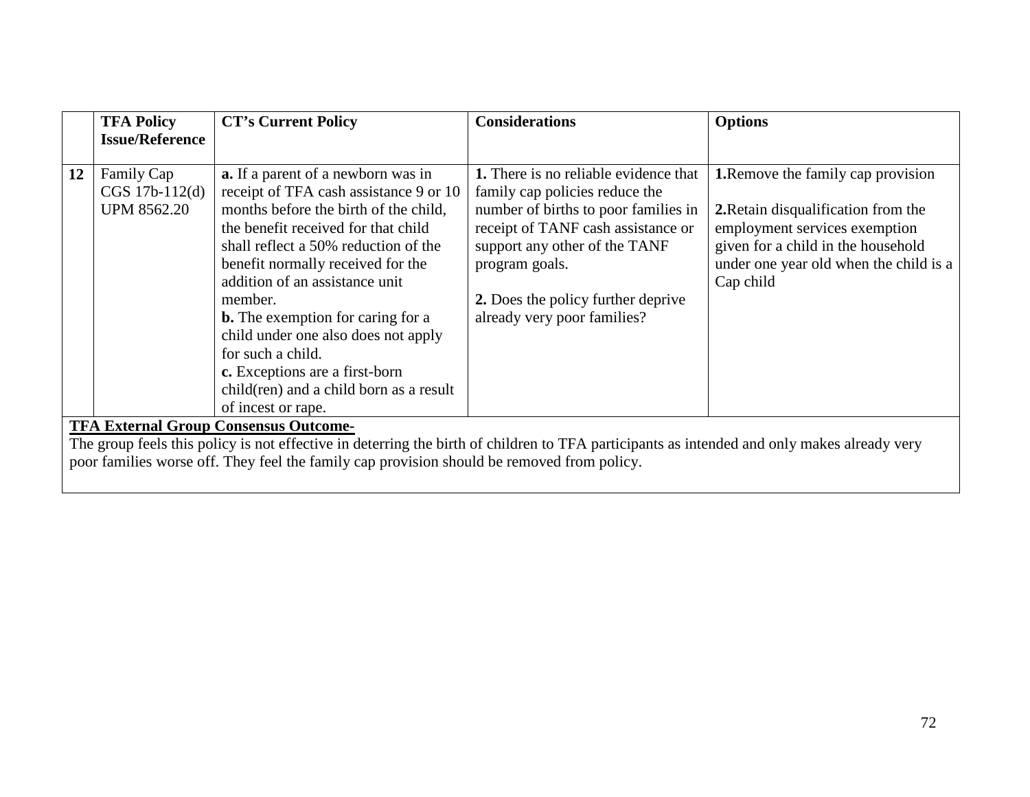| | TFA Policy Issue/Reference | CT's Current Policy | Considerations | Options |
|---|---|---|---|---|
| **12** | Family Cap<br>CGS 17b-112(d)<br>UPM 8562.20 | **a.** If a parent of a newborn was in receipt of TFA cash assistance 9 or 10 months before the birth of the child, the benefit received for that child shall reflect a 50% reduction of the benefit normally received for the addition of an assistance unit member.<br>**b.** The exemption for caring for a child under one also does not apply for such a child.<br>**c.** Exceptions are a first-born child(ren) and a child born as a result of incest or rape. | **1.** There is no reliable evidence that family cap policies reduce the number of births to poor families in receipt of TANF cash assistance or support any other of the TANF program goals.<br><br>**2.** Does the policy further deprive already very poor families? | **1.** Remove the family cap provision<br><br>**2.** Retain disqualification from the employment services exemption given for a child in the household under one year old when the child is a Cap child |

**TFA External Group Consensus Outcome-**

The group feels this policy is not effective in deterring the birth of children to TFA participants as intended and only makes already very poor families worse off. They feel the family cap provision should be removed from policy.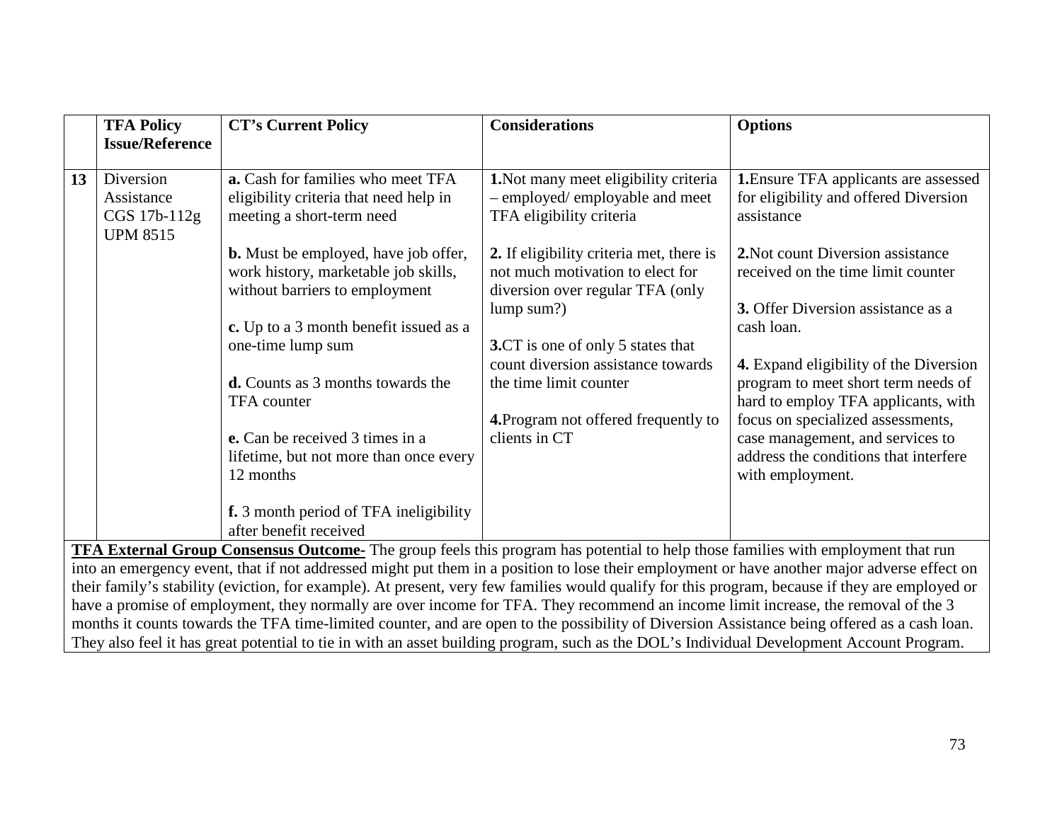| | TFA Policy Issue/Reference | CT's Current Policy | Considerations | Options |
|---|---|---|---|---|
| 13 | Diversion Assistance CGS 17b-112g UPM 8515 | **a.** Cash for families who meet TFA eligibility criteria that need help in meeting a short-term need<br><br>**b.** Must be employed, have job offer, work history, marketable job skills, without barriers to employment<br><br>**c.** Up to a 3 month benefit issued as a one-time lump sum<br><br>**d.** Counts as 3 months towards the TFA counter<br><br>**e.** Can be received 3 times in a lifetime, but not more than once every 12 months<br><br>**f.** 3 month period of TFA ineligibility after benefit received | **1.**Not many meet eligibility criteria – employed/ employable and meet TFA eligibility criteria<br><br>**2.** If eligibility criteria met, there is not much motivation to elect for diversion over regular TFA (only lump sum?)<br><br>**3.**CT is one of only 5 states that count diversion assistance towards the time limit counter<br><br>**4.**Program not offered frequently to clients in CT | **1.**Ensure TFA applicants are assessed for eligibility and offered Diversion assistance<br><br>**2.**Not count Diversion assistance received on the time limit counter<br><br>**3.** Offer Diversion assistance as a cash loan.<br><br>**4.** Expand eligibility of the Diversion program to meet short term needs of hard to employ TFA applicants, with focus on specialized assessments, case management, and services to address the conditions that interfere with employment. |

**TFA External Group Consensus Outcome-** The group feels this program has potential to help those families with employment that run into an emergency event, that if not addressed might put them in a position to lose their employment or have another major adverse effect on their family's stability (eviction, for example). At present, very few families would qualify for this program, because if they are employed or have a promise of employment, they normally are over income for TFA. They recommend an income limit increase, the removal of the 3 months it counts towards the TFA time-limited counter, and are open to the possibility of Diversion Assistance being offered as a cash loan. They also feel it has great potential to tie in with an asset building program, such as the DOL's Individual Development Account Program.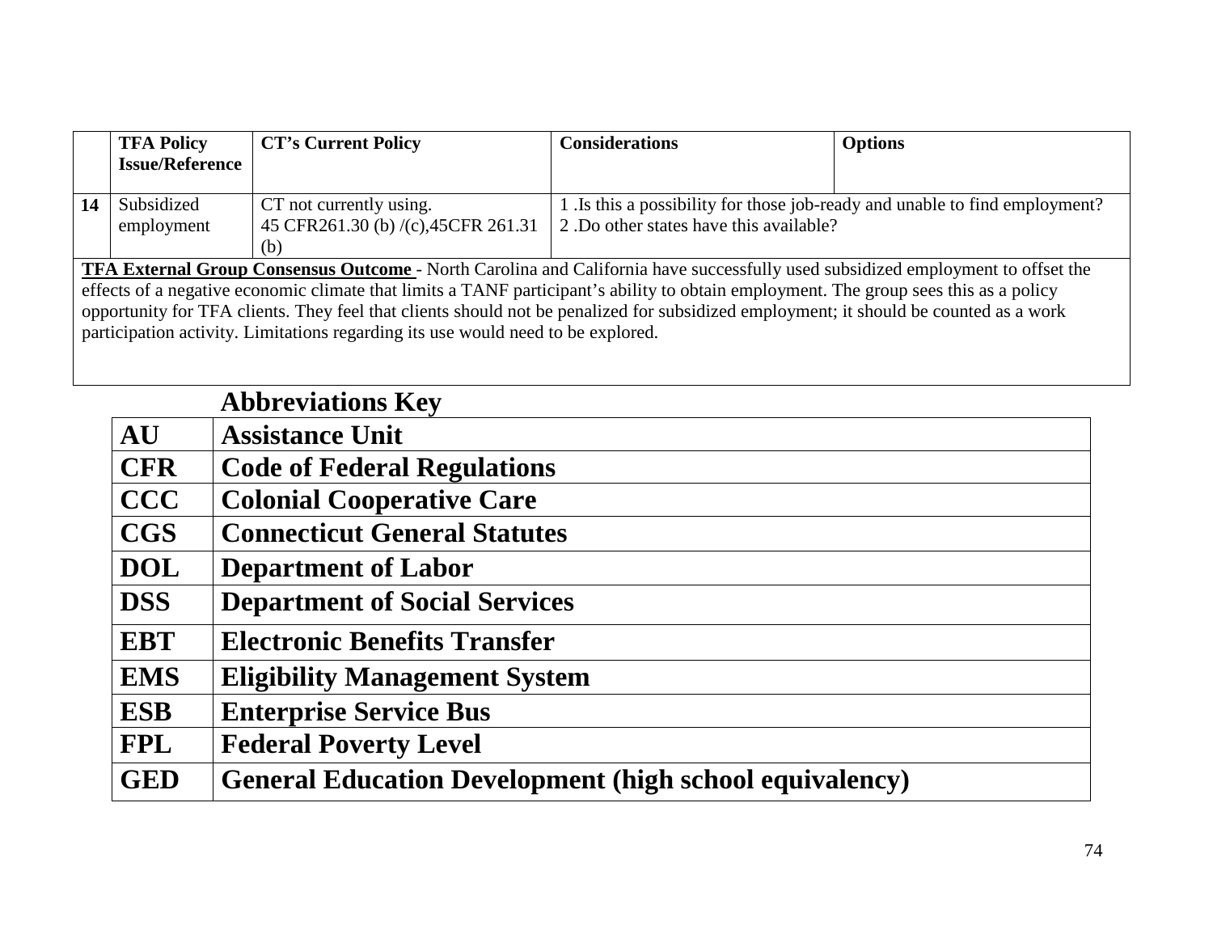| | TFA Policy Issue/Reference | CT's Current Policy | Considerations | Options |
|---|---|---|---|---|
| 14 | Subsidized employment | CT not currently using. 45 CFR261.30 (b) /(c),45CFR 261.31 (b) | 1 .Is this a possibility for those job-ready and unable to find employment? 2 .Do other states have this available? | |
| **TFA External Group Consensus Outcome** - North Carolina and California have successfully used subsidized employment to offset the effects of a negative economic climate that limits a TANF participant's ability to obtain employment. The group sees this as a policy opportunity for TFA clients. They feel that clients should not be penalized for subsidized employment; it should be counted as a work participation activity. Limitations regarding its use would need to be explored. | | | | |

## Abbreviations Key

| | |
|---|---|
| **AU** | **Assistance Unit** |
| **CFR** | **Code of Federal Regulations** |
| **CCC** | **Colonial Cooperative Care** |
| **CGS** | **Connecticut General Statutes** |
| **DOL** | **Department of Labor** |
| **DSS** | **Department of Social Services** |
| **EBT** | **Electronic Benefits Transfer** |
| **EMS** | **Eligibility Management System** |
| **ESB** | **Enterprise Service Bus** |
| **FPL** | **Federal Poverty Level** |
| **GED** | **General Education Development (high school equivalency)** |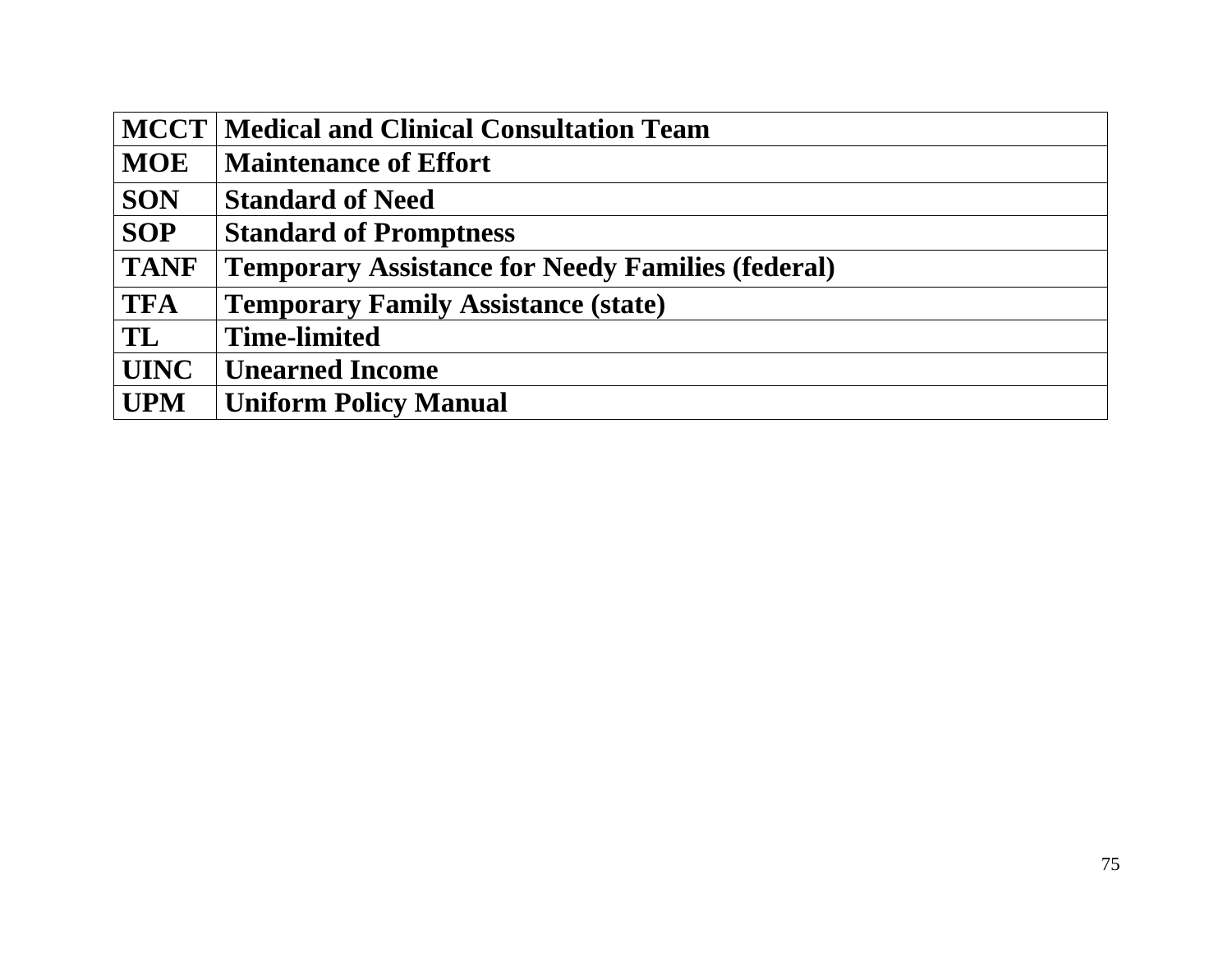| MCCT | Medical and Clinical Consultation Team |
|---|---|
| MOE | Maintenance of Effort |
| SON | Standard of Need |
| SOP | Standard of Promptness |
| TANF | Temporary Assistance for Needy Families (federal) |
| TFA | Temporary Family Assistance (state) |
| TL | Time-limited |
| UINC | Unearned Income |
| UPM | Uniform Policy Manual |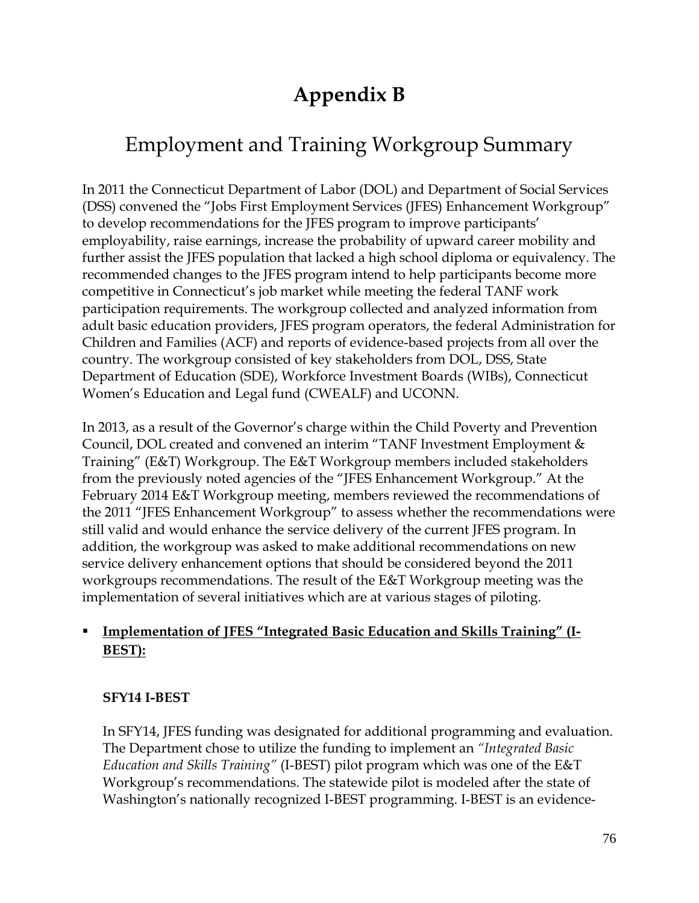# Appendix B

## Employment and Training Workgroup Summary

In 2011 the Connecticut Department of Labor (DOL) and Department of Social Services (DSS) convened the "Jobs First Employment Services (JFES) Enhancement Workgroup" to develop recommendations for the JFES program to improve participants' employability, raise earnings, increase the probability of upward career mobility and further assist the JFES population that lacked a high school diploma or equivalency. The recommended changes to the JFES program intend to help participants become more competitive in Connecticut's job market while meeting the federal TANF work participation requirements. The workgroup collected and analyzed information from adult basic education providers, JFES program operators, the federal Administration for Children and Families (ACF) and reports of evidence-based projects from all over the country. The workgroup consisted of key stakeholders from DOL, DSS, State Department of Education (SDE), Workforce Investment Boards (WIBs), Connecticut Women's Education and Legal fund (CWEALF) and UCONN.

In 2013, as a result of the Governor's charge within the Child Poverty and Prevention Council, DOL created and convened an interim "TANF Investment Employment & Training" (E&T) Workgroup. The E&T Workgroup members included stakeholders from the previously noted agencies of the "JFES Enhancement Workgroup." At the February 2014 E&T Workgroup meeting, members reviewed the recommendations of the 2011 "JFES Enhancement Workgroup" to assess whether the recommendations were still valid and would enhance the service delivery of the current JFES program. In addition, the workgroup was asked to make additional recommendations on new service delivery enhancement options that should be considered beyond the 2011 workgroups recommendations. The result of the E&T Workgroup meeting was the implementation of several initiatives which are at various stages of piloting.

- **<u>Implementation of JFES "Integrated Basic Education and Skills Training" (I-BEST):</u>**

  **SFY14 I-BEST**

  In SFY14, JFES funding was designated for additional programming and evaluation. The Department chose to utilize the funding to implement an *"Integrated Basic Education and Skills Training"* (I-BEST) pilot program which was one of the E&T Workgroup's recommendations. The statewide pilot is modeled after the state of Washington's nationally recognized I-BEST programming. I-BEST is an evidence-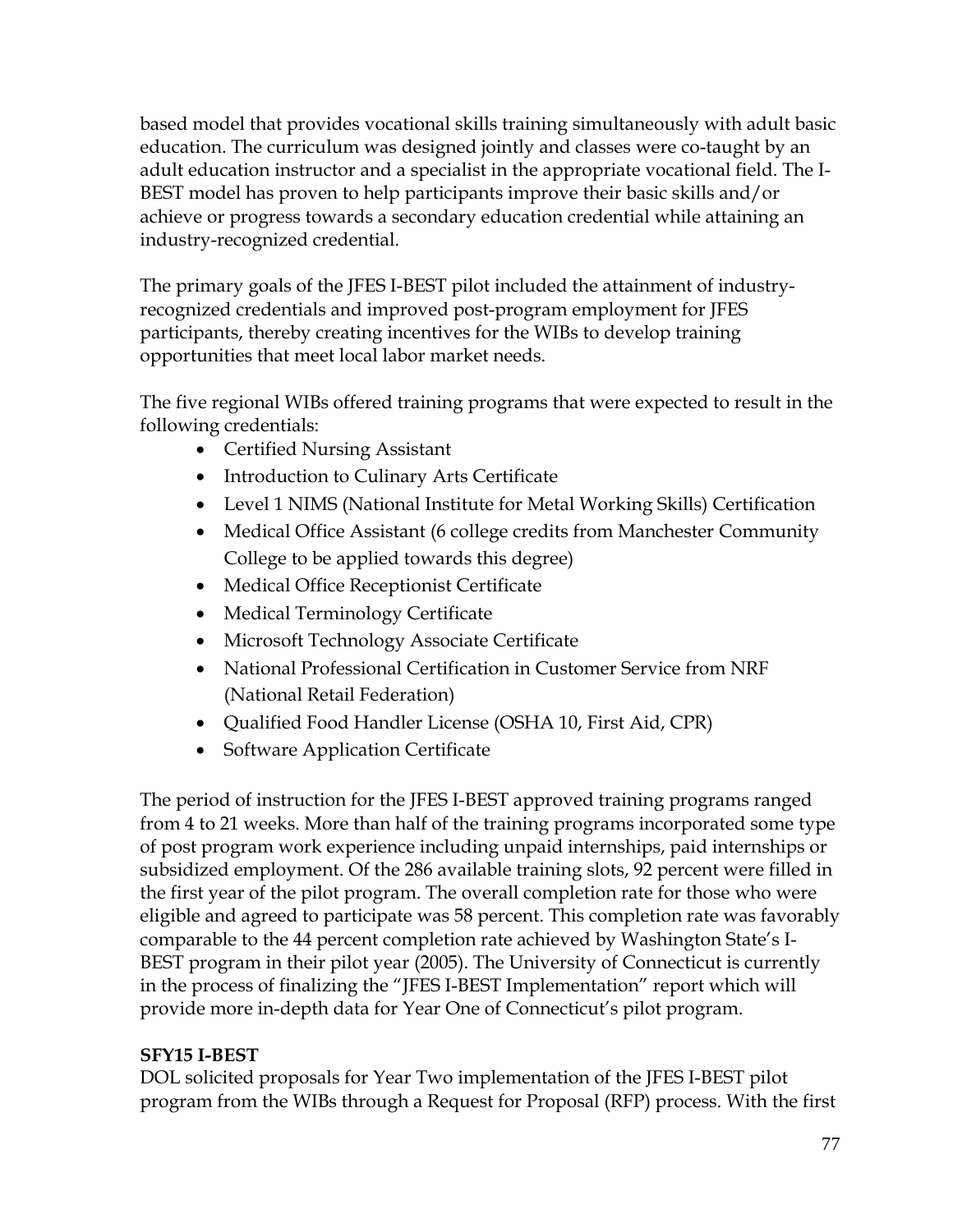based model that provides vocational skills training simultaneously with adult basic education. The curriculum was designed jointly and classes were co-taught by an adult education instructor and a specialist in the appropriate vocational field. The I-BEST model has proven to help participants improve their basic skills and/or achieve or progress towards a secondary education credential while attaining an industry-recognized credential.

The primary goals of the JFES I-BEST pilot included the attainment of industry-recognized credentials and improved post-program employment for JFES participants, thereby creating incentives for the WIBs to develop training opportunities that meet local labor market needs.

The five regional WIBs offered training programs that were expected to result in the following credentials:

- Certified Nursing Assistant
- Introduction to Culinary Arts Certificate
- Level 1 NIMS (National Institute for Metal Working Skills) Certification
- Medical Office Assistant (6 college credits from Manchester Community College to be applied towards this degree)
- Medical Office Receptionist Certificate
- Medical Terminology Certificate
- Microsoft Technology Associate Certificate
- National Professional Certification in Customer Service from NRF (National Retail Federation)
- Qualified Food Handler License (OSHA 10, First Aid, CPR)
- Software Application Certificate

The period of instruction for the JFES I-BEST approved training programs ranged from 4 to 21 weeks. More than half of the training programs incorporated some type of post program work experience including unpaid internships, paid internships or subsidized employment. Of the 286 available training slots, 92 percent were filled in the first year of the pilot program. The overall completion rate for those who were eligible and agreed to participate was 58 percent. This completion rate was favorably comparable to the 44 percent completion rate achieved by Washington State's I-BEST program in their pilot year (2005). The University of Connecticut is currently in the process of finalizing the "JFES I-BEST Implementation" report which will provide more in-depth data for Year One of Connecticut's pilot program.

**SFY15 I-BEST**

DOL solicited proposals for Year Two implementation of the JFES I-BEST pilot program from the WIBs through a Request for Proposal (RFP) process. With the first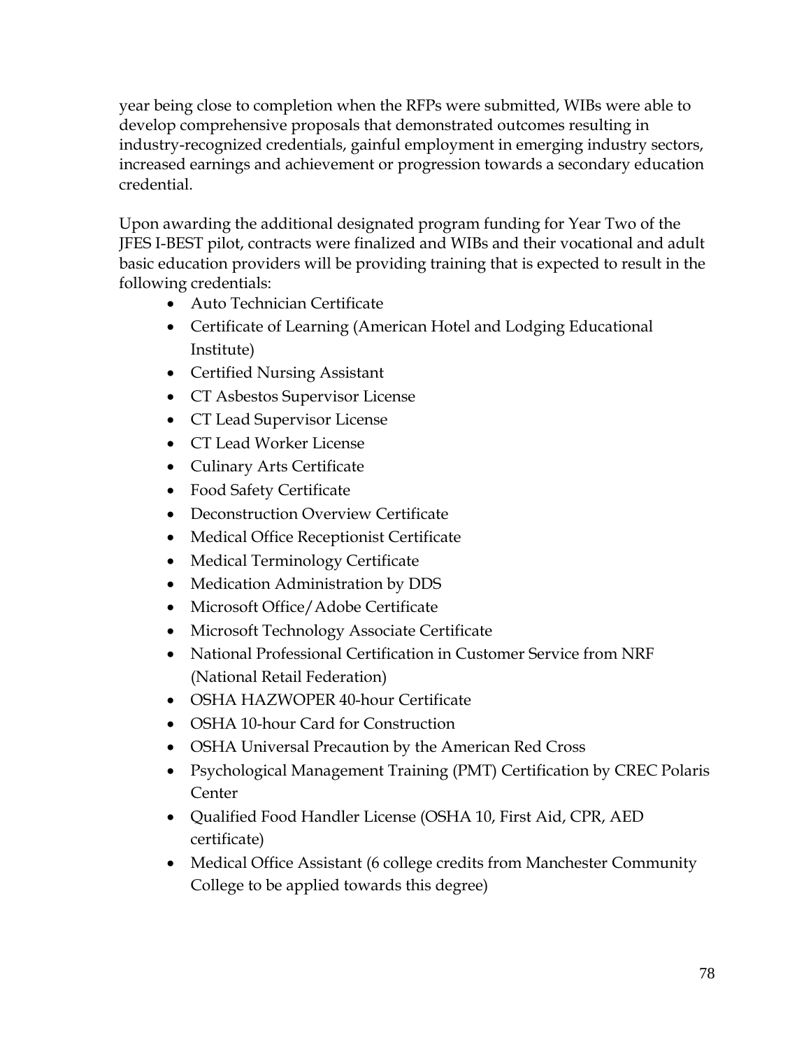year being close to completion when the RFPs were submitted, WIBs were able to develop comprehensive proposals that demonstrated outcomes resulting in industry-recognized credentials, gainful employment in emerging industry sectors, increased earnings and achievement or progression towards a secondary education credential.

Upon awarding the additional designated program funding for Year Two of the JFES I-BEST pilot, contracts were finalized and WIBs and their vocational and adult basic education providers will be providing training that is expected to result in the following credentials:

- Auto Technician Certificate
- Certificate of Learning (American Hotel and Lodging Educational Institute)
- Certified Nursing Assistant
- CT Asbestos Supervisor License
- CT Lead Supervisor License
- CT Lead Worker License
- Culinary Arts Certificate
- Food Safety Certificate
- Deconstruction Overview Certificate
- Medical Office Receptionist Certificate
- Medical Terminology Certificate
- Medication Administration by DDS
- Microsoft Office/Adobe Certificate
- Microsoft Technology Associate Certificate
- National Professional Certification in Customer Service from NRF (National Retail Federation)
- OSHA HAZWOPER 40-hour Certificate
- OSHA 10-hour Card for Construction
- OSHA Universal Precaution by the American Red Cross
- Psychological Management Training (PMT) Certification by CREC Polaris Center
- Qualified Food Handler License (OSHA 10, First Aid, CPR, AED certificate)
- Medical Office Assistant (6 college credits from Manchester Community College to be applied towards this degree)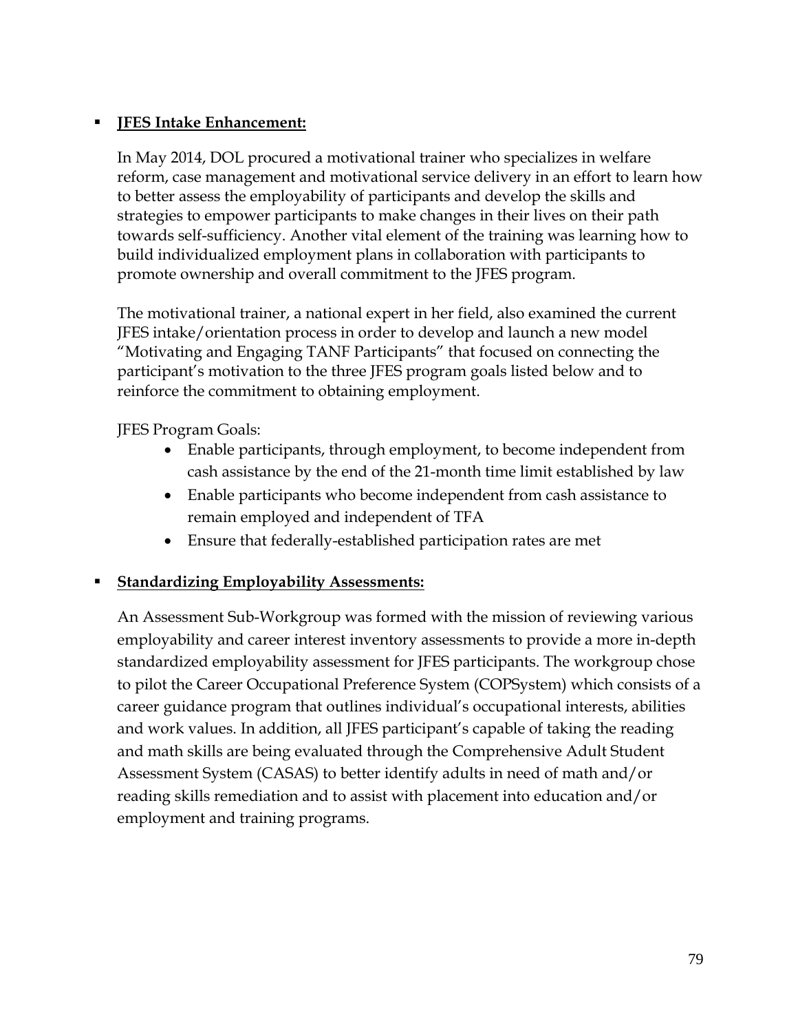- **JFES Intake Enhancement:**

  In May 2014, DOL procured a motivational trainer who specializes in welfare reform, case management and motivational service delivery in an effort to learn how to better assess the employability of participants and develop the skills and strategies to empower participants to make changes in their lives on their path towards self-sufficiency. Another vital element of the training was learning how to build individualized employment plans in collaboration with participants to promote ownership and overall commitment to the JFES program.

  The motivational trainer, a national expert in her field, also examined the current JFES intake/orientation process in order to develop and launch a new model "Motivating and Engaging TANF Participants" that focused on connecting the participant's motivation to the three JFES program goals listed below and to reinforce the commitment to obtaining employment.

  JFES Program Goals:

  - Enable participants, through employment, to become independent from cash assistance by the end of the 21-month time limit established by law
  - Enable participants who become independent from cash assistance to remain employed and independent of TFA
  - Ensure that federally-established participation rates are met

- **Standardizing Employability Assessments:**

  An Assessment Sub-Workgroup was formed with the mission of reviewing various employability and career interest inventory assessments to provide a more in-depth standardized employability assessment for JFES participants. The workgroup chose to pilot the Career Occupational Preference System (COPSystem) which consists of a career guidance program that outlines individual's occupational interests, abilities and work values. In addition, all JFES participant's capable of taking the reading and math skills are being evaluated through the Comprehensive Adult Student Assessment System (CASAS) to better identify adults in need of math and/or reading skills remediation and to assist with placement into education and/or employment and training programs.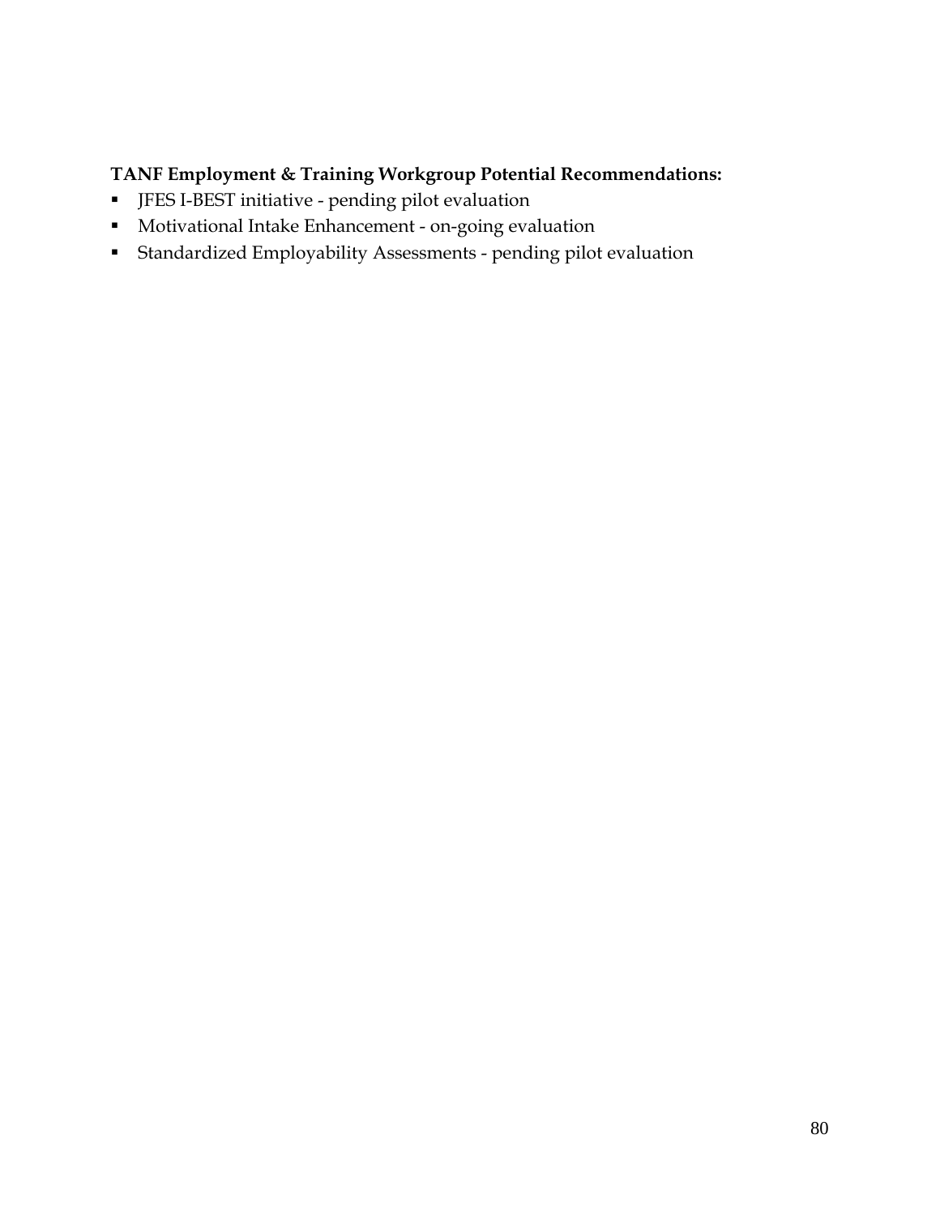**TANF Employment & Training Workgroup Potential Recommendations:**

- JFES I-BEST initiative - pending pilot evaluation
- Motivational Intake Enhancement - on-going evaluation
- Standardized Employability Assessments - pending pilot evaluation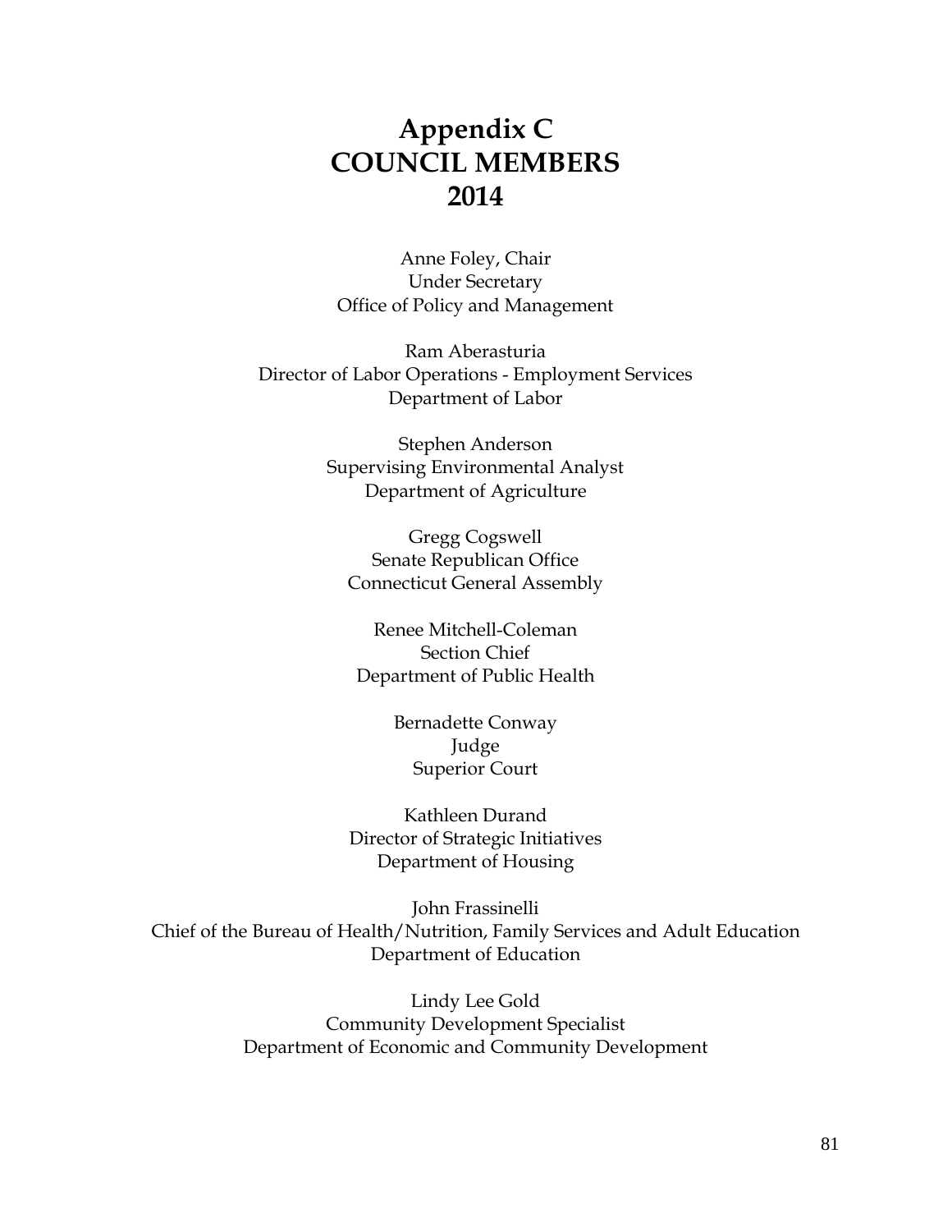# Appendix C
# COUNCIL MEMBERS
# 2014

Anne Foley, Chair
Under Secretary
Office of Policy and Management

Ram Aberasturia
Director of Labor Operations - Employment Services
Department of Labor

Stephen Anderson
Supervising Environmental Analyst
Department of Agriculture

Gregg Cogswell
Senate Republican Office
Connecticut General Assembly

Renee Mitchell-Coleman
Section Chief
Department of Public Health

Bernadette Conway
Judge
Superior Court

Kathleen Durand
Director of Strategic Initiatives
Department of Housing

John Frassinelli
Chief of the Bureau of Health/Nutrition, Family Services and Adult Education
Department of Education

Lindy Lee Gold
Community Development Specialist
Department of Economic and Community Development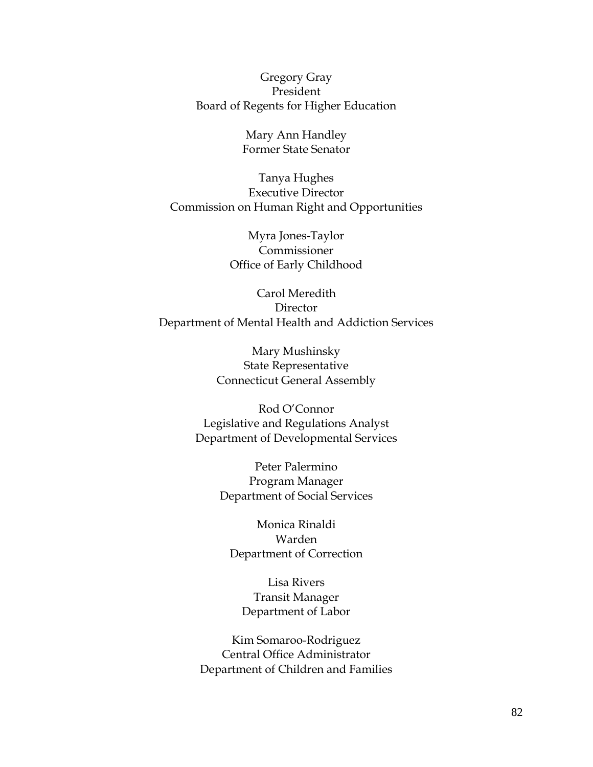Gregory Gray
President
Board of Regents for Higher Education

Mary Ann Handley
Former State Senator

Tanya Hughes
Executive Director
Commission on Human Right and Opportunities

Myra Jones-Taylor
Commissioner
Office of Early Childhood

Carol Meredith
Director
Department of Mental Health and Addiction Services

Mary Mushinsky
State Representative
Connecticut General Assembly

Rod O'Connor
Legislative and Regulations Analyst
Department of Developmental Services

Peter Palermino
Program Manager
Department of Social Services

Monica Rinaldi
Warden
Department of Correction

Lisa Rivers
Transit Manager
Department of Labor

Kim Somaroo-Rodriguez
Central Office Administrator
Department of Children and Families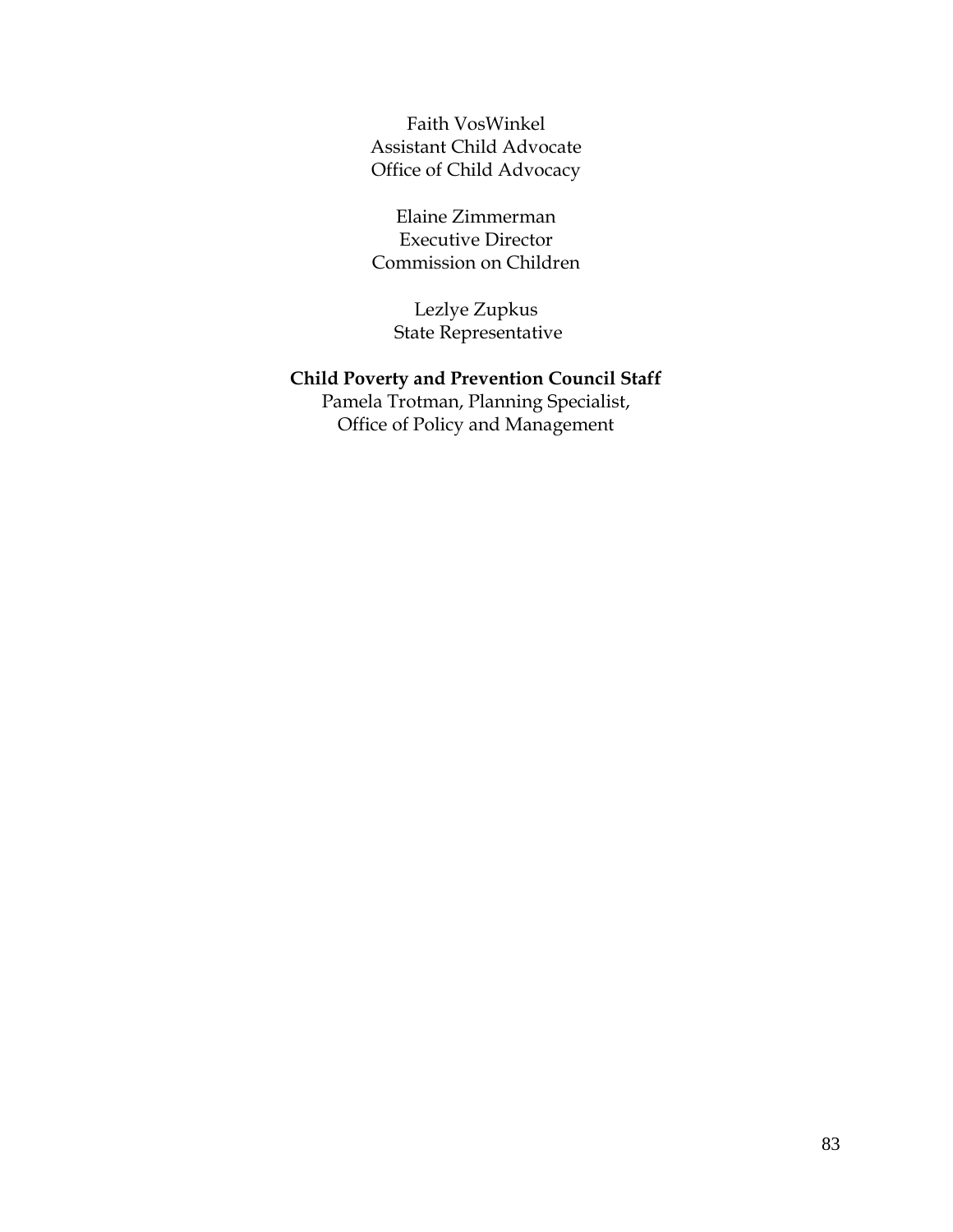Faith VosWinkel
Assistant Child Advocate
Office of Child Advocacy

Elaine Zimmerman
Executive Director
Commission on Children

Lezlye Zupkus
State Representative

**Child Poverty and Prevention Council Staff**

Pamela Trotman, Planning Specialist,
Office of Policy and Management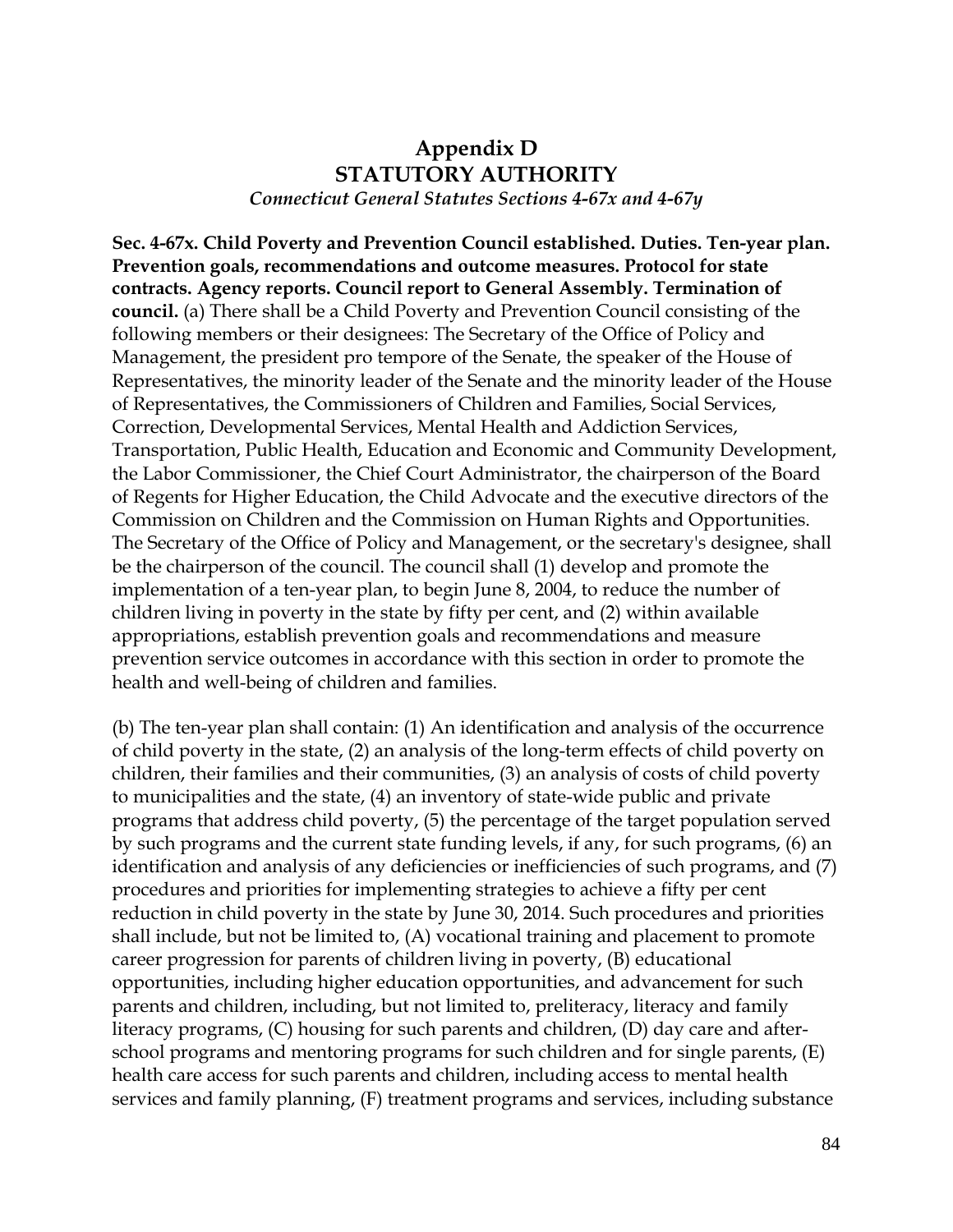# Appendix D
## STATUTORY AUTHORITY
*Connecticut General Statutes Sections 4-67x and 4-67y*

**Sec. 4-67x. Child Poverty and Prevention Council established. Duties. Ten-year plan. Prevention goals, recommendations and outcome measures. Protocol for state contracts. Agency reports. Council report to General Assembly. Termination of council.** (a) There shall be a Child Poverty and Prevention Council consisting of the following members or their designees: The Secretary of the Office of Policy and Management, the president pro tempore of the Senate, the speaker of the House of Representatives, the minority leader of the Senate and the minority leader of the House of Representatives, the Commissioners of Children and Families, Social Services, Correction, Developmental Services, Mental Health and Addiction Services, Transportation, Public Health, Education and Economic and Community Development, the Labor Commissioner, the Chief Court Administrator, the chairperson of the Board of Regents for Higher Education, the Child Advocate and the executive directors of the Commission on Children and the Commission on Human Rights and Opportunities. The Secretary of the Office of Policy and Management, or the secretary's designee, shall be the chairperson of the council. The council shall (1) develop and promote the implementation of a ten-year plan, to begin June 8, 2004, to reduce the number of children living in poverty in the state by fifty per cent, and (2) within available appropriations, establish prevention goals and recommendations and measure prevention service outcomes in accordance with this section in order to promote the health and well-being of children and families.

(b) The ten-year plan shall contain: (1) An identification and analysis of the occurrence of child poverty in the state, (2) an analysis of the long-term effects of child poverty on children, their families and their communities, (3) an analysis of costs of child poverty to municipalities and the state, (4) an inventory of state-wide public and private programs that address child poverty, (5) the percentage of the target population served by such programs and the current state funding levels, if any, for such programs, (6) an identification and analysis of any deficiencies or inefficiencies of such programs, and (7) procedures and priorities for implementing strategies to achieve a fifty per cent reduction in child poverty in the state by June 30, 2014. Such procedures and priorities shall include, but not be limited to, (A) vocational training and placement to promote career progression for parents of children living in poverty, (B) educational opportunities, including higher education opportunities, and advancement for such parents and children, including, but not limited to, preliteracy, literacy and family literacy programs, (C) housing for such parents and children, (D) day care and after-school programs and mentoring programs for such children and for single parents, (E) health care access for such parents and children, including access to mental health services and family planning, (F) treatment programs and services, including substance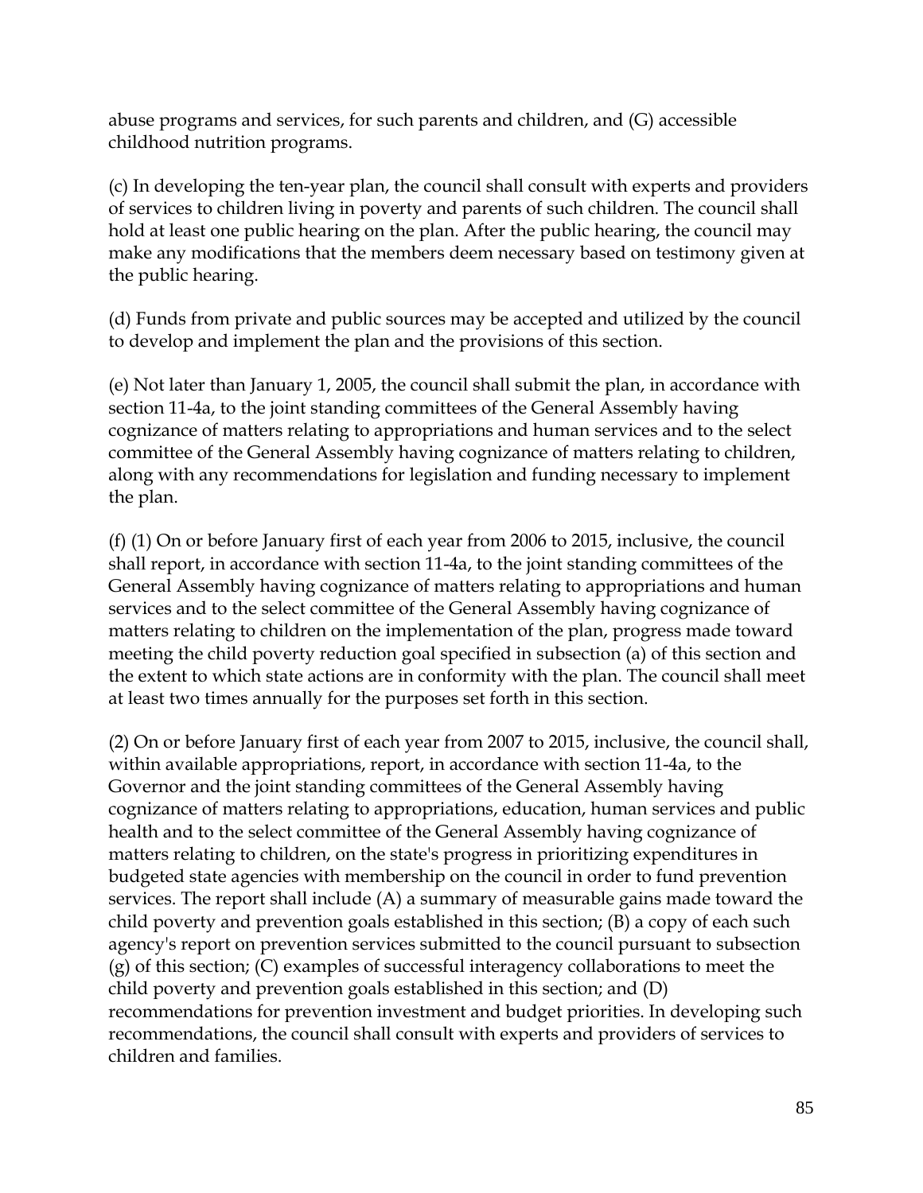abuse programs and services, for such parents and children, and (G) accessible childhood nutrition programs.

(c) In developing the ten-year plan, the council shall consult with experts and providers of services to children living in poverty and parents of such children. The council shall hold at least one public hearing on the plan. After the public hearing, the council may make any modifications that the members deem necessary based on testimony given at the public hearing.

(d) Funds from private and public sources may be accepted and utilized by the council to develop and implement the plan and the provisions of this section.

(e) Not later than January 1, 2005, the council shall submit the plan, in accordance with section 11-4a, to the joint standing committees of the General Assembly having cognizance of matters relating to appropriations and human services and to the select committee of the General Assembly having cognizance of matters relating to children, along with any recommendations for legislation and funding necessary to implement the plan.

(f) (1) On or before January first of each year from 2006 to 2015, inclusive, the council shall report, in accordance with section 11-4a, to the joint standing committees of the General Assembly having cognizance of matters relating to appropriations and human services and to the select committee of the General Assembly having cognizance of matters relating to children on the implementation of the plan, progress made toward meeting the child poverty reduction goal specified in subsection (a) of this section and the extent to which state actions are in conformity with the plan. The council shall meet at least two times annually for the purposes set forth in this section.

(2) On or before January first of each year from 2007 to 2015, inclusive, the council shall, within available appropriations, report, in accordance with section 11-4a, to the Governor and the joint standing committees of the General Assembly having cognizance of matters relating to appropriations, education, human services and public health and to the select committee of the General Assembly having cognizance of matters relating to children, on the state's progress in prioritizing expenditures in budgeted state agencies with membership on the council in order to fund prevention services. The report shall include (A) a summary of measurable gains made toward the child poverty and prevention goals established in this section; (B) a copy of each such agency's report on prevention services submitted to the council pursuant to subsection (g) of this section; (C) examples of successful interagency collaborations to meet the child poverty and prevention goals established in this section; and (D) recommendations for prevention investment and budget priorities. In developing such recommendations, the council shall consult with experts and providers of services to children and families.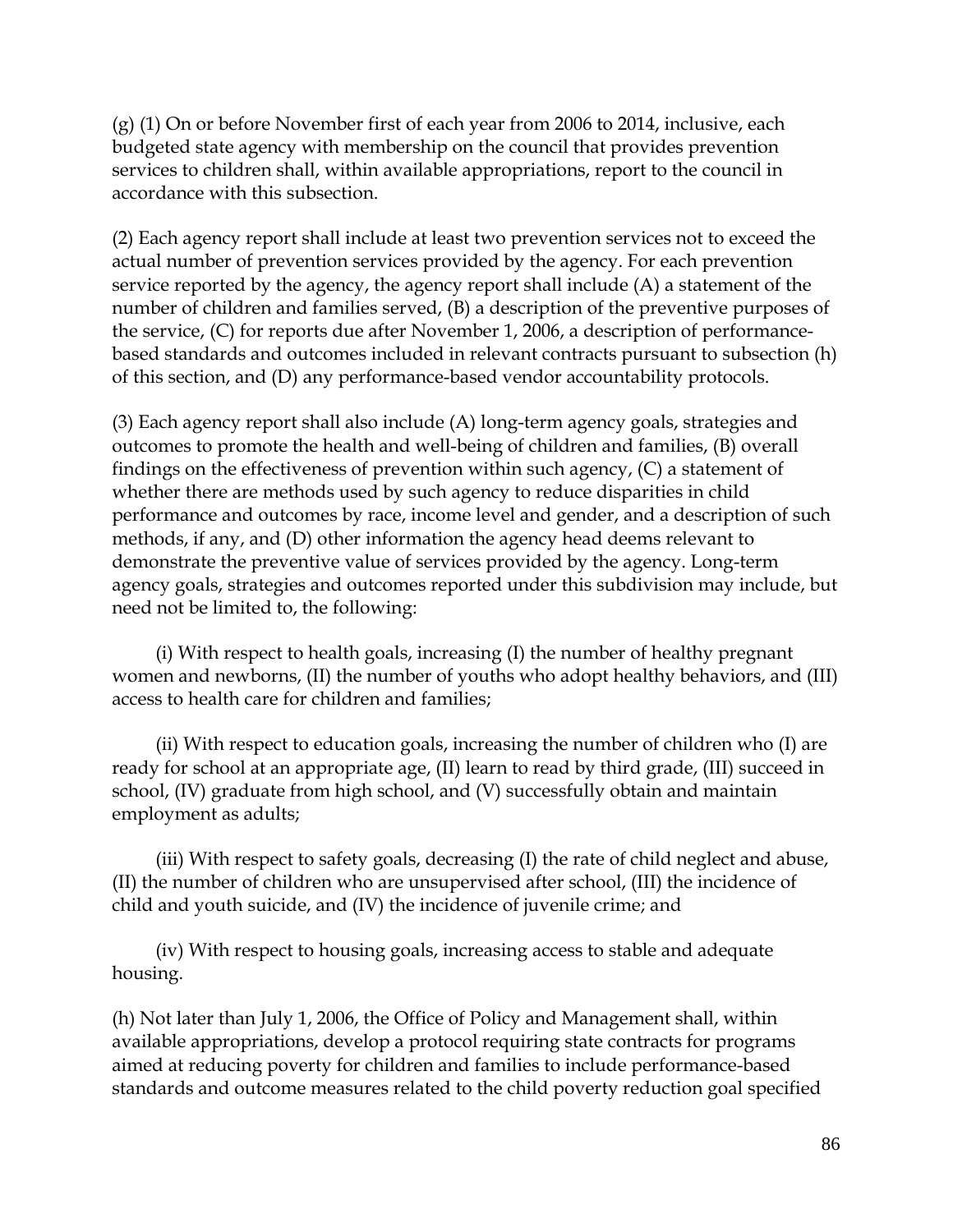(g) (1) On or before November first of each year from 2006 to 2014, inclusive, each budgeted state agency with membership on the council that provides prevention services to children shall, within available appropriations, report to the council in accordance with this subsection.

(2) Each agency report shall include at least two prevention services not to exceed the actual number of prevention services provided by the agency. For each prevention service reported by the agency, the agency report shall include (A) a statement of the number of children and families served, (B) a description of the preventive purposes of the service, (C) for reports due after November 1, 2006, a description of performance-based standards and outcomes included in relevant contracts pursuant to subsection (h) of this section, and (D) any performance-based vendor accountability protocols.

(3) Each agency report shall also include (A) long-term agency goals, strategies and outcomes to promote the health and well-being of children and families, (B) overall findings on the effectiveness of prevention within such agency, (C) a statement of whether there are methods used by such agency to reduce disparities in child performance and outcomes by race, income level and gender, and a description of such methods, if any, and (D) other information the agency head deems relevant to demonstrate the preventive value of services provided by the agency. Long-term agency goals, strategies and outcomes reported under this subdivision may include, but need not be limited to, the following:

(i) With respect to health goals, increasing (I) the number of healthy pregnant women and newborns, (II) the number of youths who adopt healthy behaviors, and (III) access to health care for children and families;

(ii) With respect to education goals, increasing the number of children who (I) are ready for school at an appropriate age, (II) learn to read by third grade, (III) succeed in school, (IV) graduate from high school, and (V) successfully obtain and maintain employment as adults;

(iii) With respect to safety goals, decreasing (I) the rate of child neglect and abuse, (II) the number of children who are unsupervised after school, (III) the incidence of child and youth suicide, and (IV) the incidence of juvenile crime; and

(iv) With respect to housing goals, increasing access to stable and adequate housing.

(h) Not later than July 1, 2006, the Office of Policy and Management shall, within available appropriations, develop a protocol requiring state contracts for programs aimed at reducing poverty for children and families to include performance-based standards and outcome measures related to the child poverty reduction goal specified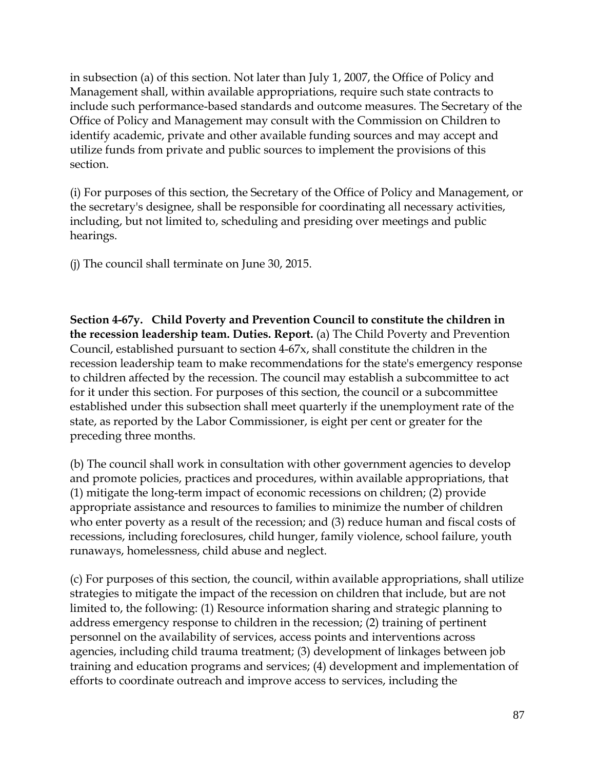in subsection (a) of this section. Not later than July 1, 2007, the Office of Policy and Management shall, within available appropriations, require such state contracts to include such performance-based standards and outcome measures. The Secretary of the Office of Policy and Management may consult with the Commission on Children to identify academic, private and other available funding sources and may accept and utilize funds from private and public sources to implement the provisions of this section.

(i) For purposes of this section, the Secretary of the Office of Policy and Management, or the secretary's designee, shall be responsible for coordinating all necessary activities, including, but not limited to, scheduling and presiding over meetings and public hearings.

(j) The council shall terminate on June 30, 2015.

**Section 4-67y. Child Poverty and Prevention Council to constitute the children in the recession leadership team. Duties. Report.** (a) The Child Poverty and Prevention Council, established pursuant to section 4-67x, shall constitute the children in the recession leadership team to make recommendations for the state's emergency response to children affected by the recession. The council may establish a subcommittee to act for it under this section. For purposes of this section, the council or a subcommittee established under this subsection shall meet quarterly if the unemployment rate of the state, as reported by the Labor Commissioner, is eight per cent or greater for the preceding three months.

(b) The council shall work in consultation with other government agencies to develop and promote policies, practices and procedures, within available appropriations, that (1) mitigate the long-term impact of economic recessions on children; (2) provide appropriate assistance and resources to families to minimize the number of children who enter poverty as a result of the recession; and (3) reduce human and fiscal costs of recessions, including foreclosures, child hunger, family violence, school failure, youth runaways, homelessness, child abuse and neglect.

(c) For purposes of this section, the council, within available appropriations, shall utilize strategies to mitigate the impact of the recession on children that include, but are not limited to, the following: (1) Resource information sharing and strategic planning to address emergency response to children in the recession; (2) training of pertinent personnel on the availability of services, access points and interventions across agencies, including child trauma treatment; (3) development of linkages between job training and education programs and services; (4) development and implementation of efforts to coordinate outreach and improve access to services, including the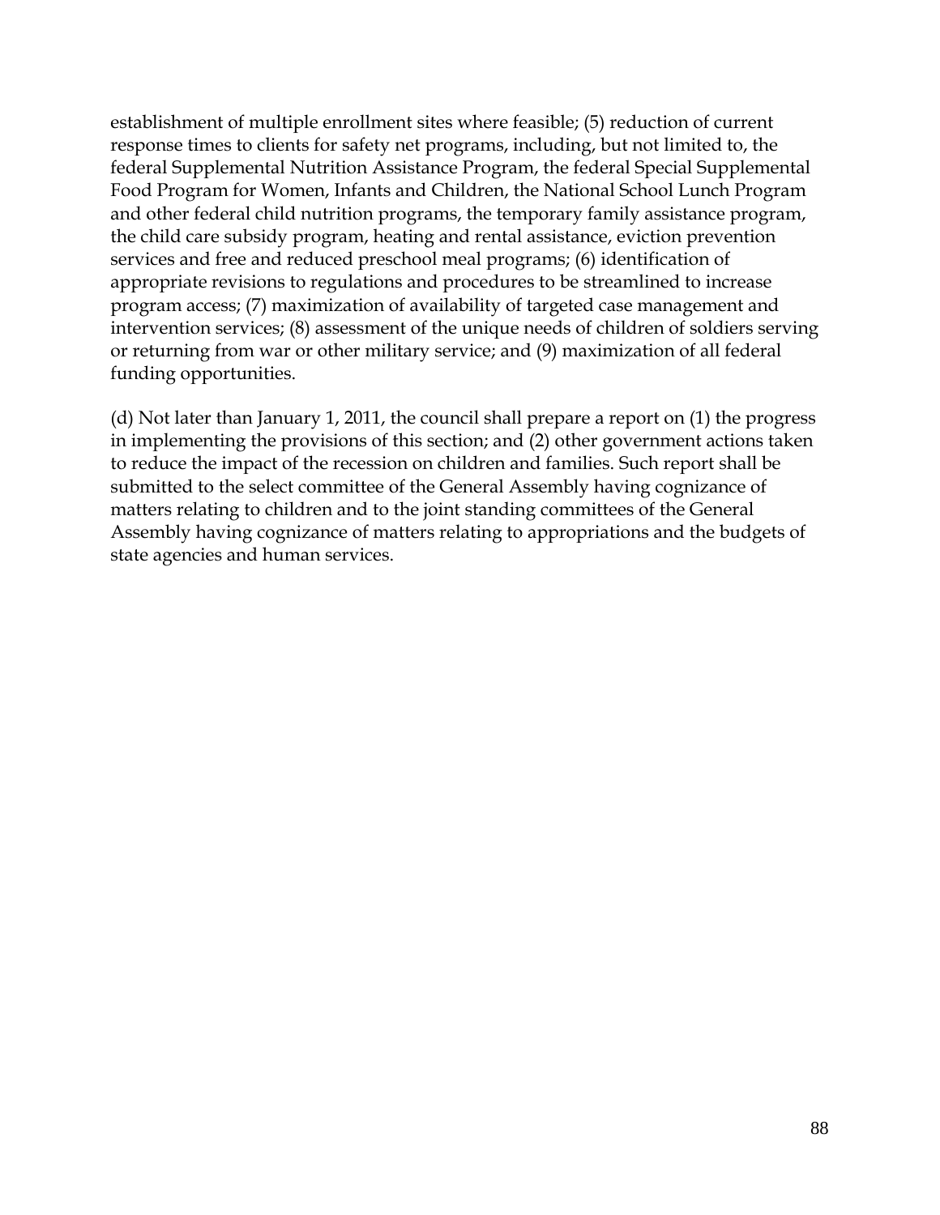establishment of multiple enrollment sites where feasible; (5) reduction of current response times to clients for safety net programs, including, but not limited to, the federal Supplemental Nutrition Assistance Program, the federal Special Supplemental Food Program for Women, Infants and Children, the National School Lunch Program and other federal child nutrition programs, the temporary family assistance program, the child care subsidy program, heating and rental assistance, eviction prevention services and free and reduced preschool meal programs; (6) identification of appropriate revisions to regulations and procedures to be streamlined to increase program access; (7) maximization of availability of targeted case management and intervention services; (8) assessment of the unique needs of children of soldiers serving or returning from war or other military service; and (9) maximization of all federal funding opportunities.

(d) Not later than January 1, 2011, the council shall prepare a report on (1) the progress in implementing the provisions of this section; and (2) other government actions taken to reduce the impact of the recession on children and families. Such report shall be submitted to the select committee of the General Assembly having cognizance of matters relating to children and to the joint standing committees of the General Assembly having cognizance of matters relating to appropriations and the budgets of state agencies and human services.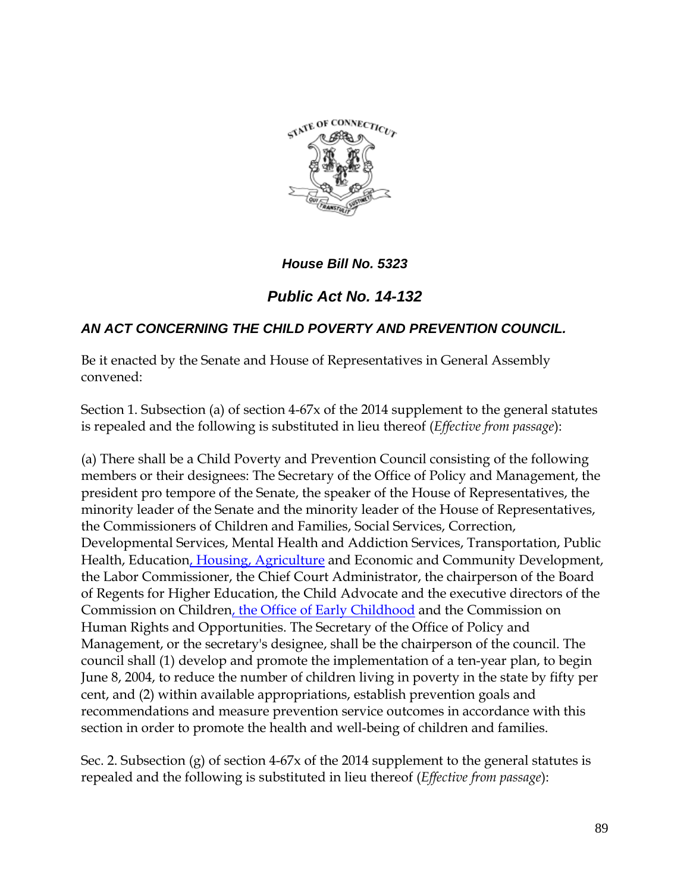***House Bill No. 5323***

## *Public Act No. 14-132*

### *AN ACT CONCERNING THE CHILD POVERTY AND PREVENTION COUNCIL.*

Be it enacted by the Senate and House of Representatives in General Assembly convened:

Section 1. Subsection (a) of section 4-67x of the 2014 supplement to the general statutes is repealed and the following is substituted in lieu thereof (*Effective from passage*):

(a) There shall be a Child Poverty and Prevention Council consisting of the following members or their designees: The Secretary of the Office of Policy and Management, the president pro tempore of the Senate, the speaker of the House of Representatives, the minority leader of the Senate and the minority leader of the House of Representatives, the Commissioners of Children and Families, Social Services, Correction, Developmental Services, Mental Health and Addiction Services, Transportation, Public Health, Education, Housing, Agriculture and Economic and Community Development, the Labor Commissioner, the Chief Court Administrator, the chairperson of the Board of Regents for Higher Education, the Child Advocate and the executive directors of the Commission on Children, the Office of Early Childhood and the Commission on Human Rights and Opportunities. The Secretary of the Office of Policy and Management, or the secretary's designee, shall be the chairperson of the council. The council shall (1) develop and promote the implementation of a ten-year plan, to begin June 8, 2004, to reduce the number of children living in poverty in the state by fifty per cent, and (2) within available appropriations, establish prevention goals and recommendations and measure prevention service outcomes in accordance with this section in order to promote the health and well-being of children and families.

Sec. 2. Subsection (g) of section 4-67x of the 2014 supplement to the general statutes is repealed and the following is substituted in lieu thereof (*Effective from passage*):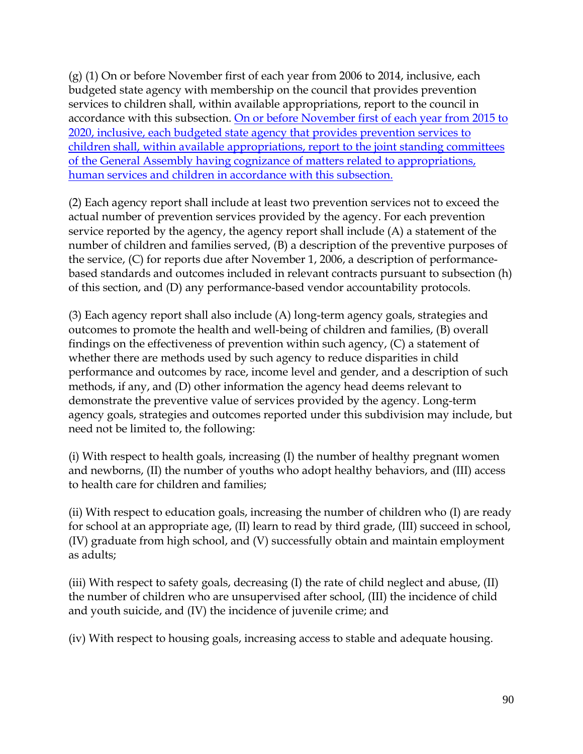(g) (1) On or before November first of each year from 2006 to 2014, inclusive, each budgeted state agency with membership on the council that provides prevention services to children shall, within available appropriations, report to the council in accordance with this subsection. <u>On or before November first of each year from 2015 to 2020, inclusive, each budgeted state agency that provides prevention services to children shall, within available appropriations, report to the joint standing committees of the General Assembly having cognizance of matters related to appropriations, human services and children in accordance with this subsection.</u>

(2) Each agency report shall include at least two prevention services not to exceed the actual number of prevention services provided by the agency. For each prevention service reported by the agency, the agency report shall include (A) a statement of the number of children and families served, (B) a description of the preventive purposes of the service, (C) for reports due after November 1, 2006, a description of performance-based standards and outcomes included in relevant contracts pursuant to subsection (h) of this section, and (D) any performance-based vendor accountability protocols.

(3) Each agency report shall also include (A) long-term agency goals, strategies and outcomes to promote the health and well-being of children and families, (B) overall findings on the effectiveness of prevention within such agency, (C) a statement of whether there are methods used by such agency to reduce disparities in child performance and outcomes by race, income level and gender, and a description of such methods, if any, and (D) other information the agency head deems relevant to demonstrate the preventive value of services provided by the agency. Long-term agency goals, strategies and outcomes reported under this subdivision may include, but need not be limited to, the following:

(i) With respect to health goals, increasing (I) the number of healthy pregnant women and newborns, (II) the number of youths who adopt healthy behaviors, and (III) access to health care for children and families;

(ii) With respect to education goals, increasing the number of children who (I) are ready for school at an appropriate age, (II) learn to read by third grade, (III) succeed in school, (IV) graduate from high school, and (V) successfully obtain and maintain employment as adults;

(iii) With respect to safety goals, decreasing (I) the rate of child neglect and abuse, (II) the number of children who are unsupervised after school, (III) the incidence of child and youth suicide, and (IV) the incidence of juvenile crime; and

(iv) With respect to housing goals, increasing access to stable and adequate housing.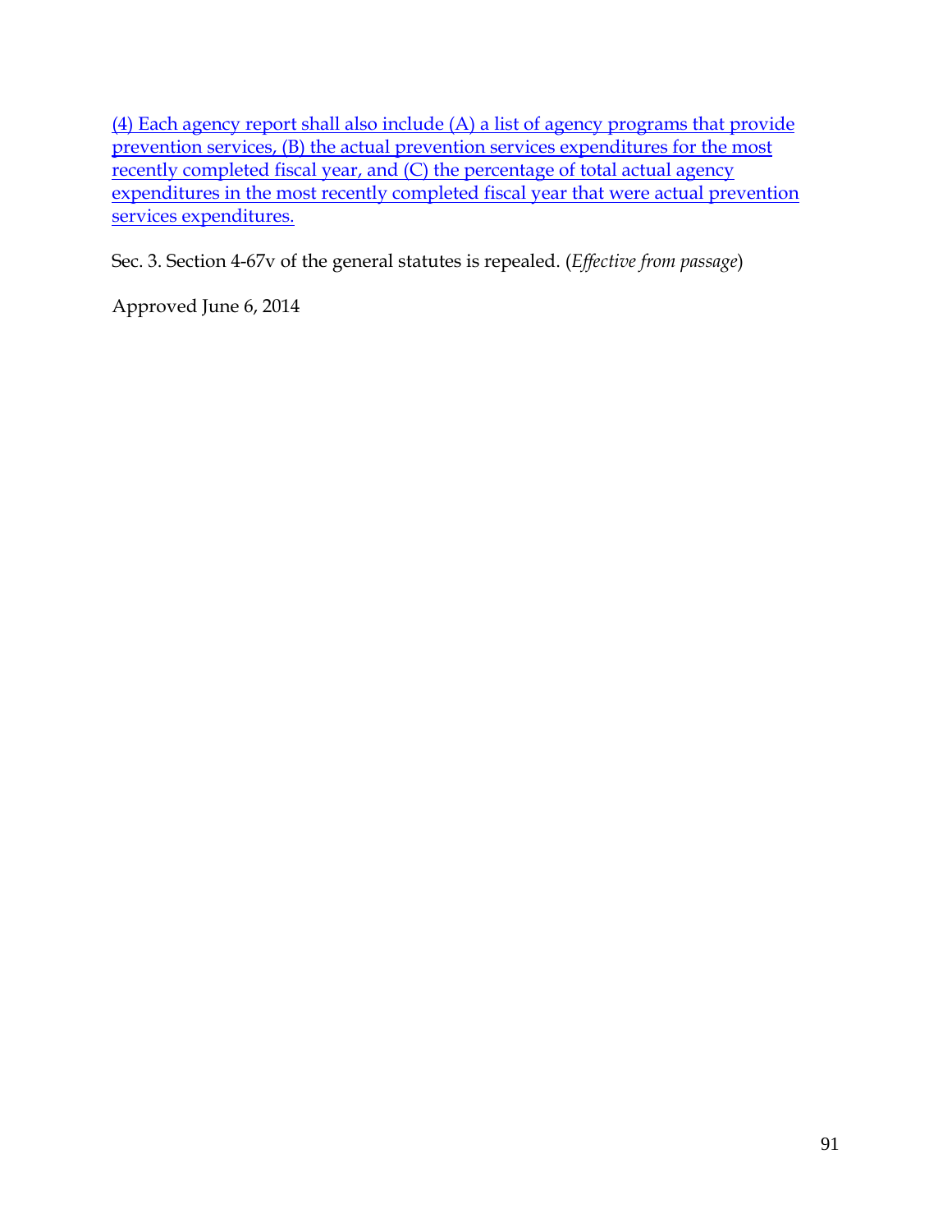(4) Each agency report shall also include (A) a list of agency programs that provide prevention services, (B) the actual prevention services expenditures for the most recently completed fiscal year, and (C) the percentage of total actual agency expenditures in the most recently completed fiscal year that were actual prevention services expenditures.

Sec. 3. Section 4-67v of the general statutes is repealed. (*Effective from passage*)

Approved June 6, 2014